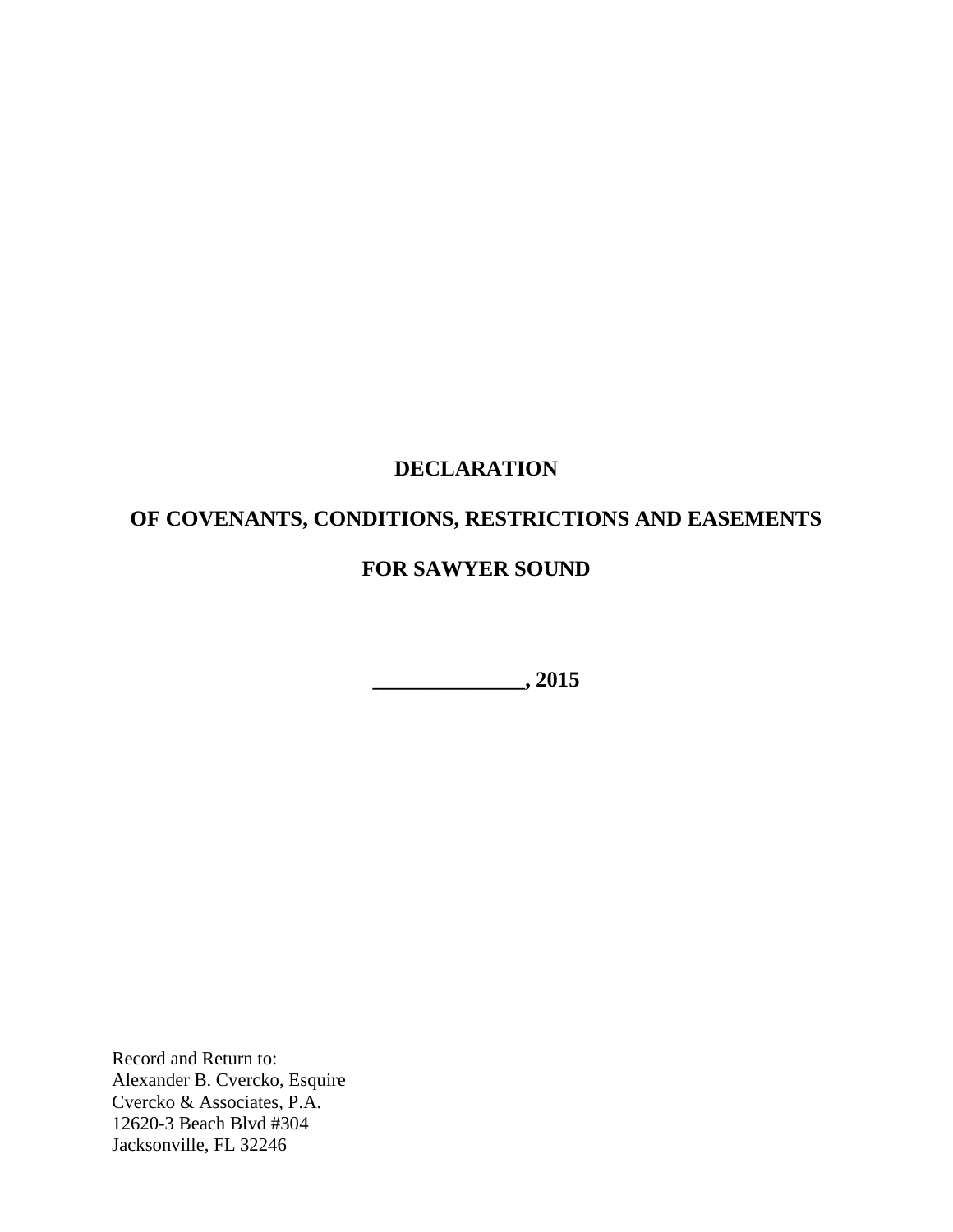# DECLARATION

# OF COVENANTS, CONDITIONS, RESTRICTIONS AND EASEMENTS

# FOR SAWYER SOUND

**______________, 2015**

Record and Return to:
Alexander B. Cvercko, Esquire
Cvercko & Associates, P.A.
12620-3 Beach Blvd #304
Jacksonville, FL 32246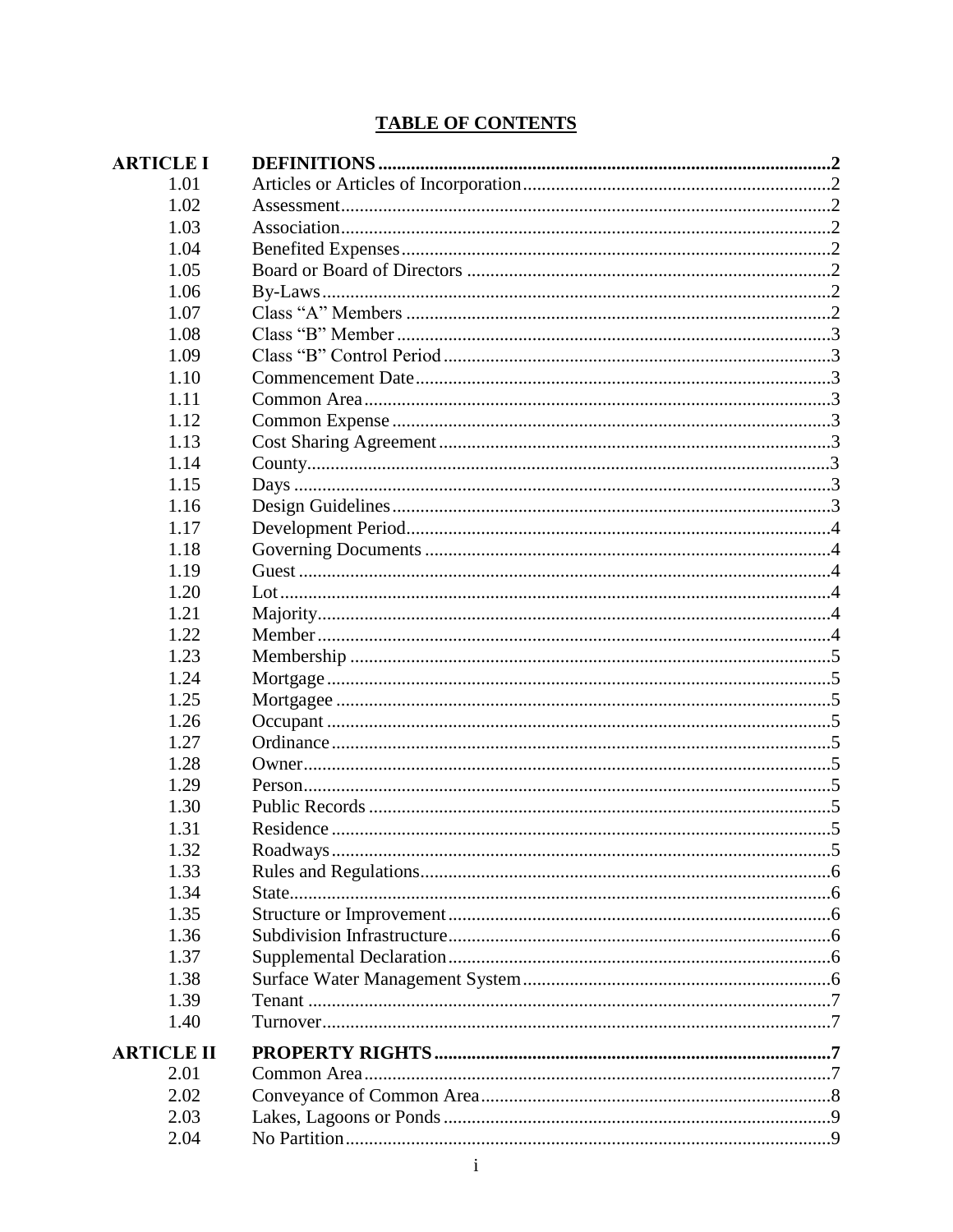# TABLE OF CONTENTS

| | | |
|---|---|---|
| **ARTICLE I** | **DEFINITIONS** | **2** |
| 1.01 | Articles or Articles of Incorporation | 2 |
| 1.02 | Assessment | 2 |
| 1.03 | Association | 2 |
| 1.04 | Benefited Expenses | 2 |
| 1.05 | Board or Board of Directors | 2 |
| 1.06 | By-Laws | 2 |
| 1.07 | Class "A" Members | 2 |
| 1.08 | Class "B" Member | 3 |
| 1.09 | Class "B" Control Period | 3 |
| 1.10 | Commencement Date | 3 |
| 1.11 | Common Area | 3 |
| 1.12 | Common Expense | 3 |
| 1.13 | Cost Sharing Agreement | 3 |
| 1.14 | County | 3 |
| 1.15 | Days | 3 |
| 1.16 | Design Guidelines | 3 |
| 1.17 | Development Period | 4 |
| 1.18 | Governing Documents | 4 |
| 1.19 | Guest | 4 |
| 1.20 | Lot | 4 |
| 1.21 | Majority | 4 |
| 1.22 | Member | 4 |
| 1.23 | Membership | 5 |
| 1.24 | Mortgage | 5 |
| 1.25 | Mortgagee | 5 |
| 1.26 | Occupant | 5 |
| 1.27 | Ordinance | 5 |
| 1.28 | Owner | 5 |
| 1.29 | Person | 5 |
| 1.30 | Public Records | 5 |
| 1.31 | Residence | 5 |
| 1.32 | Roadways | 5 |
| 1.33 | Rules and Regulations | 6 |
| 1.34 | State | 6 |
| 1.35 | Structure or Improvement | 6 |
| 1.36 | Subdivision Infrastructure | 6 |
| 1.37 | Supplemental Declaration | 6 |
| 1.38 | Surface Water Management System | 6 |
| 1.39 | Tenant | 7 |
| 1.40 | Turnover | 7 |
| **ARTICLE II** | **PROPERTY RIGHTS** | **7** |
| 2.01 | Common Area | 7 |
| 2.02 | Conveyance of Common Area | 8 |
| 2.03 | Lakes, Lagoons or Ponds | 9 |
| 2.04 | No Partition | 9 |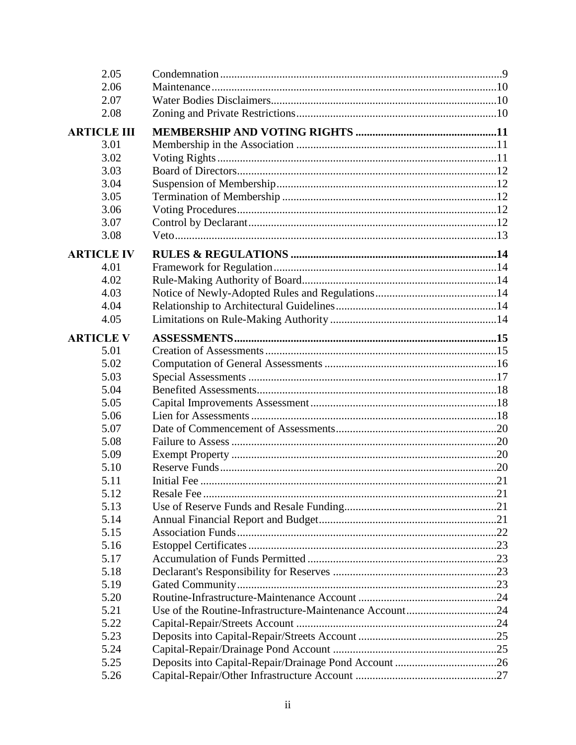| | | |
|---|---|---|
| 2.05 | Condemnation | 9 |
| 2.06 | Maintenance | 10 |
| 2.07 | Water Bodies Disclaimers | 10 |
| 2.08 | Zoning and Private Restrictions | 10 |
| **ARTICLE III** | **MEMBERSHIP AND VOTING RIGHTS** | **11** |
| 3.01 | Membership in the Association | 11 |
| 3.02 | Voting Rights | 11 |
| 3.03 | Board of Directors | 12 |
| 3.04 | Suspension of Membership | 12 |
| 3.05 | Termination of Membership | 12 |
| 3.06 | Voting Procedures | 12 |
| 3.07 | Control by Declarant | 12 |
| 3.08 | Veto | 13 |
| **ARTICLE IV** | **RULES & REGULATIONS** | **14** |
| 4.01 | Framework for Regulation | 14 |
| 4.02 | Rule-Making Authority of Board | 14 |
| 4.03 | Notice of Newly-Adopted Rules and Regulations | 14 |
| 4.04 | Relationship to Architectural Guidelines | 14 |
| 4.05 | Limitations on Rule-Making Authority | 14 |
| **ARTICLE V** | **ASSESSMENTS** | **15** |
| 5.01 | Creation of Assessments | 15 |
| 5.02 | Computation of General Assessments | 16 |
| 5.03 | Special Assessments | 17 |
| 5.04 | Benefited Assessments | 18 |
| 5.05 | Capital Improvements Assessment | 18 |
| 5.06 | Lien for Assessments | 18 |
| 5.07 | Date of Commencement of Assessments | 20 |
| 5.08 | Failure to Assess | 20 |
| 5.09 | Exempt Property | 20 |
| 5.10 | Reserve Funds | 20 |
| 5.11 | Initial Fee | 21 |
| 5.12 | Resale Fee | 21 |
| 5.13 | Use of Reserve Funds and Resale Funding | 21 |
| 5.14 | Annual Financial Report and Budget | 21 |
| 5.15 | Association Funds | 22 |
| 5.16 | Estoppel Certificates | 23 |
| 5.17 | Accumulation of Funds Permitted | 23 |
| 5.18 | Declarant's Responsibility for Reserves | 23 |
| 5.19 | Gated Community | 23 |
| 5.20 | Routine-Infrastructure-Maintenance Account | 24 |
| 5.21 | Use of the Routine-Infrastructure-Maintenance Account | 24 |
| 5.22 | Capital-Repair/Streets Account | 24 |
| 5.23 | Deposits into Capital-Repair/Streets Account | 25 |
| 5.24 | Capital-Repair/Drainage Pond Account | 25 |
| 5.25 | Deposits into Capital-Repair/Drainage Pond Account | 26 |
| 5.26 | Capital-Repair/Other Infrastructure Account | 27 |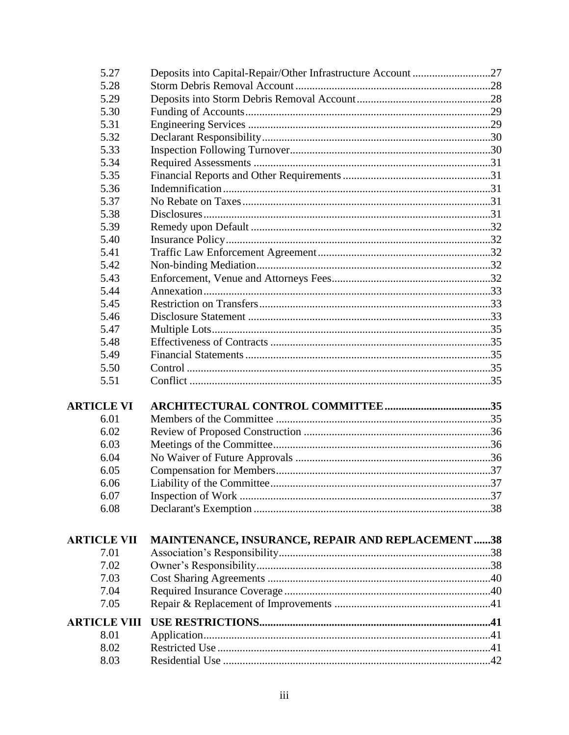| | | |
|---|---|---|
| 5.27 | Deposits into Capital-Repair/Other Infrastructure Account | 27 |
| 5.28 | Storm Debris Removal Account | 28 |
| 5.29 | Deposits into Storm Debris Removal Account | 28 |
| 5.30 | Funding of Accounts | 29 |
| 5.31 | Engineering Services | 29 |
| 5.32 | Declarant Responsibility | 30 |
| 5.33 | Inspection Following Turnover | 30 |
| 5.34 | Required Assessments | 31 |
| 5.35 | Financial Reports and Other Requirements | 31 |
| 5.36 | Indemnification | 31 |
| 5.37 | No Rebate on Taxes | 31 |
| 5.38 | Disclosures | 31 |
| 5.39 | Remedy upon Default | 32 |
| 5.40 | Insurance Policy | 32 |
| 5.41 | Traffic Law Enforcement Agreement | 32 |
| 5.42 | Non-binding Mediation | 32 |
| 5.43 | Enforcement, Venue and Attorneys Fees | 32 |
| 5.44 | Annexation | 33 |
| 5.45 | Restriction on Transfers | 33 |
| 5.46 | Disclosure Statement | 33 |
| 5.47 | Multiple Lots | 35 |
| 5.48 | Effectiveness of Contracts | 35 |
| 5.49 | Financial Statements | 35 |
| 5.50 | Control | 35 |
| 5.51 | Conflict | 35 |
| **ARTICLE VI** | **ARCHITECTURAL CONTROL COMMITTEE** | **35** |
| 6.01 | Members of the Committee | 35 |
| 6.02 | Review of Proposed Construction | 36 |
| 6.03 | Meetings of the Committee | 36 |
| 6.04 | No Waiver of Future Approvals | 36 |
| 6.05 | Compensation for Members | 37 |
| 6.06 | Liability of the Committee | 37 |
| 6.07 | Inspection of Work | 37 |
| 6.08 | Declarant's Exemption | 38 |
| **ARTICLE VII** | **MAINTENANCE, INSURANCE, REPAIR AND REPLACEMENT** | **38** |
| 7.01 | Association's Responsibility | 38 |
| 7.02 | Owner's Responsibility | 38 |
| 7.03 | Cost Sharing Agreements | 40 |
| 7.04 | Required Insurance Coverage | 40 |
| 7.05 | Repair & Replacement of Improvements | 41 |
| **ARTICLE VIII** | **USE RESTRICTIONS** | **41** |
| 8.01 | Application | 41 |
| 8.02 | Restricted Use | 41 |
| 8.03 | Residential Use | 42 |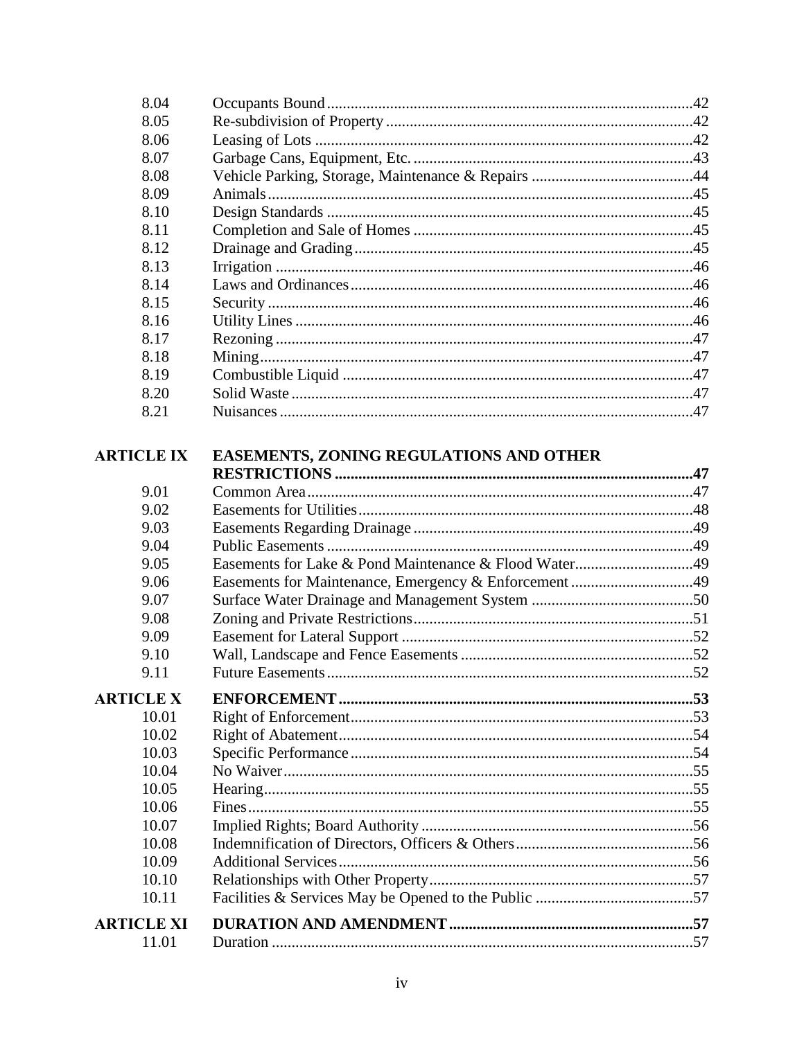| | | |
|---|---|---|
| 8.04 | Occupants Bound | 42 |
| 8.05 | Re-subdivision of Property | 42 |
| 8.06 | Leasing of Lots | 42 |
| 8.07 | Garbage Cans, Equipment, Etc. | 43 |
| 8.08 | Vehicle Parking, Storage, Maintenance & Repairs | 44 |
| 8.09 | Animals | 45 |
| 8.10 | Design Standards | 45 |
| 8.11 | Completion and Sale of Homes | 45 |
| 8.12 | Drainage and Grading | 45 |
| 8.13 | Irrigation | 46 |
| 8.14 | Laws and Ordinances | 46 |
| 8.15 | Security | 46 |
| 8.16 | Utility Lines | 46 |
| 8.17 | Rezoning | 47 |
| 8.18 | Mining | 47 |
| 8.19 | Combustible Liquid | 47 |
| 8.20 | Solid Waste | 47 |
| 8.21 | Nuisances | 47 |
| **ARTICLE IX** | **EASEMENTS, ZONING REGULATIONS AND OTHER RESTRICTIONS** | **47** |
| 9.01 | Common Area | 47 |
| 9.02 | Easements for Utilities | 48 |
| 9.03 | Easements Regarding Drainage | 49 |
| 9.04 | Public Easements | 49 |
| 9.05 | Easements for Lake & Pond Maintenance & Flood Water | 49 |
| 9.06 | Easements for Maintenance, Emergency & Enforcement | 49 |
| 9.07 | Surface Water Drainage and Management System | 50 |
| 9.08 | Zoning and Private Restrictions | 51 |
| 9.09 | Easement for Lateral Support | 52 |
| 9.10 | Wall, Landscape and Fence Easements | 52 |
| 9.11 | Future Easements | 52 |
| **ARTICLE X** | **ENFORCEMENT** | **53** |
| 10.01 | Right of Enforcement | 53 |
| 10.02 | Right of Abatement | 54 |
| 10.03 | Specific Performance | 54 |
| 10.04 | No Waiver | 55 |
| 10.05 | Hearing | 55 |
| 10.06 | Fines | 55 |
| 10.07 | Implied Rights; Board Authority | 56 |
| 10.08 | Indemnification of Directors, Officers & Others | 56 |
| 10.09 | Additional Services | 56 |
| 10.10 | Relationships with Other Property | 57 |
| 10.11 | Facilities & Services May be Opened to the Public | 57 |
| **ARTICLE XI** | **DURATION AND AMENDMENT** | **57** |
| 11.01 | Duration | 57 |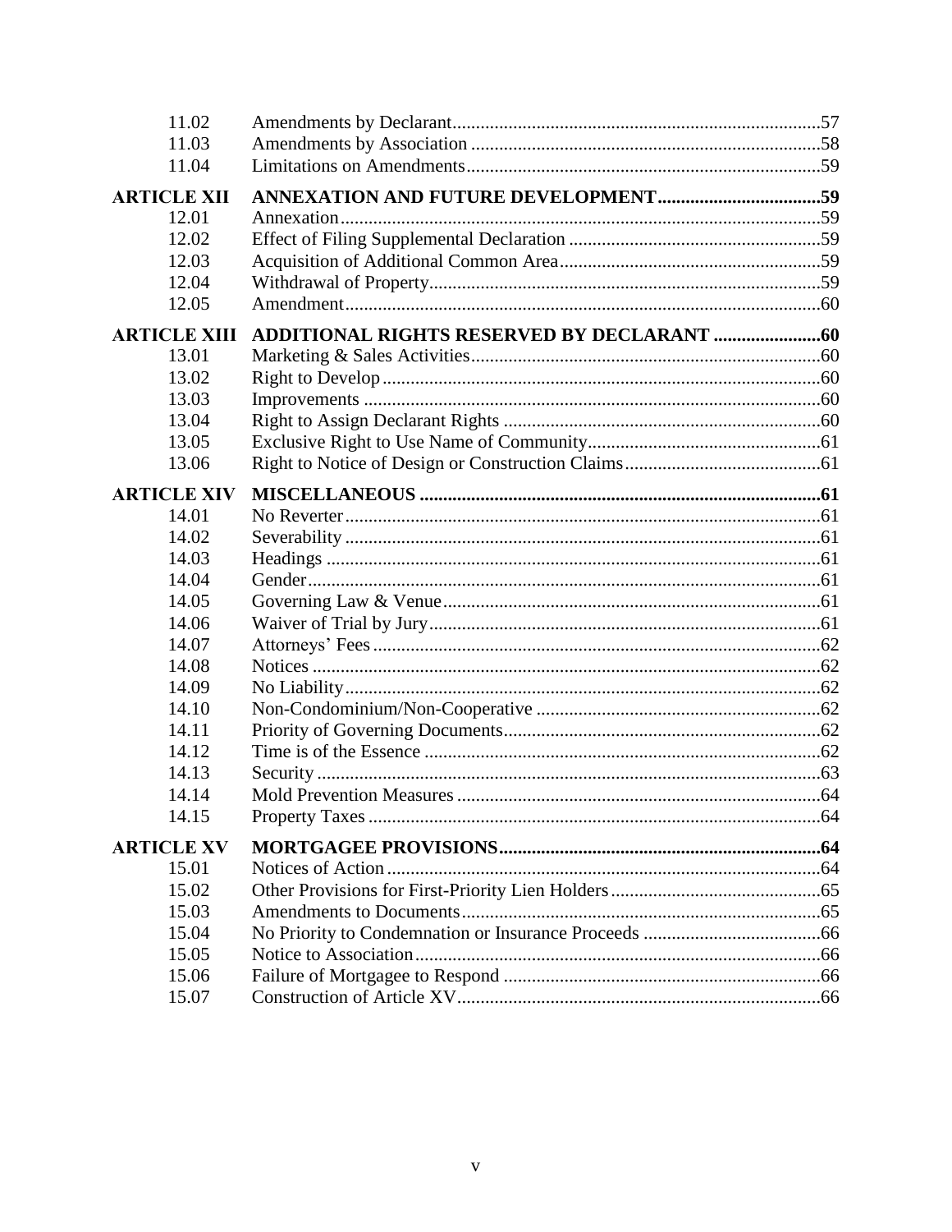| | | |
|---|---|---|
| 11.02 | Amendments by Declarant | 57 |
| 11.03 | Amendments by Association | 58 |
| 11.04 | Limitations on Amendments | 59 |
| **ARTICLE XII** | **ANNEXATION AND FUTURE DEVELOPMENT** | **59** |
| 12.01 | Annexation | 59 |
| 12.02 | Effect of Filing Supplemental Declaration | 59 |
| 12.03 | Acquisition of Additional Common Area | 59 |
| 12.04 | Withdrawal of Property | 59 |
| 12.05 | Amendment | 60 |
| **ARTICLE XIII** | **ADDITIONAL RIGHTS RESERVED BY DECLARANT** | **60** |
| 13.01 | Marketing & Sales Activities | 60 |
| 13.02 | Right to Develop | 60 |
| 13.03 | Improvements | 60 |
| 13.04 | Right to Assign Declarant Rights | 60 |
| 13.05 | Exclusive Right to Use Name of Community | 61 |
| 13.06 | Right to Notice of Design or Construction Claims | 61 |
| **ARTICLE XIV** | **MISCELLANEOUS** | **61** |
| 14.01 | No Reverter | 61 |
| 14.02 | Severability | 61 |
| 14.03 | Headings | 61 |
| 14.04 | Gender | 61 |
| 14.05 | Governing Law & Venue | 61 |
| 14.06 | Waiver of Trial by Jury | 61 |
| 14.07 | Attorneys' Fees | 62 |
| 14.08 | Notices | 62 |
| 14.09 | No Liability | 62 |
| 14.10 | Non-Condominium/Non-Cooperative | 62 |
| 14.11 | Priority of Governing Documents | 62 |
| 14.12 | Time is of the Essence | 62 |
| 14.13 | Security | 63 |
| 14.14 | Mold Prevention Measures | 64 |
| 14.15 | Property Taxes | 64 |
| **ARTICLE XV** | **MORTGAGEE PROVISIONS** | **64** |
| 15.01 | Notices of Action | 64 |
| 15.02 | Other Provisions for First-Priority Lien Holders | 65 |
| 15.03 | Amendments to Documents | 65 |
| 15.04 | No Priority to Condemnation or Insurance Proceeds | 66 |
| 15.05 | Notice to Association | 66 |
| 15.06 | Failure of Mortgagee to Respond | 66 |
| 15.07 | Construction of Article XV | 66 |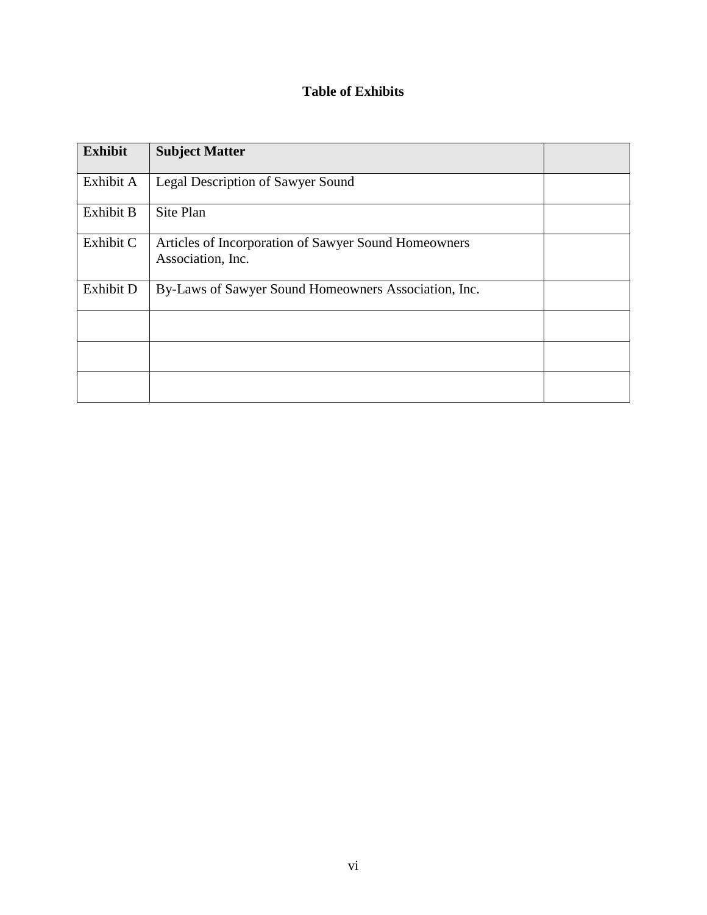# Table of Exhibits

| Exhibit | Subject Matter | |
|---|---|---|
| Exhibit A | Legal Description of Sawyer Sound | |
| Exhibit B | Site Plan | |
| Exhibit C | Articles of Incorporation of Sawyer Sound Homeowners Association, Inc. | |
| Exhibit D | By-Laws of Sawyer Sound Homeowners Association, Inc. | |
| | | |
| | | |
| | | |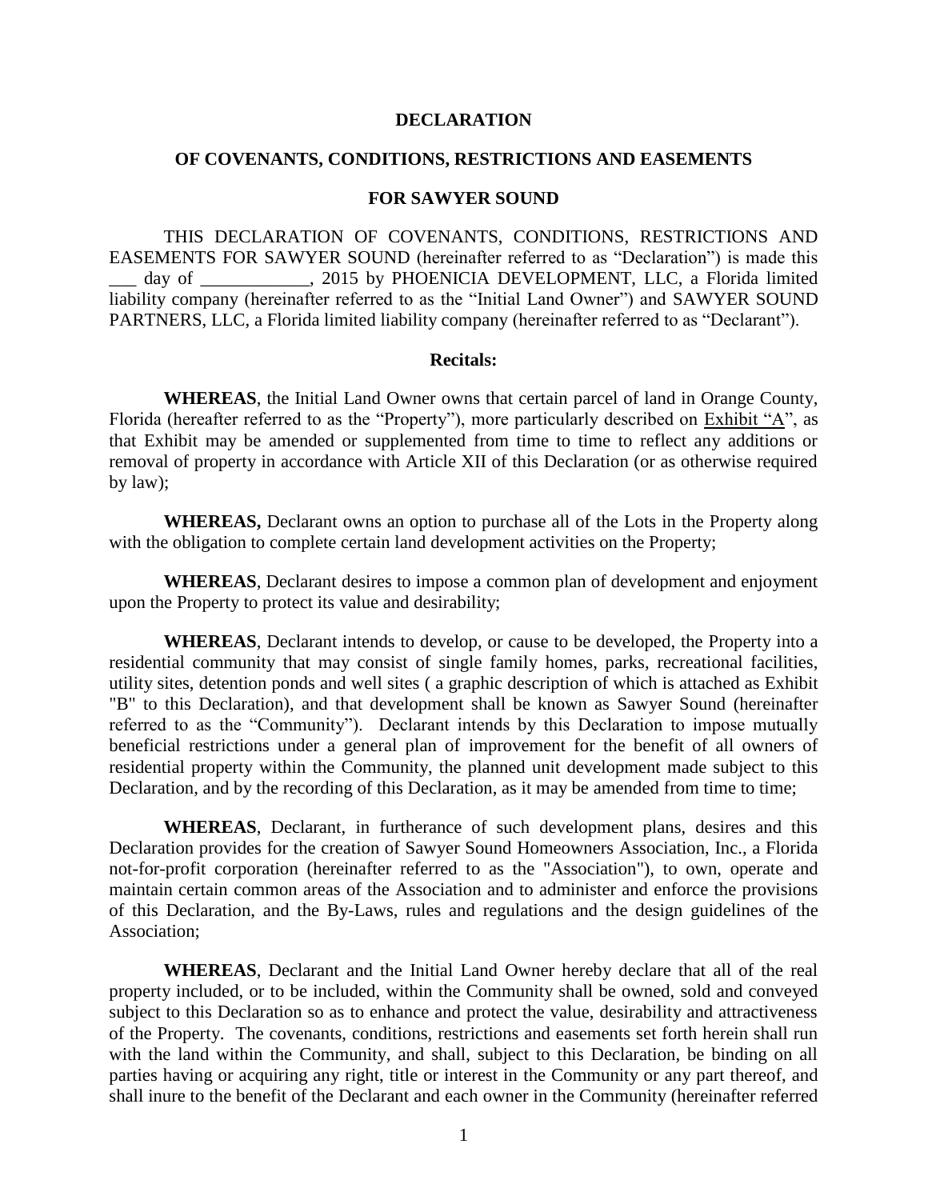**DECLARATION**

**OF COVENANTS, CONDITIONS, RESTRICTIONS AND EASEMENTS**

**FOR SAWYER SOUND**

THIS DECLARATION OF COVENANTS, CONDITIONS, RESTRICTIONS AND EASEMENTS FOR SAWYER SOUND (hereinafter referred to as "Declaration") is made this ___ day of ____________, 2015 by PHOENICIA DEVELOPMENT, LLC, a Florida limited liability company (hereinafter referred to as the "Initial Land Owner") and SAWYER SOUND PARTNERS, LLC, a Florida limited liability company (hereinafter referred to as "Declarant").

**Recitals:**

**WHEREAS**, the Initial Land Owner owns that certain parcel of land in Orange County, Florida (hereafter referred to as the "Property"), more particularly described on Exhibit "A", as that Exhibit may be amended or supplemented from time to time to reflect any additions or removal of property in accordance with Article XII of this Declaration (or as otherwise required by law);

**WHEREAS,** Declarant owns an option to purchase all of the Lots in the Property along with the obligation to complete certain land development activities on the Property;

**WHEREAS**, Declarant desires to impose a common plan of development and enjoyment upon the Property to protect its value and desirability;

**WHEREAS**, Declarant intends to develop, or cause to be developed, the Property into a residential community that may consist of single family homes, parks, recreational facilities, utility sites, detention ponds and well sites ( a graphic description of which is attached as Exhibit "B" to this Declaration), and that development shall be known as Sawyer Sound (hereinafter referred to as the "Community"). Declarant intends by this Declaration to impose mutually beneficial restrictions under a general plan of improvement for the benefit of all owners of residential property within the Community, the planned unit development made subject to this Declaration, and by the recording of this Declaration, as it may be amended from time to time;

**WHEREAS**, Declarant, in furtherance of such development plans, desires and this Declaration provides for the creation of Sawyer Sound Homeowners Association, Inc., a Florida not-for-profit corporation (hereinafter referred to as the "Association"), to own, operate and maintain certain common areas of the Association and to administer and enforce the provisions of this Declaration, and the By-Laws, rules and regulations and the design guidelines of the Association;

**WHEREAS**, Declarant and the Initial Land Owner hereby declare that all of the real property included, or to be included, within the Community shall be owned, sold and conveyed subject to this Declaration so as to enhance and protect the value, desirability and attractiveness of the Property. The covenants, conditions, restrictions and easements set forth herein shall run with the land within the Community, and shall, subject to this Declaration, be binding on all parties having or acquiring any right, title or interest in the Community or any part thereof, and shall inure to the benefit of the Declarant and each owner in the Community (hereinafter referred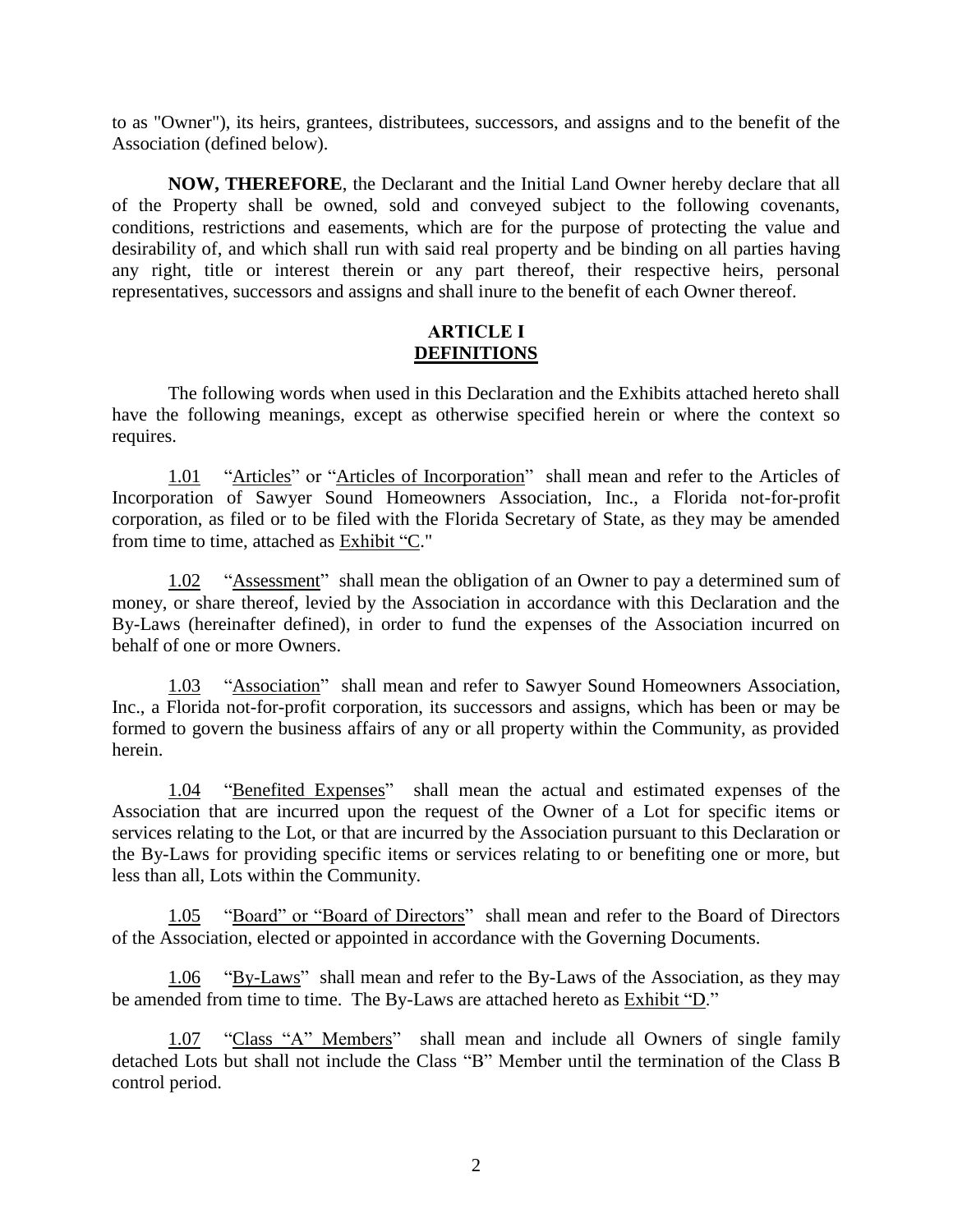to as "Owner"), its heirs, grantees, distributees, successors, and assigns and to the benefit of the Association (defined below).

**NOW, THEREFORE**, the Declarant and the Initial Land Owner hereby declare that all of the Property shall be owned, sold and conveyed subject to the following covenants, conditions, restrictions and easements, which are for the purpose of protecting the value and desirability of, and which shall run with said real property and be binding on all parties having any right, title or interest therein or any part thereof, their respective heirs, personal representatives, successors and assigns and shall inure to the benefit of each Owner thereof.

## ARTICLE I
## DEFINITIONS

The following words when used in this Declaration and the Exhibits attached hereto shall have the following meanings, except as otherwise specified herein or where the context so requires.

1.01 "Articles" or "Articles of Incorporation" shall mean and refer to the Articles of Incorporation of Sawyer Sound Homeowners Association, Inc., a Florida not-for-profit corporation, as filed or to be filed with the Florida Secretary of State, as they may be amended from time to time, attached as Exhibit "C."

1.02 "Assessment" shall mean the obligation of an Owner to pay a determined sum of money, or share thereof, levied by the Association in accordance with this Declaration and the By-Laws (hereinafter defined), in order to fund the expenses of the Association incurred on behalf of one or more Owners.

1.03 "Association" shall mean and refer to Sawyer Sound Homeowners Association, Inc., a Florida not-for-profit corporation, its successors and assigns, which has been or may be formed to govern the business affairs of any or all property within the Community, as provided herein.

1.04 "Benefited Expenses" shall mean the actual and estimated expenses of the Association that are incurred upon the request of the Owner of a Lot for specific items or services relating to the Lot, or that are incurred by the Association pursuant to this Declaration or the By-Laws for providing specific items or services relating to or benefiting one or more, but less than all, Lots within the Community.

1.05 "Board" or "Board of Directors" shall mean and refer to the Board of Directors of the Association, elected or appointed in accordance with the Governing Documents.

1.06 "By-Laws" shall mean and refer to the By-Laws of the Association, as they may be amended from time to time. The By-Laws are attached hereto as Exhibit "D."

1.07 "Class "A" Members" shall mean and include all Owners of single family detached Lots but shall not include the Class "B" Member until the termination of the Class B control period.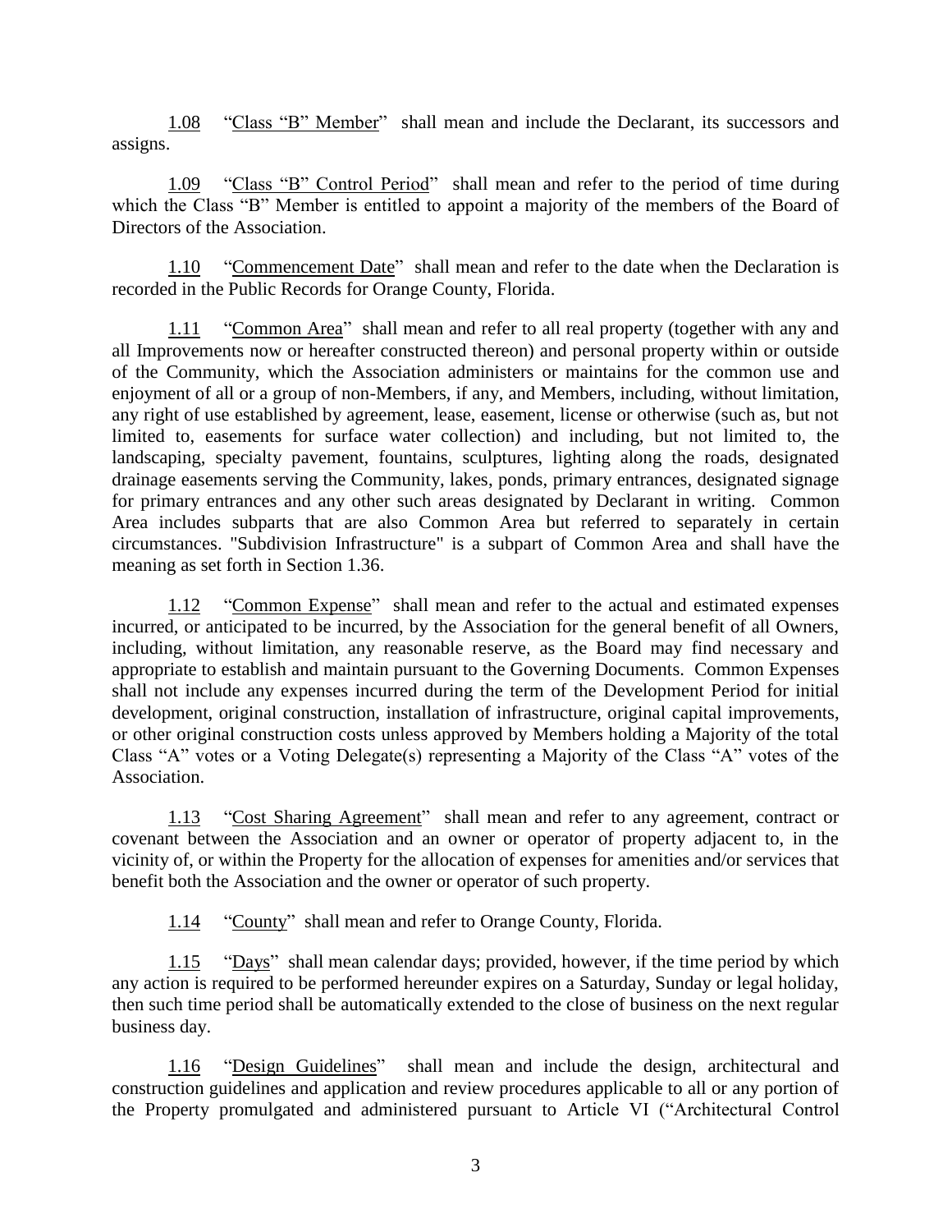1.08 "<u>Class "B" Member</u>" shall mean and include the Declarant, its successors and assigns.

1.09 "<u>Class "B" Control Period</u>" shall mean and refer to the period of time during which the Class "B" Member is entitled to appoint a majority of the members of the Board of Directors of the Association.

1.10 "<u>Commencement Date</u>" shall mean and refer to the date when the Declaration is recorded in the Public Records for Orange County, Florida.

1.11 "<u>Common Area</u>" shall mean and refer to all real property (together with any and all Improvements now or hereafter constructed thereon) and personal property within or outside of the Community, which the Association administers or maintains for the common use and enjoyment of all or a group of non-Members, if any, and Members, including, without limitation, any right of use established by agreement, lease, easement, license or otherwise (such as, but not limited to, easements for surface water collection) and including, but not limited to, the landscaping, specialty pavement, fountains, sculptures, lighting along the roads, designated drainage easements serving the Community, lakes, ponds, primary entrances, designated signage for primary entrances and any other such areas designated by Declarant in writing. Common Area includes subparts that are also Common Area but referred to separately in certain circumstances. "Subdivision Infrastructure" is a subpart of Common Area and shall have the meaning as set forth in Section 1.36.

1.12 "<u>Common Expense</u>" shall mean and refer to the actual and estimated expenses incurred, or anticipated to be incurred, by the Association for the general benefit of all Owners, including, without limitation, any reasonable reserve, as the Board may find necessary and appropriate to establish and maintain pursuant to the Governing Documents. Common Expenses shall not include any expenses incurred during the term of the Development Period for initial development, original construction, installation of infrastructure, original capital improvements, or other original construction costs unless approved by Members holding a Majority of the total Class "A" votes or a Voting Delegate(s) representing a Majority of the Class "A" votes of the Association.

1.13 "<u>Cost Sharing Agreement</u>" shall mean and refer to any agreement, contract or covenant between the Association and an owner or operator of property adjacent to, in the vicinity of, or within the Property for the allocation of expenses for amenities and/or services that benefit both the Association and the owner or operator of such property.

1.14 "<u>County</u>" shall mean and refer to Orange County, Florida.

1.15 "<u>Days</u>" shall mean calendar days; provided, however, if the time period by which any action is required to be performed hereunder expires on a Saturday, Sunday or legal holiday, then such time period shall be automatically extended to the close of business on the next regular business day.

1.16 "<u>Design Guidelines</u>" shall mean and include the design, architectural and construction guidelines and application and review procedures applicable to all or any portion of the Property promulgated and administered pursuant to Article VI ("Architectural Control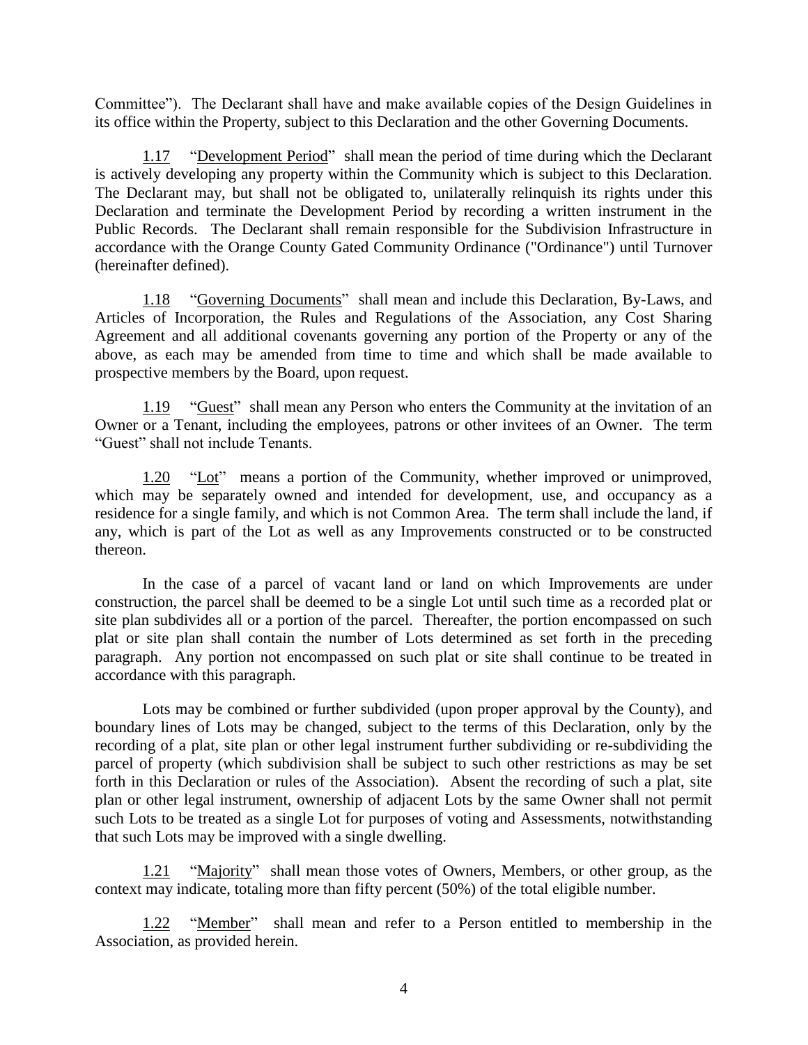Committee"). The Declarant shall have and make available copies of the Design Guidelines in its office within the Property, subject to this Declaration and the other Governing Documents.

1.17 "Development Period" shall mean the period of time during which the Declarant is actively developing any property within the Community which is subject to this Declaration. The Declarant may, but shall not be obligated to, unilaterally relinquish its rights under this Declaration and terminate the Development Period by recording a written instrument in the Public Records. The Declarant shall remain responsible for the Subdivision Infrastructure in accordance with the Orange County Gated Community Ordinance ("Ordinance") until Turnover (hereinafter defined).

1.18 "Governing Documents" shall mean and include this Declaration, By-Laws, and Articles of Incorporation, the Rules and Regulations of the Association, any Cost Sharing Agreement and all additional covenants governing any portion of the Property or any of the above, as each may be amended from time to time and which shall be made available to prospective members by the Board, upon request.

1.19 "Guest" shall mean any Person who enters the Community at the invitation of an Owner or a Tenant, including the employees, patrons or other invitees of an Owner. The term "Guest" shall not include Tenants.

1.20 "Lot" means a portion of the Community, whether improved or unimproved, which may be separately owned and intended for development, use, and occupancy as a residence for a single family, and which is not Common Area. The term shall include the land, if any, which is part of the Lot as well as any Improvements constructed or to be constructed thereon.

In the case of a parcel of vacant land or land on which Improvements are under construction, the parcel shall be deemed to be a single Lot until such time as a recorded plat or site plan subdivides all or a portion of the parcel. Thereafter, the portion encompassed on such plat or site plan shall contain the number of Lots determined as set forth in the preceding paragraph. Any portion not encompassed on such plat or site shall continue to be treated in accordance with this paragraph.

Lots may be combined or further subdivided (upon proper approval by the County), and boundary lines of Lots may be changed, subject to the terms of this Declaration, only by the recording of a plat, site plan or other legal instrument further subdividing or re-subdividing the parcel of property (which subdivision shall be subject to such other restrictions as may be set forth in this Declaration or rules of the Association). Absent the recording of such a plat, site plan or other legal instrument, ownership of adjacent Lots by the same Owner shall not permit such Lots to be treated as a single Lot for purposes of voting and Assessments, notwithstanding that such Lots may be improved with a single dwelling.

1.21 "Majority" shall mean those votes of Owners, Members, or other group, as the context may indicate, totaling more than fifty percent (50%) of the total eligible number.

1.22 "Member" shall mean and refer to a Person entitled to membership in the Association, as provided herein.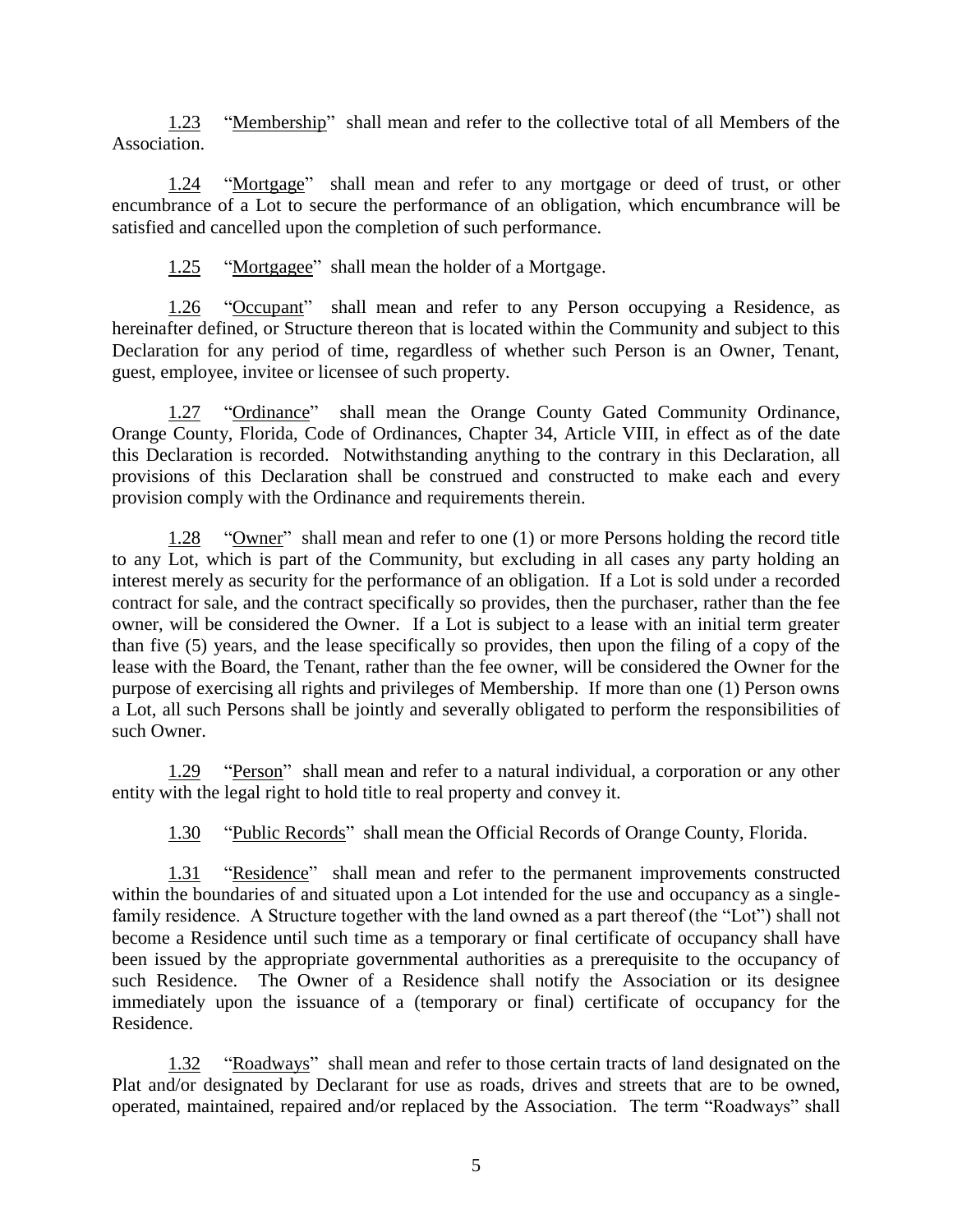1.23 "Membership" shall mean and refer to the collective total of all Members of the Association.

1.24 "Mortgage" shall mean and refer to any mortgage or deed of trust, or other encumbrance of a Lot to secure the performance of an obligation, which encumbrance will be satisfied and cancelled upon the completion of such performance.

1.25 "Mortgagee" shall mean the holder of a Mortgage.

1.26 "Occupant" shall mean and refer to any Person occupying a Residence, as hereinafter defined, or Structure thereon that is located within the Community and subject to this Declaration for any period of time, regardless of whether such Person is an Owner, Tenant, guest, employee, invitee or licensee of such property.

1.27 "Ordinance" shall mean the Orange County Gated Community Ordinance, Orange County, Florida, Code of Ordinances, Chapter 34, Article VIII, in effect as of the date this Declaration is recorded. Notwithstanding anything to the contrary in this Declaration, all provisions of this Declaration shall be construed and constructed to make each and every provision comply with the Ordinance and requirements therein.

1.28 "Owner" shall mean and refer to one (1) or more Persons holding the record title to any Lot, which is part of the Community, but excluding in all cases any party holding an interest merely as security for the performance of an obligation. If a Lot is sold under a recorded contract for sale, and the contract specifically so provides, then the purchaser, rather than the fee owner, will be considered the Owner. If a Lot is subject to a lease with an initial term greater than five (5) years, and the lease specifically so provides, then upon the filing of a copy of the lease with the Board, the Tenant, rather than the fee owner, will be considered the Owner for the purpose of exercising all rights and privileges of Membership. If more than one (1) Person owns a Lot, all such Persons shall be jointly and severally obligated to perform the responsibilities of such Owner.

1.29 "Person" shall mean and refer to a natural individual, a corporation or any other entity with the legal right to hold title to real property and convey it.

1.30 "Public Records" shall mean the Official Records of Orange County, Florida.

1.31 "Residence" shall mean and refer to the permanent improvements constructed within the boundaries of and situated upon a Lot intended for the use and occupancy as a single-family residence. A Structure together with the land owned as a part thereof (the "Lot") shall not become a Residence until such time as a temporary or final certificate of occupancy shall have been issued by the appropriate governmental authorities as a prerequisite to the occupancy of such Residence. The Owner of a Residence shall notify the Association or its designee immediately upon the issuance of a (temporary or final) certificate of occupancy for the Residence.

1.32 "Roadways" shall mean and refer to those certain tracts of land designated on the Plat and/or designated by Declarant for use as roads, drives and streets that are to be owned, operated, maintained, repaired and/or replaced by the Association. The term "Roadways" shall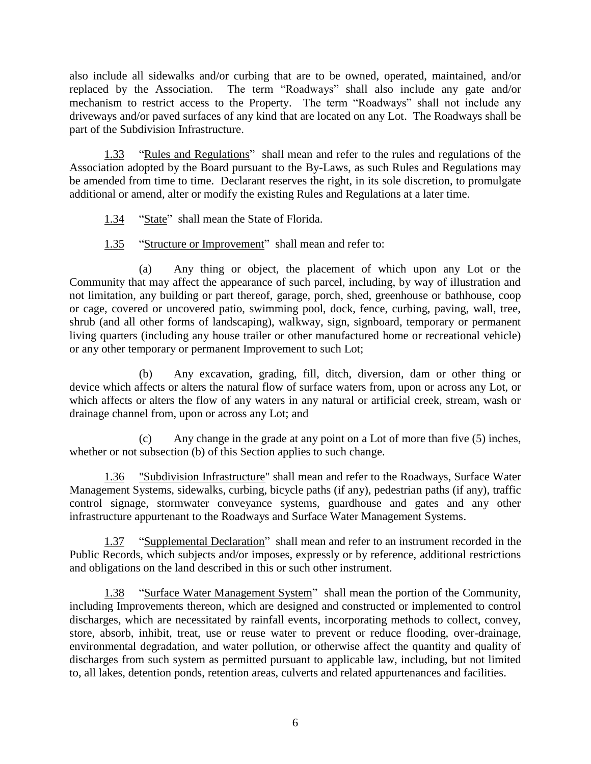also include all sidewalks and/or curbing that are to be owned, operated, maintained, and/or replaced by the Association. The term "Roadways" shall also include any gate and/or mechanism to restrict access to the Property. The term "Roadways" shall not include any driveways and/or paved surfaces of any kind that are located on any Lot. The Roadways shall be part of the Subdivision Infrastructure.

1.33 "<u>Rules and Regulations</u>" shall mean and refer to the rules and regulations of the Association adopted by the Board pursuant to the By-Laws, as such Rules and Regulations may be amended from time to time. Declarant reserves the right, in its sole discretion, to promulgate additional or amend, alter or modify the existing Rules and Regulations at a later time.

1.34 "<u>State</u>" shall mean the State of Florida.

1.35 "<u>Structure or Improvement</u>" shall mean and refer to:

(a) Any thing or object, the placement of which upon any Lot or the Community that may affect the appearance of such parcel, including, by way of illustration and not limitation, any building or part thereof, garage, porch, shed, greenhouse or bathhouse, coop or cage, covered or uncovered patio, swimming pool, dock, fence, curbing, paving, wall, tree, shrub (and all other forms of landscaping), walkway, sign, signboard, temporary or permanent living quarters (including any house trailer or other manufactured home or recreational vehicle) or any other temporary or permanent Improvement to such Lot;

(b) Any excavation, grading, fill, ditch, diversion, dam or other thing or device which affects or alters the natural flow of surface waters from, upon or across any Lot, or which affects or alters the flow of any waters in any natural or artificial creek, stream, wash or drainage channel from, upon or across any Lot; and

(c) Any change in the grade at any point on a Lot of more than five (5) inches, whether or not subsection (b) of this Section applies to such change.

1.36 "<u>Subdivision Infrastructure</u>" shall mean and refer to the Roadways, Surface Water Management Systems, sidewalks, curbing, bicycle paths (if any), pedestrian paths (if any), traffic control signage, stormwater conveyance systems, guardhouse and gates and any other infrastructure appurtenant to the Roadways and Surface Water Management Systems.

1.37 "<u>Supplemental Declaration</u>" shall mean and refer to an instrument recorded in the Public Records, which subjects and/or imposes, expressly or by reference, additional restrictions and obligations on the land described in this or such other instrument.

1.38 "<u>Surface Water Management System</u>" shall mean the portion of the Community, including Improvements thereon, which are designed and constructed or implemented to control discharges, which are necessitated by rainfall events, incorporating methods to collect, convey, store, absorb, inhibit, treat, use or reuse water to prevent or reduce flooding, over-drainage, environmental degradation, and water pollution, or otherwise affect the quantity and quality of discharges from such system as permitted pursuant to applicable law, including, but not limited to, all lakes, detention ponds, retention areas, culverts and related appurtenances and facilities.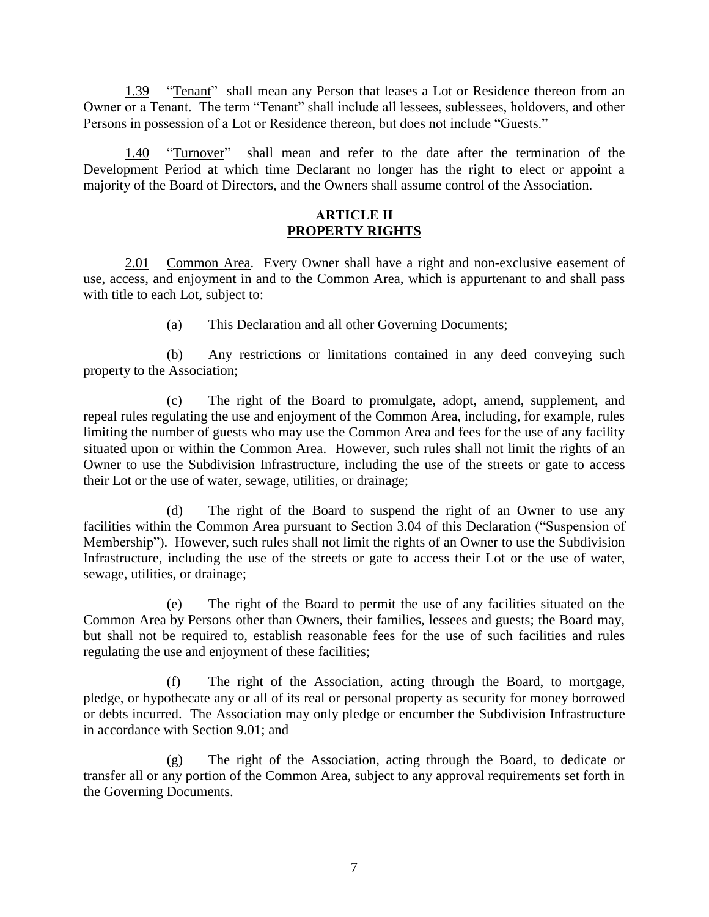1.39 "Tenant" shall mean any Person that leases a Lot or Residence thereon from an Owner or a Tenant. The term "Tenant" shall include all lessees, sublessees, holdovers, and other Persons in possession of a Lot or Residence thereon, but does not include "Guests."

1.40 "Turnover" shall mean and refer to the date after the termination of the Development Period at which time Declarant no longer has the right to elect or appoint a majority of the Board of Directors, and the Owners shall assume control of the Association.

## ARTICLE II
## PROPERTY RIGHTS

2.01 Common Area. Every Owner shall have a right and non-exclusive easement of use, access, and enjoyment in and to the Common Area, which is appurtenant to and shall pass with title to each Lot, subject to:

(a) This Declaration and all other Governing Documents;

(b) Any restrictions or limitations contained in any deed conveying such property to the Association;

(c) The right of the Board to promulgate, adopt, amend, supplement, and repeal rules regulating the use and enjoyment of the Common Area, including, for example, rules limiting the number of guests who may use the Common Area and fees for the use of any facility situated upon or within the Common Area. However, such rules shall not limit the rights of an Owner to use the Subdivision Infrastructure, including the use of the streets or gate to access their Lot or the use of water, sewage, utilities, or drainage;

(d) The right of the Board to suspend the right of an Owner to use any facilities within the Common Area pursuant to Section 3.04 of this Declaration ("Suspension of Membership"). However, such rules shall not limit the rights of an Owner to use the Subdivision Infrastructure, including the use of the streets or gate to access their Lot or the use of water, sewage, utilities, or drainage;

(e) The right of the Board to permit the use of any facilities situated on the Common Area by Persons other than Owners, their families, lessees and guests; the Board may, but shall not be required to, establish reasonable fees for the use of such facilities and rules regulating the use and enjoyment of these facilities;

(f) The right of the Association, acting through the Board, to mortgage, pledge, or hypothecate any or all of its real or personal property as security for money borrowed or debts incurred. The Association may only pledge or encumber the Subdivision Infrastructure in accordance with Section 9.01; and

(g) The right of the Association, acting through the Board, to dedicate or transfer all or any portion of the Common Area, subject to any approval requirements set forth in the Governing Documents.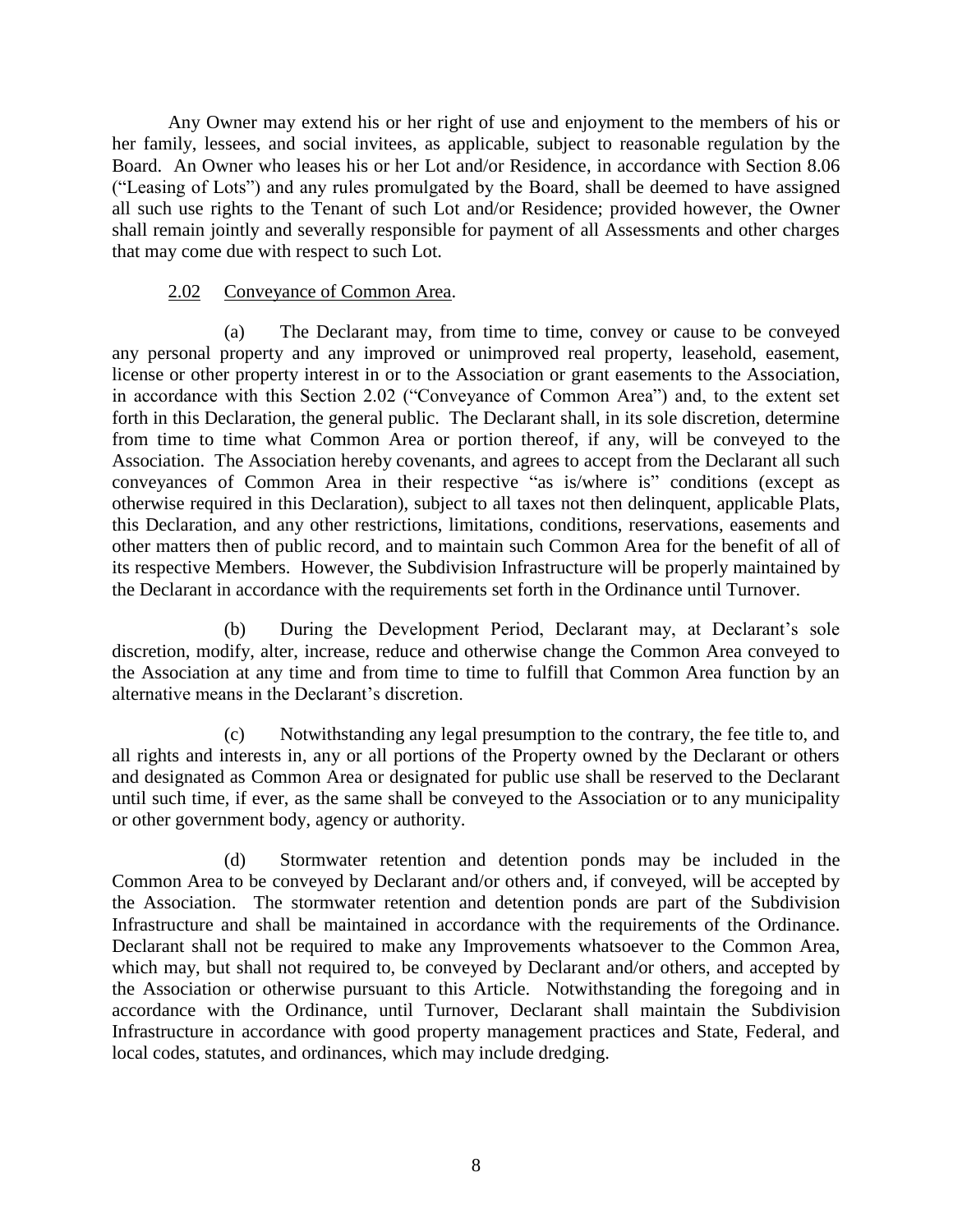Any Owner may extend his or her right of use and enjoyment to the members of his or her family, lessees, and social invitees, as applicable, subject to reasonable regulation by the Board. An Owner who leases his or her Lot and/or Residence, in accordance with Section 8.06 ("Leasing of Lots") and any rules promulgated by the Board, shall be deemed to have assigned all such use rights to the Tenant of such Lot and/or Residence; provided however, the Owner shall remain jointly and severally responsible for payment of all Assessments and other charges that may come due with respect to such Lot.

2.02 Conveyance of Common Area.

(a) The Declarant may, from time to time, convey or cause to be conveyed any personal property and any improved or unimproved real property, leasehold, easement, license or other property interest in or to the Association or grant easements to the Association, in accordance with this Section 2.02 ("Conveyance of Common Area") and, to the extent set forth in this Declaration, the general public. The Declarant shall, in its sole discretion, determine from time to time what Common Area or portion thereof, if any, will be conveyed to the Association. The Association hereby covenants, and agrees to accept from the Declarant all such conveyances of Common Area in their respective "as is/where is" conditions (except as otherwise required in this Declaration), subject to all taxes not then delinquent, applicable Plats, this Declaration, and any other restrictions, limitations, conditions, reservations, easements and other matters then of public record, and to maintain such Common Area for the benefit of all of its respective Members. However, the Subdivision Infrastructure will be properly maintained by the Declarant in accordance with the requirements set forth in the Ordinance until Turnover.

(b) During the Development Period, Declarant may, at Declarant's sole discretion, modify, alter, increase, reduce and otherwise change the Common Area conveyed to the Association at any time and from time to time to fulfill that Common Area function by an alternative means in the Declarant's discretion.

(c) Notwithstanding any legal presumption to the contrary, the fee title to, and all rights and interests in, any or all portions of the Property owned by the Declarant or others and designated as Common Area or designated for public use shall be reserved to the Declarant until such time, if ever, as the same shall be conveyed to the Association or to any municipality or other government body, agency or authority.

(d) Stormwater retention and detention ponds may be included in the Common Area to be conveyed by Declarant and/or others and, if conveyed, will be accepted by the Association. The stormwater retention and detention ponds are part of the Subdivision Infrastructure and shall be maintained in accordance with the requirements of the Ordinance. Declarant shall not be required to make any Improvements whatsoever to the Common Area, which may, but shall not required to, be conveyed by Declarant and/or others, and accepted by the Association or otherwise pursuant to this Article. Notwithstanding the foregoing and in accordance with the Ordinance, until Turnover, Declarant shall maintain the Subdivision Infrastructure in accordance with good property management practices and State, Federal, and local codes, statutes, and ordinances, which may include dredging.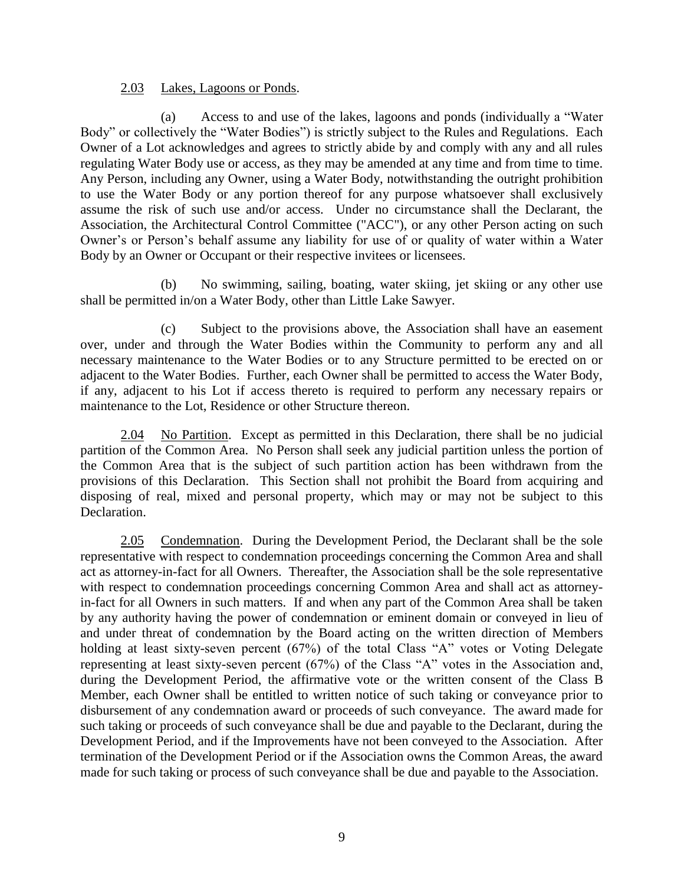2.03 Lakes, Lagoons or Ponds.

(a) Access to and use of the lakes, lagoons and ponds (individually a "Water Body" or collectively the "Water Bodies") is strictly subject to the Rules and Regulations. Each Owner of a Lot acknowledges and agrees to strictly abide by and comply with any and all rules regulating Water Body use or access, as they may be amended at any time and from time to time. Any Person, including any Owner, using a Water Body, notwithstanding the outright prohibition to use the Water Body or any portion thereof for any purpose whatsoever shall exclusively assume the risk of such use and/or access. Under no circumstance shall the Declarant, the Association, the Architectural Control Committee ("ACC"), or any other Person acting on such Owner's or Person's behalf assume any liability for use of or quality of water within a Water Body by an Owner or Occupant or their respective invitees or licensees.

(b) No swimming, sailing, boating, water skiing, jet skiing or any other use shall be permitted in/on a Water Body, other than Little Lake Sawyer.

(c) Subject to the provisions above, the Association shall have an easement over, under and through the Water Bodies within the Community to perform any and all necessary maintenance to the Water Bodies or to any Structure permitted to be erected on or adjacent to the Water Bodies. Further, each Owner shall be permitted to access the Water Body, if any, adjacent to his Lot if access thereto is required to perform any necessary repairs or maintenance to the Lot, Residence or other Structure thereon.

2.04 No Partition. Except as permitted in this Declaration, there shall be no judicial partition of the Common Area. No Person shall seek any judicial partition unless the portion of the Common Area that is the subject of such partition action has been withdrawn from the provisions of this Declaration. This Section shall not prohibit the Board from acquiring and disposing of real, mixed and personal property, which may or may not be subject to this Declaration.

2.05 Condemnation. During the Development Period, the Declarant shall be the sole representative with respect to condemnation proceedings concerning the Common Area and shall act as attorney-in-fact for all Owners. Thereafter, the Association shall be the sole representative with respect to condemnation proceedings concerning Common Area and shall act as attorney-in-fact for all Owners in such matters. If and when any part of the Common Area shall be taken by any authority having the power of condemnation or eminent domain or conveyed in lieu of and under threat of condemnation by the Board acting on the written direction of Members holding at least sixty-seven percent (67%) of the total Class "A" votes or Voting Delegate representing at least sixty-seven percent (67%) of the Class "A" votes in the Association and, during the Development Period, the affirmative vote or the written consent of the Class B Member, each Owner shall be entitled to written notice of such taking or conveyance prior to disbursement of any condemnation award or proceeds of such conveyance. The award made for such taking or proceeds of such conveyance shall be due and payable to the Declarant, during the Development Period, and if the Improvements have not been conveyed to the Association. After termination of the Development Period or if the Association owns the Common Areas, the award made for such taking or process of such conveyance shall be due and payable to the Association.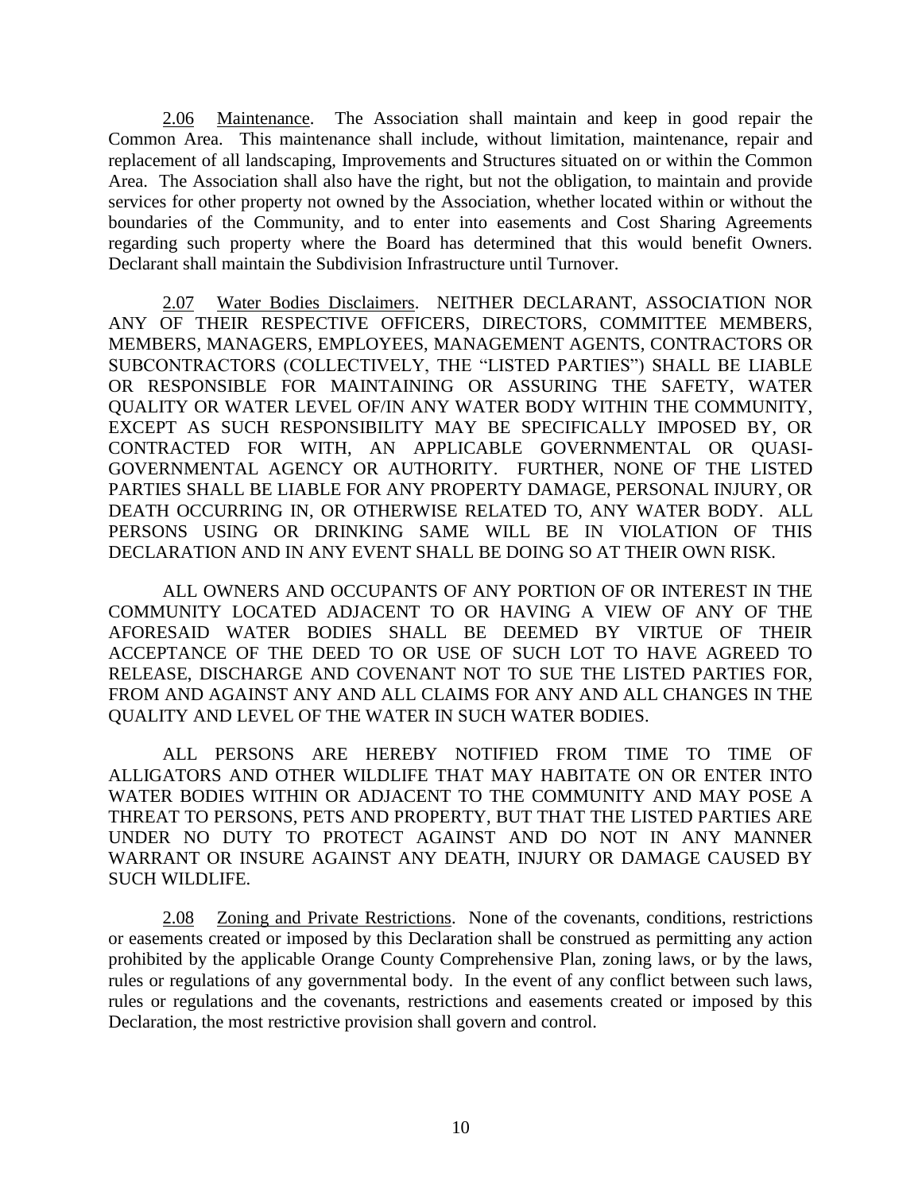2.06 Maintenance. The Association shall maintain and keep in good repair the Common Area. This maintenance shall include, without limitation, maintenance, repair and replacement of all landscaping, Improvements and Structures situated on or within the Common Area. The Association shall also have the right, but not the obligation, to maintain and provide services for other property not owned by the Association, whether located within or without the boundaries of the Community, and to enter into easements and Cost Sharing Agreements regarding such property where the Board has determined that this would benefit Owners. Declarant shall maintain the Subdivision Infrastructure until Turnover.

2.07 Water Bodies Disclaimers. NEITHER DECLARANT, ASSOCIATION NOR ANY OF THEIR RESPECTIVE OFFICERS, DIRECTORS, COMMITTEE MEMBERS, MEMBERS, MANAGERS, EMPLOYEES, MANAGEMENT AGENTS, CONTRACTORS OR SUBCONTRACTORS (COLLECTIVELY, THE "LISTED PARTIES") SHALL BE LIABLE OR RESPONSIBLE FOR MAINTAINING OR ASSURING THE SAFETY, WATER QUALITY OR WATER LEVEL OF/IN ANY WATER BODY WITHIN THE COMMUNITY, EXCEPT AS SUCH RESPONSIBILITY MAY BE SPECIFICALLY IMPOSED BY, OR CONTRACTED FOR WITH, AN APPLICABLE GOVERNMENTAL OR QUASI-GOVERNMENTAL AGENCY OR AUTHORITY. FURTHER, NONE OF THE LISTED PARTIES SHALL BE LIABLE FOR ANY PROPERTY DAMAGE, PERSONAL INJURY, OR DEATH OCCURRING IN, OR OTHERWISE RELATED TO, ANY WATER BODY. ALL PERSONS USING OR DRINKING SAME WILL BE IN VIOLATION OF THIS DECLARATION AND IN ANY EVENT SHALL BE DOING SO AT THEIR OWN RISK.

ALL OWNERS AND OCCUPANTS OF ANY PORTION OF OR INTEREST IN THE COMMUNITY LOCATED ADJACENT TO OR HAVING A VIEW OF ANY OF THE AFORESAID WATER BODIES SHALL BE DEEMED BY VIRTUE OF THEIR ACCEPTANCE OF THE DEED TO OR USE OF SUCH LOT TO HAVE AGREED TO RELEASE, DISCHARGE AND COVENANT NOT TO SUE THE LISTED PARTIES FOR, FROM AND AGAINST ANY AND ALL CLAIMS FOR ANY AND ALL CHANGES IN THE QUALITY AND LEVEL OF THE WATER IN SUCH WATER BODIES.

ALL PERSONS ARE HEREBY NOTIFIED FROM TIME TO TIME OF ALLIGATORS AND OTHER WILDLIFE THAT MAY HABITATE ON OR ENTER INTO WATER BODIES WITHIN OR ADJACENT TO THE COMMUNITY AND MAY POSE A THREAT TO PERSONS, PETS AND PROPERTY, BUT THAT THE LISTED PARTIES ARE UNDER NO DUTY TO PROTECT AGAINST AND DO NOT IN ANY MANNER WARRANT OR INSURE AGAINST ANY DEATH, INJURY OR DAMAGE CAUSED BY SUCH WILDLIFE.

2.08 Zoning and Private Restrictions. None of the covenants, conditions, restrictions or easements created or imposed by this Declaration shall be construed as permitting any action prohibited by the applicable Orange County Comprehensive Plan, zoning laws, or by the laws, rules or regulations of any governmental body. In the event of any conflict between such laws, rules or regulations and the covenants, restrictions and easements created or imposed by this Declaration, the most restrictive provision shall govern and control.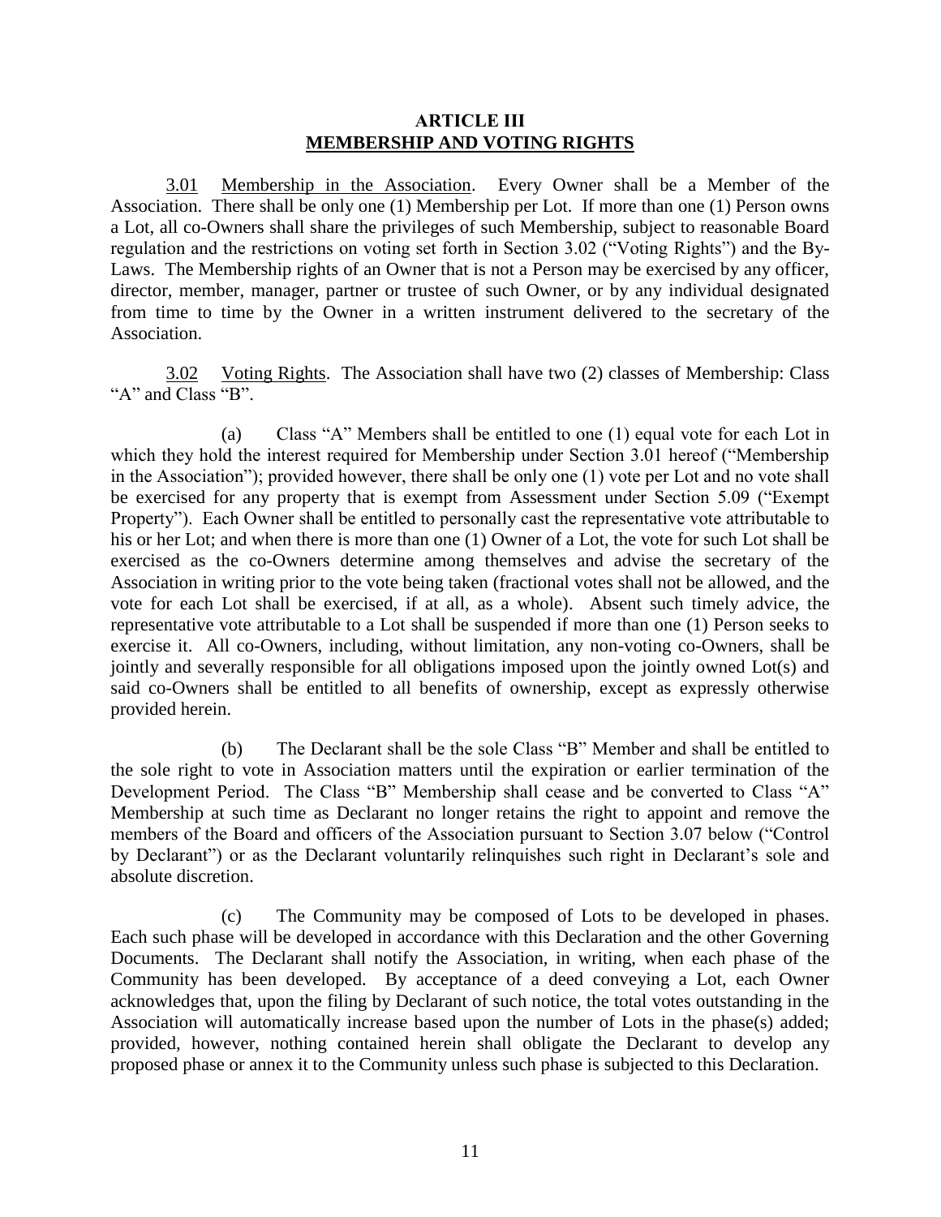## ARTICLE III
## MEMBERSHIP AND VOTING RIGHTS

3.01 Membership in the Association. Every Owner shall be a Member of the Association. There shall be only one (1) Membership per Lot. If more than one (1) Person owns a Lot, all co-Owners shall share the privileges of such Membership, subject to reasonable Board regulation and the restrictions on voting set forth in Section 3.02 ("Voting Rights") and the By-Laws. The Membership rights of an Owner that is not a Person may be exercised by any officer, director, member, manager, partner or trustee of such Owner, or by any individual designated from time to time by the Owner in a written instrument delivered to the secretary of the Association.

3.02 Voting Rights. The Association shall have two (2) classes of Membership: Class "A" and Class "B".

(a) Class "A" Members shall be entitled to one (1) equal vote for each Lot in which they hold the interest required for Membership under Section 3.01 hereof ("Membership in the Association"); provided however, there shall be only one (1) vote per Lot and no vote shall be exercised for any property that is exempt from Assessment under Section 5.09 ("Exempt Property"). Each Owner shall be entitled to personally cast the representative vote attributable to his or her Lot; and when there is more than one (1) Owner of a Lot, the vote for such Lot shall be exercised as the co-Owners determine among themselves and advise the secretary of the Association in writing prior to the vote being taken (fractional votes shall not be allowed, and the vote for each Lot shall be exercised, if at all, as a whole). Absent such timely advice, the representative vote attributable to a Lot shall be suspended if more than one (1) Person seeks to exercise it. All co-Owners, including, without limitation, any non-voting co-Owners, shall be jointly and severally responsible for all obligations imposed upon the jointly owned Lot(s) and said co-Owners shall be entitled to all benefits of ownership, except as expressly otherwise provided herein.

(b) The Declarant shall be the sole Class "B" Member and shall be entitled to the sole right to vote in Association matters until the expiration or earlier termination of the Development Period. The Class "B" Membership shall cease and be converted to Class "A" Membership at such time as Declarant no longer retains the right to appoint and remove the members of the Board and officers of the Association pursuant to Section 3.07 below ("Control by Declarant") or as the Declarant voluntarily relinquishes such right in Declarant's sole and absolute discretion.

(c) The Community may be composed of Lots to be developed in phases. Each such phase will be developed in accordance with this Declaration and the other Governing Documents. The Declarant shall notify the Association, in writing, when each phase of the Community has been developed. By acceptance of a deed conveying a Lot, each Owner acknowledges that, upon the filing by Declarant of such notice, the total votes outstanding in the Association will automatically increase based upon the number of Lots in the phase(s) added; provided, however, nothing contained herein shall obligate the Declarant to develop any proposed phase or annex it to the Community unless such phase is subjected to this Declaration.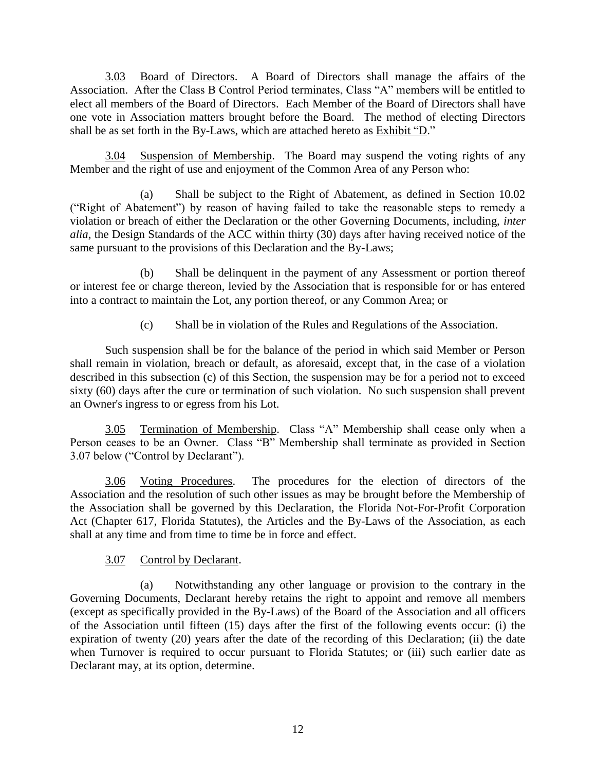3.03 Board of Directors. A Board of Directors shall manage the affairs of the Association. After the Class B Control Period terminates, Class "A" members will be entitled to elect all members of the Board of Directors. Each Member of the Board of Directors shall have one vote in Association matters brought before the Board. The method of electing Directors shall be as set forth in the By-Laws, which are attached hereto as Exhibit "D."

3.04 Suspension of Membership. The Board may suspend the voting rights of any Member and the right of use and enjoyment of the Common Area of any Person who:

(a) Shall be subject to the Right of Abatement, as defined in Section 10.02 ("Right of Abatement") by reason of having failed to take the reasonable steps to remedy a violation or breach of either the Declaration or the other Governing Documents, including, *inter alia*, the Design Standards of the ACC within thirty (30) days after having received notice of the same pursuant to the provisions of this Declaration and the By-Laws;

(b) Shall be delinquent in the payment of any Assessment or portion thereof or interest fee or charge thereon, levied by the Association that is responsible for or has entered into a contract to maintain the Lot, any portion thereof, or any Common Area; or

(c) Shall be in violation of the Rules and Regulations of the Association.

Such suspension shall be for the balance of the period in which said Member or Person shall remain in violation, breach or default, as aforesaid, except that, in the case of a violation described in this subsection (c) of this Section, the suspension may be for a period not to exceed sixty (60) days after the cure or termination of such violation. No such suspension shall prevent an Owner's ingress to or egress from his Lot.

3.05 Termination of Membership. Class "A" Membership shall cease only when a Person ceases to be an Owner. Class "B" Membership shall terminate as provided in Section 3.07 below ("Control by Declarant").

3.06 Voting Procedures. The procedures for the election of directors of the Association and the resolution of such other issues as may be brought before the Membership of the Association shall be governed by this Declaration, the Florida Not-For-Profit Corporation Act (Chapter 617, Florida Statutes), the Articles and the By-Laws of the Association, as each shall at any time and from time to time be in force and effect.

3.07 Control by Declarant.

(a) Notwithstanding any other language or provision to the contrary in the Governing Documents, Declarant hereby retains the right to appoint and remove all members (except as specifically provided in the By-Laws) of the Board of the Association and all officers of the Association until fifteen (15) days after the first of the following events occur: (i) the expiration of twenty (20) years after the date of the recording of this Declaration; (ii) the date when Turnover is required to occur pursuant to Florida Statutes; or (iii) such earlier date as Declarant may, at its option, determine.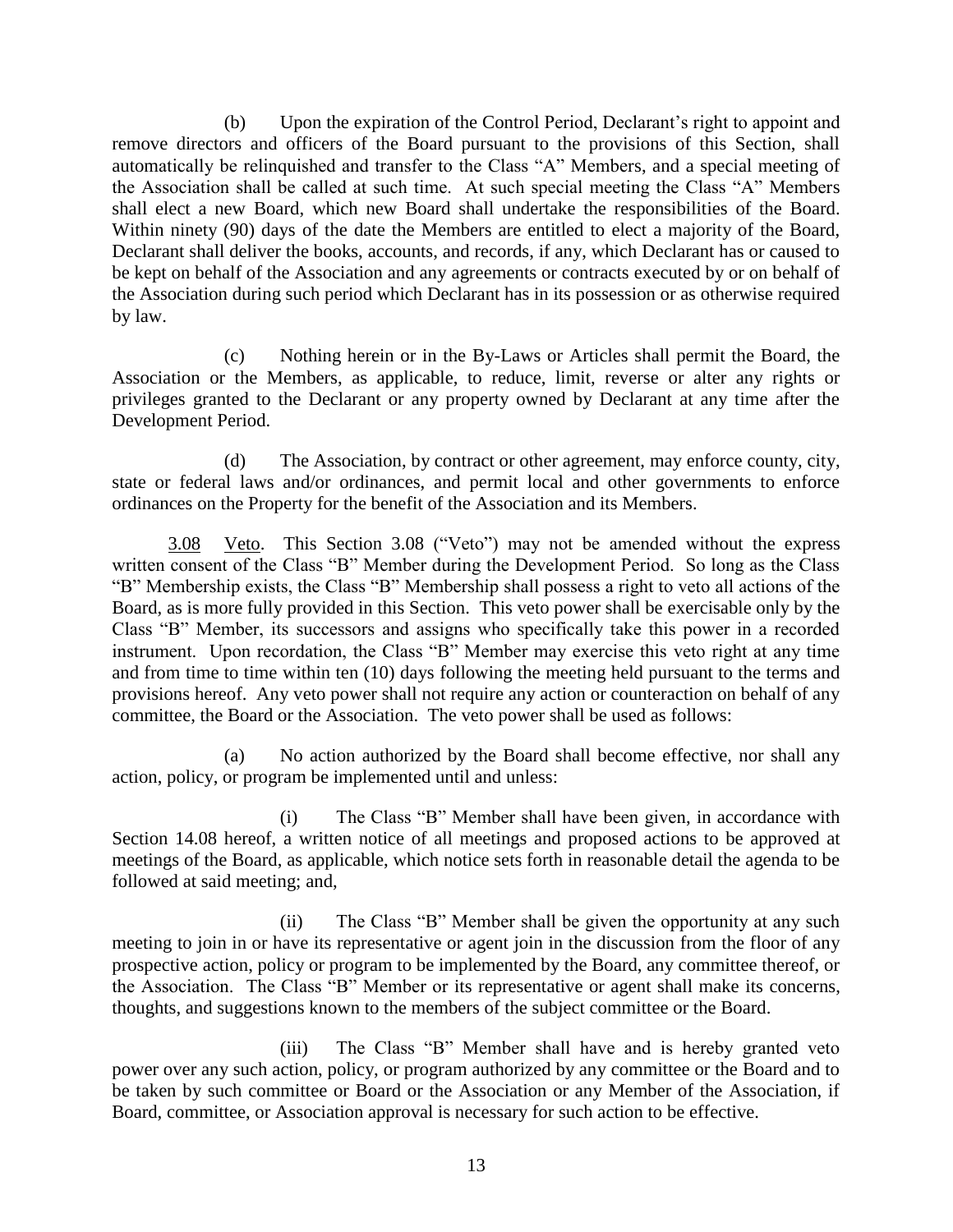(b) Upon the expiration of the Control Period, Declarant's right to appoint and remove directors and officers of the Board pursuant to the provisions of this Section, shall automatically be relinquished and transfer to the Class "A" Members, and a special meeting of the Association shall be called at such time. At such special meeting the Class "A" Members shall elect a new Board, which new Board shall undertake the responsibilities of the Board. Within ninety (90) days of the date the Members are entitled to elect a majority of the Board, Declarant shall deliver the books, accounts, and records, if any, which Declarant has or caused to be kept on behalf of the Association and any agreements or contracts executed by or on behalf of the Association during such period which Declarant has in its possession or as otherwise required by law.

(c) Nothing herein or in the By-Laws or Articles shall permit the Board, the Association or the Members, as applicable, to reduce, limit, reverse or alter any rights or privileges granted to the Declarant or any property owned by Declarant at any time after the Development Period.

(d) The Association, by contract or other agreement, may enforce county, city, state or federal laws and/or ordinances, and permit local and other governments to enforce ordinances on the Property for the benefit of the Association and its Members.

3.08 Veto. This Section 3.08 ("Veto") may not be amended without the express written consent of the Class "B" Member during the Development Period. So long as the Class "B" Membership exists, the Class "B" Membership shall possess a right to veto all actions of the Board, as is more fully provided in this Section. This veto power shall be exercisable only by the Class "B" Member, its successors and assigns who specifically take this power in a recorded instrument. Upon recordation, the Class "B" Member may exercise this veto right at any time and from time to time within ten (10) days following the meeting held pursuant to the terms and provisions hereof. Any veto power shall not require any action or counteraction on behalf of any committee, the Board or the Association. The veto power shall be used as follows:

(a) No action authorized by the Board shall become effective, nor shall any action, policy, or program be implemented until and unless:

(i) The Class "B" Member shall have been given, in accordance with Section 14.08 hereof, a written notice of all meetings and proposed actions to be approved at meetings of the Board, as applicable, which notice sets forth in reasonable detail the agenda to be followed at said meeting; and,

(ii) The Class "B" Member shall be given the opportunity at any such meeting to join in or have its representative or agent join in the discussion from the floor of any prospective action, policy or program to be implemented by the Board, any committee thereof, or the Association. The Class "B" Member or its representative or agent shall make its concerns, thoughts, and suggestions known to the members of the subject committee or the Board.

(iii) The Class "B" Member shall have and is hereby granted veto power over any such action, policy, or program authorized by any committee or the Board and to be taken by such committee or Board or the Association or any Member of the Association, if Board, committee, or Association approval is necessary for such action to be effective.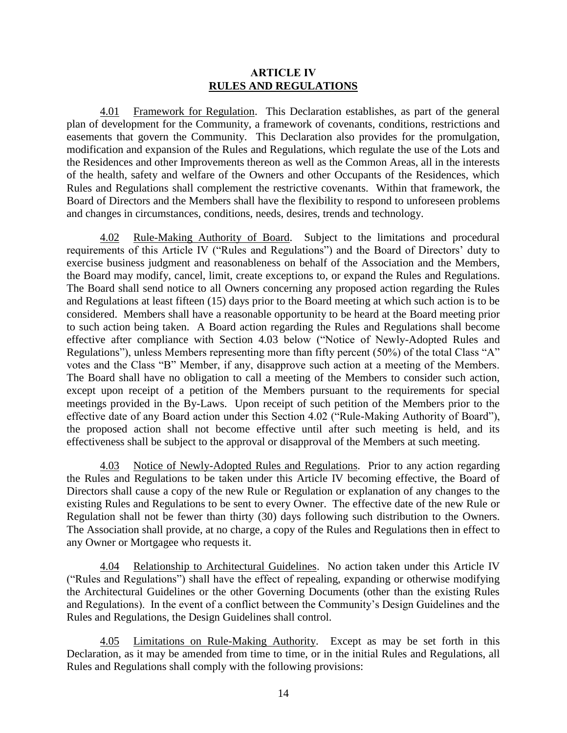## ARTICLE IV
## RULES AND REGULATIONS

4.01 Framework for Regulation. This Declaration establishes, as part of the general plan of development for the Community, a framework of covenants, conditions, restrictions and easements that govern the Community. This Declaration also provides for the promulgation, modification and expansion of the Rules and Regulations, which regulate the use of the Lots and the Residences and other Improvements thereon as well as the Common Areas, all in the interests of the health, safety and welfare of the Owners and other Occupants of the Residences, which Rules and Regulations shall complement the restrictive covenants. Within that framework, the Board of Directors and the Members shall have the flexibility to respond to unforeseen problems and changes in circumstances, conditions, needs, desires, trends and technology.

4.02 Rule-Making Authority of Board. Subject to the limitations and procedural requirements of this Article IV ("Rules and Regulations") and the Board of Directors' duty to exercise business judgment and reasonableness on behalf of the Association and the Members, the Board may modify, cancel, limit, create exceptions to, or expand the Rules and Regulations. The Board shall send notice to all Owners concerning any proposed action regarding the Rules and Regulations at least fifteen (15) days prior to the Board meeting at which such action is to be considered. Members shall have a reasonable opportunity to be heard at the Board meeting prior to such action being taken. A Board action regarding the Rules and Regulations shall become effective after compliance with Section 4.03 below ("Notice of Newly-Adopted Rules and Regulations"), unless Members representing more than fifty percent (50%) of the total Class "A" votes and the Class "B" Member, if any, disapprove such action at a meeting of the Members. The Board shall have no obligation to call a meeting of the Members to consider such action, except upon receipt of a petition of the Members pursuant to the requirements for special meetings provided in the By-Laws. Upon receipt of such petition of the Members prior to the effective date of any Board action under this Section 4.02 ("Rule-Making Authority of Board"), the proposed action shall not become effective until after such meeting is held, and its effectiveness shall be subject to the approval or disapproval of the Members at such meeting.

4.03 Notice of Newly-Adopted Rules and Regulations. Prior to any action regarding the Rules and Regulations to be taken under this Article IV becoming effective, the Board of Directors shall cause a copy of the new Rule or Regulation or explanation of any changes to the existing Rules and Regulations to be sent to every Owner. The effective date of the new Rule or Regulation shall not be fewer than thirty (30) days following such distribution to the Owners. The Association shall provide, at no charge, a copy of the Rules and Regulations then in effect to any Owner or Mortgagee who requests it.

4.04 Relationship to Architectural Guidelines. No action taken under this Article IV ("Rules and Regulations") shall have the effect of repealing, expanding or otherwise modifying the Architectural Guidelines or the other Governing Documents (other than the existing Rules and Regulations). In the event of a conflict between the Community's Design Guidelines and the Rules and Regulations, the Design Guidelines shall control.

4.05 Limitations on Rule-Making Authority. Except as may be set forth in this Declaration, as it may be amended from time to time, or in the initial Rules and Regulations, all Rules and Regulations shall comply with the following provisions: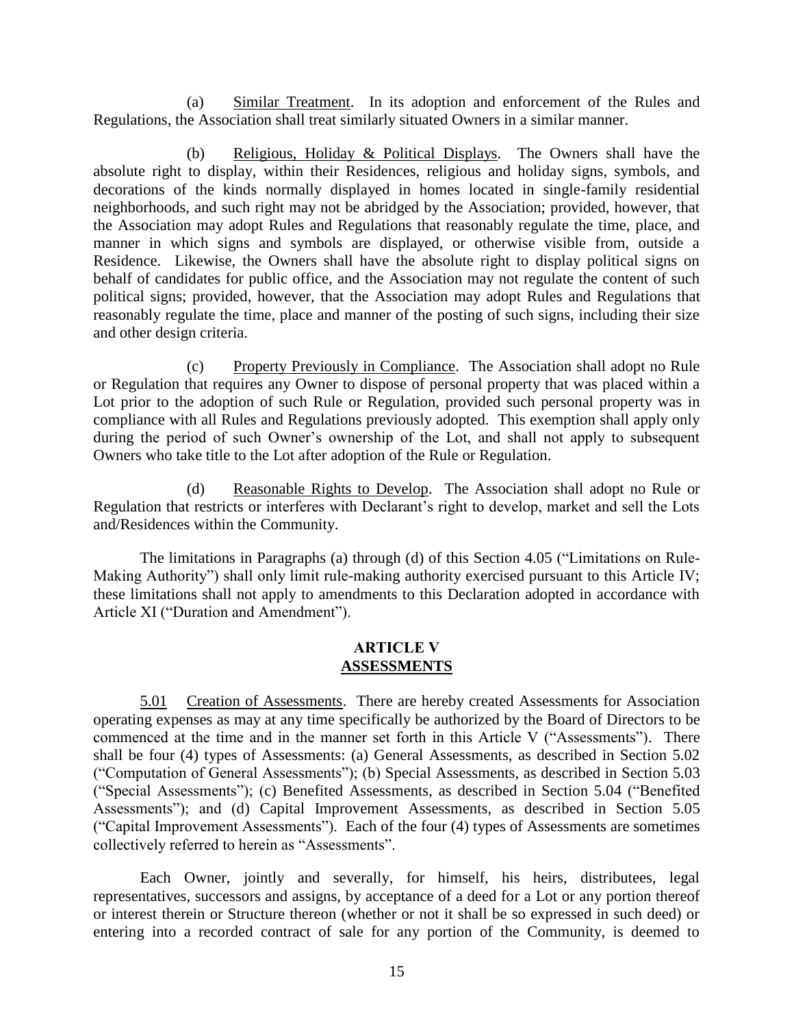(a) Similar Treatment. In its adoption and enforcement of the Rules and Regulations, the Association shall treat similarly situated Owners in a similar manner.

(b) Religious, Holiday & Political Displays. The Owners shall have the absolute right to display, within their Residences, religious and holiday signs, symbols, and decorations of the kinds normally displayed in homes located in single-family residential neighborhoods, and such right may not be abridged by the Association; provided, however, that the Association may adopt Rules and Regulations that reasonably regulate the time, place, and manner in which signs and symbols are displayed, or otherwise visible from, outside a Residence. Likewise, the Owners shall have the absolute right to display political signs on behalf of candidates for public office, and the Association may not regulate the content of such political signs; provided, however, that the Association may adopt Rules and Regulations that reasonably regulate the time, place and manner of the posting of such signs, including their size and other design criteria.

(c) Property Previously in Compliance. The Association shall adopt no Rule or Regulation that requires any Owner to dispose of personal property that was placed within a Lot prior to the adoption of such Rule or Regulation, provided such personal property was in compliance with all Rules and Regulations previously adopted. This exemption shall apply only during the period of such Owner's ownership of the Lot, and shall not apply to subsequent Owners who take title to the Lot after adoption of the Rule or Regulation.

(d) Reasonable Rights to Develop. The Association shall adopt no Rule or Regulation that restricts or interferes with Declarant's right to develop, market and sell the Lots and/Residences within the Community.

The limitations in Paragraphs (a) through (d) of this Section 4.05 ("Limitations on Rule-Making Authority") shall only limit rule-making authority exercised pursuant to this Article IV; these limitations shall not apply to amendments to this Declaration adopted in accordance with Article XI ("Duration and Amendment").

## ARTICLE V
## ASSESSMENTS

5.01 Creation of Assessments. There are hereby created Assessments for Association operating expenses as may at any time specifically be authorized by the Board of Directors to be commenced at the time and in the manner set forth in this Article V ("Assessments"). There shall be four (4) types of Assessments: (a) General Assessments, as described in Section 5.02 ("Computation of General Assessments"); (b) Special Assessments, as described in Section 5.03 ("Special Assessments"); (c) Benefited Assessments, as described in Section 5.04 ("Benefited Assessments"); and (d) Capital Improvement Assessments, as described in Section 5.05 ("Capital Improvement Assessments"). Each of the four (4) types of Assessments are sometimes collectively referred to herein as "Assessments".

Each Owner, jointly and severally, for himself, his heirs, distributees, legal representatives, successors and assigns, by acceptance of a deed for a Lot or any portion thereof or interest therein or Structure thereon (whether or not it shall be so expressed in such deed) or entering into a recorded contract of sale for any portion of the Community, is deemed to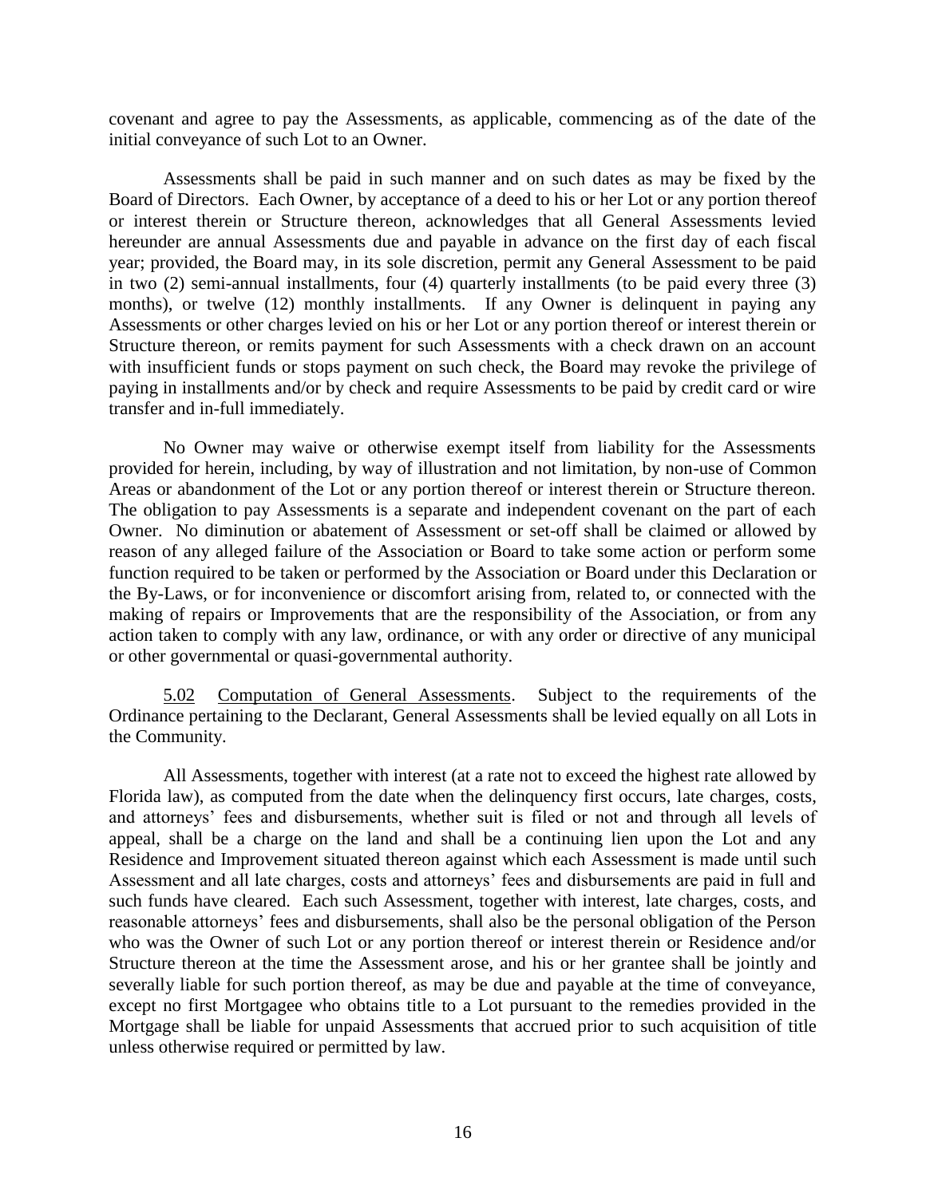covenant and agree to pay the Assessments, as applicable, commencing as of the date of the initial conveyance of such Lot to an Owner.

Assessments shall be paid in such manner and on such dates as may be fixed by the Board of Directors. Each Owner, by acceptance of a deed to his or her Lot or any portion thereof or interest therein or Structure thereon, acknowledges that all General Assessments levied hereunder are annual Assessments due and payable in advance on the first day of each fiscal year; provided, the Board may, in its sole discretion, permit any General Assessment to be paid in two (2) semi-annual installments, four (4) quarterly installments (to be paid every three (3) months), or twelve (12) monthly installments. If any Owner is delinquent in paying any Assessments or other charges levied on his or her Lot or any portion thereof or interest therein or Structure thereon, or remits payment for such Assessments with a check drawn on an account with insufficient funds or stops payment on such check, the Board may revoke the privilege of paying in installments and/or by check and require Assessments to be paid by credit card or wire transfer and in-full immediately.

No Owner may waive or otherwise exempt itself from liability for the Assessments provided for herein, including, by way of illustration and not limitation, by non-use of Common Areas or abandonment of the Lot or any portion thereof or interest therein or Structure thereon. The obligation to pay Assessments is a separate and independent covenant on the part of each Owner. No diminution or abatement of Assessment or set-off shall be claimed or allowed by reason of any alleged failure of the Association or Board to take some action or perform some function required to be taken or performed by the Association or Board under this Declaration or the By-Laws, or for inconvenience or discomfort arising from, related to, or connected with the making of repairs or Improvements that are the responsibility of the Association, or from any action taken to comply with any law, ordinance, or with any order or directive of any municipal or other governmental or quasi-governmental authority.

5.02 Computation of General Assessments. Subject to the requirements of the Ordinance pertaining to the Declarant, General Assessments shall be levied equally on all Lots in the Community.

All Assessments, together with interest (at a rate not to exceed the highest rate allowed by Florida law), as computed from the date when the delinquency first occurs, late charges, costs, and attorneys' fees and disbursements, whether suit is filed or not and through all levels of appeal, shall be a charge on the land and shall be a continuing lien upon the Lot and any Residence and Improvement situated thereon against which each Assessment is made until such Assessment and all late charges, costs and attorneys' fees and disbursements are paid in full and such funds have cleared. Each such Assessment, together with interest, late charges, costs, and reasonable attorneys' fees and disbursements, shall also be the personal obligation of the Person who was the Owner of such Lot or any portion thereof or interest therein or Residence and/or Structure thereon at the time the Assessment arose, and his or her grantee shall be jointly and severally liable for such portion thereof, as may be due and payable at the time of conveyance, except no first Mortgagee who obtains title to a Lot pursuant to the remedies provided in the Mortgage shall be liable for unpaid Assessments that accrued prior to such acquisition of title unless otherwise required or permitted by law.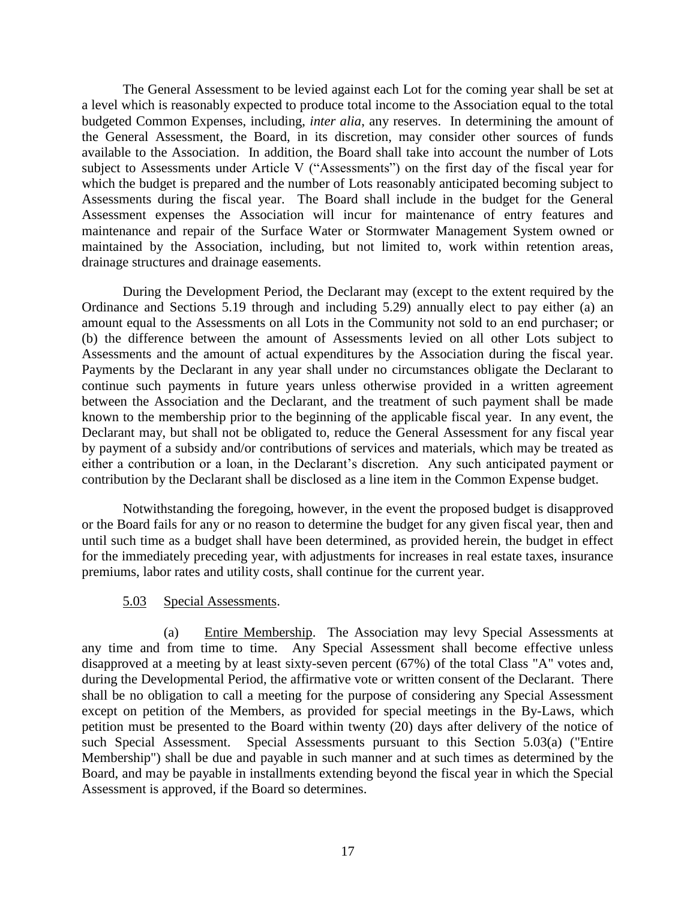The General Assessment to be levied against each Lot for the coming year shall be set at a level which is reasonably expected to produce total income to the Association equal to the total budgeted Common Expenses, including, *inter alia*, any reserves. In determining the amount of the General Assessment, the Board, in its discretion, may consider other sources of funds available to the Association. In addition, the Board shall take into account the number of Lots subject to Assessments under Article V ("Assessments") on the first day of the fiscal year for which the budget is prepared and the number of Lots reasonably anticipated becoming subject to Assessments during the fiscal year. The Board shall include in the budget for the General Assessment expenses the Association will incur for maintenance of entry features and maintenance and repair of the Surface Water or Stormwater Management System owned or maintained by the Association, including, but not limited to, work within retention areas, drainage structures and drainage easements.

During the Development Period, the Declarant may (except to the extent required by the Ordinance and Sections 5.19 through and including 5.29) annually elect to pay either (a) an amount equal to the Assessments on all Lots in the Community not sold to an end purchaser; or (b) the difference between the amount of Assessments levied on all other Lots subject to Assessments and the amount of actual expenditures by the Association during the fiscal year. Payments by the Declarant in any year shall under no circumstances obligate the Declarant to continue such payments in future years unless otherwise provided in a written agreement between the Association and the Declarant, and the treatment of such payment shall be made known to the membership prior to the beginning of the applicable fiscal year. In any event, the Declarant may, but shall not be obligated to, reduce the General Assessment for any fiscal year by payment of a subsidy and/or contributions of services and materials, which may be treated as either a contribution or a loan, in the Declarant's discretion. Any such anticipated payment or contribution by the Declarant shall be disclosed as a line item in the Common Expense budget.

Notwithstanding the foregoing, however, in the event the proposed budget is disapproved or the Board fails for any or no reason to determine the budget for any given fiscal year, then and until such time as a budget shall have been determined, as provided herein, the budget in effect for the immediately preceding year, with adjustments for increases in real estate taxes, insurance premiums, labor rates and utility costs, shall continue for the current year.

5.03 Special Assessments.

(a) Entire Membership. The Association may levy Special Assessments at any time and from time to time. Any Special Assessment shall become effective unless disapproved at a meeting by at least sixty-seven percent (67%) of the total Class "A" votes and, during the Developmental Period, the affirmative vote or written consent of the Declarant. There shall be no obligation to call a meeting for the purpose of considering any Special Assessment except on petition of the Members, as provided for special meetings in the By-Laws, which petition must be presented to the Board within twenty (20) days after delivery of the notice of such Special Assessment. Special Assessments pursuant to this Section 5.03(a) ("Entire Membership") shall be due and payable in such manner and at such times as determined by the Board, and may be payable in installments extending beyond the fiscal year in which the Special Assessment is approved, if the Board so determines.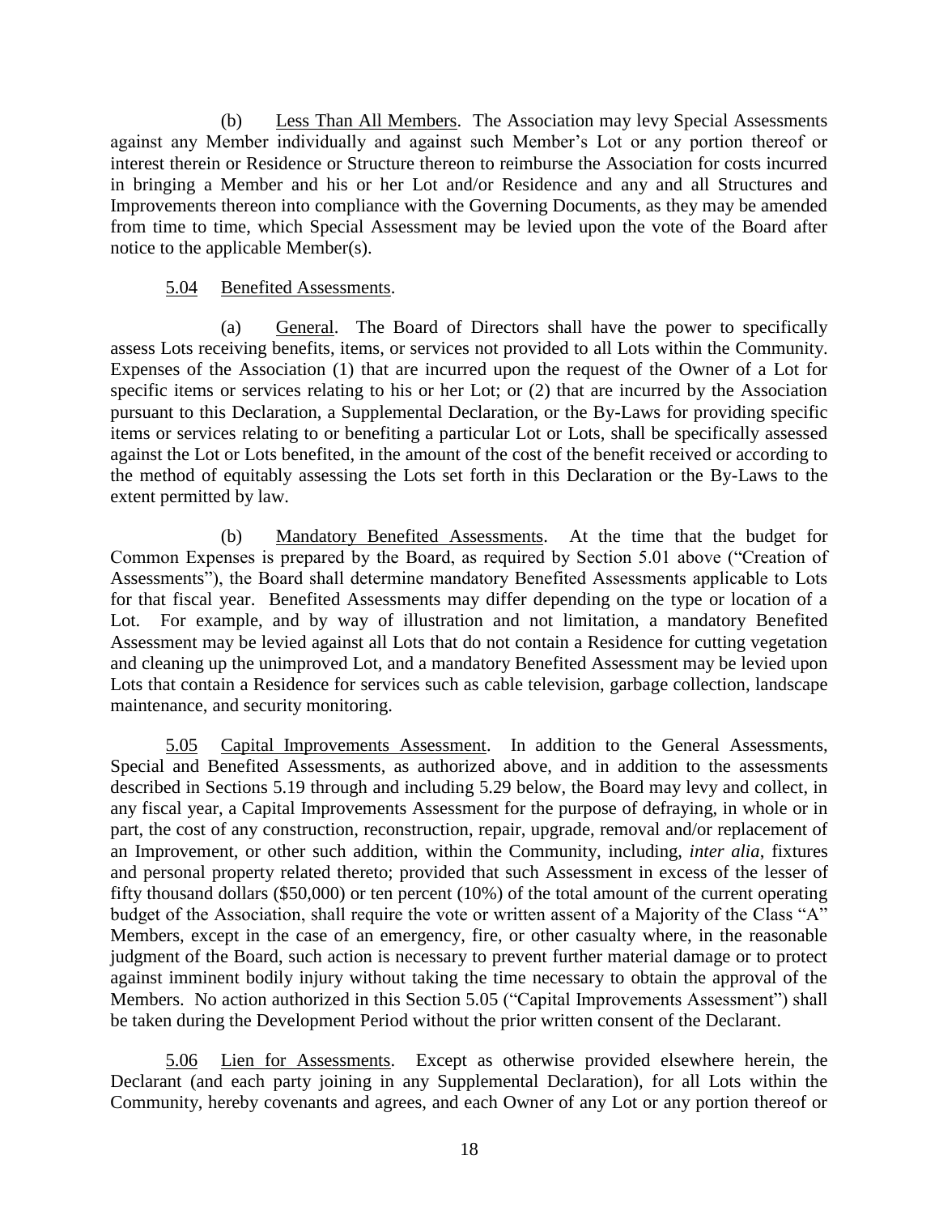(b) Less Than All Members. The Association may levy Special Assessments against any Member individually and against such Member's Lot or any portion thereof or interest therein or Residence or Structure thereon to reimburse the Association for costs incurred in bringing a Member and his or her Lot and/or Residence and any and all Structures and Improvements thereon into compliance with the Governing Documents, as they may be amended from time to time, which Special Assessment may be levied upon the vote of the Board after notice to the applicable Member(s).

5.04 Benefited Assessments.

(a) General. The Board of Directors shall have the power to specifically assess Lots receiving benefits, items, or services not provided to all Lots within the Community. Expenses of the Association (1) that are incurred upon the request of the Owner of a Lot for specific items or services relating to his or her Lot; or (2) that are incurred by the Association pursuant to this Declaration, a Supplemental Declaration, or the By-Laws for providing specific items or services relating to or benefiting a particular Lot or Lots, shall be specifically assessed against the Lot or Lots benefited, in the amount of the cost of the benefit received or according to the method of equitably assessing the Lots set forth in this Declaration or the By-Laws to the extent permitted by law.

(b) Mandatory Benefited Assessments. At the time that the budget for Common Expenses is prepared by the Board, as required by Section 5.01 above ("Creation of Assessments"), the Board shall determine mandatory Benefited Assessments applicable to Lots for that fiscal year. Benefited Assessments may differ depending on the type or location of a Lot. For example, and by way of illustration and not limitation, a mandatory Benefited Assessment may be levied against all Lots that do not contain a Residence for cutting vegetation and cleaning up the unimproved Lot, and a mandatory Benefited Assessment may be levied upon Lots that contain a Residence for services such as cable television, garbage collection, landscape maintenance, and security monitoring.

5.05 Capital Improvements Assessment. In addition to the General Assessments, Special and Benefited Assessments, as authorized above, and in addition to the assessments described in Sections 5.19 through and including 5.29 below, the Board may levy and collect, in any fiscal year, a Capital Improvements Assessment for the purpose of defraying, in whole or in part, the cost of any construction, reconstruction, repair, upgrade, removal and/or replacement of an Improvement, or other such addition, within the Community, including, *inter alia*, fixtures and personal property related thereto; provided that such Assessment in excess of the lesser of fifty thousand dollars ($50,000) or ten percent (10%) of the total amount of the current operating budget of the Association, shall require the vote or written assent of a Majority of the Class "A" Members, except in the case of an emergency, fire, or other casualty where, in the reasonable judgment of the Board, such action is necessary to prevent further material damage or to protect against imminent bodily injury without taking the time necessary to obtain the approval of the Members. No action authorized in this Section 5.05 ("Capital Improvements Assessment") shall be taken during the Development Period without the prior written consent of the Declarant.

5.06 Lien for Assessments. Except as otherwise provided elsewhere herein, the Declarant (and each party joining in any Supplemental Declaration), for all Lots within the Community, hereby covenants and agrees, and each Owner of any Lot or any portion thereof or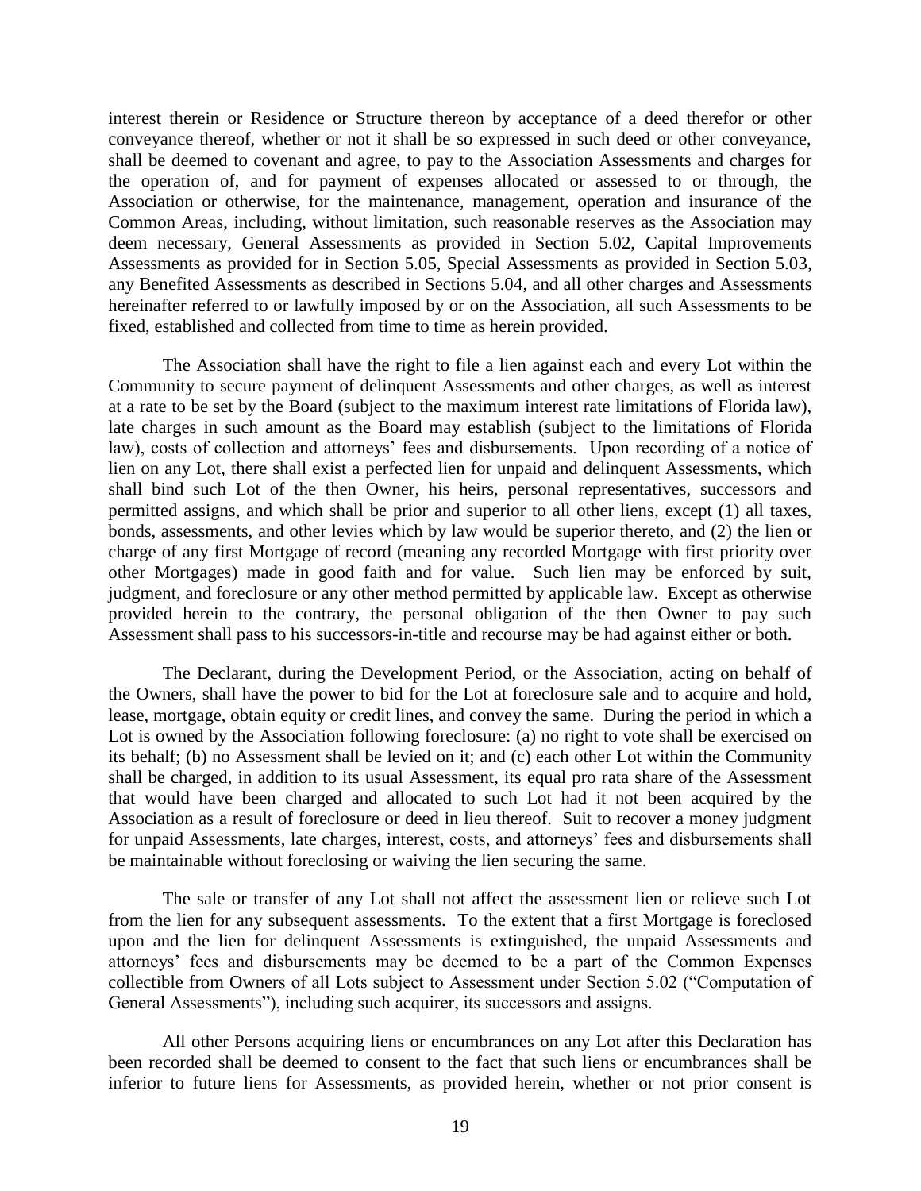interest therein or Residence or Structure thereon by acceptance of a deed therefor or other conveyance thereof, whether or not it shall be so expressed in such deed or other conveyance, shall be deemed to covenant and agree, to pay to the Association Assessments and charges for the operation of, and for payment of expenses allocated or assessed to or through, the Association or otherwise, for the maintenance, management, operation and insurance of the Common Areas, including, without limitation, such reasonable reserves as the Association may deem necessary, General Assessments as provided in Section 5.02, Capital Improvements Assessments as provided for in Section 5.05, Special Assessments as provided in Section 5.03, any Benefited Assessments as described in Sections 5.04, and all other charges and Assessments hereinafter referred to or lawfully imposed by or on the Association, all such Assessments to be fixed, established and collected from time to time as herein provided.

The Association shall have the right to file a lien against each and every Lot within the Community to secure payment of delinquent Assessments and other charges, as well as interest at a rate to be set by the Board (subject to the maximum interest rate limitations of Florida law), late charges in such amount as the Board may establish (subject to the limitations of Florida law), costs of collection and attorneys' fees and disbursements. Upon recording of a notice of lien on any Lot, there shall exist a perfected lien for unpaid and delinquent Assessments, which shall bind such Lot of the then Owner, his heirs, personal representatives, successors and permitted assigns, and which shall be prior and superior to all other liens, except (1) all taxes, bonds, assessments, and other levies which by law would be superior thereto, and (2) the lien or charge of any first Mortgage of record (meaning any recorded Mortgage with first priority over other Mortgages) made in good faith and for value. Such lien may be enforced by suit, judgment, and foreclosure or any other method permitted by applicable law. Except as otherwise provided herein to the contrary, the personal obligation of the then Owner to pay such Assessment shall pass to his successors-in-title and recourse may be had against either or both.

The Declarant, during the Development Period, or the Association, acting on behalf of the Owners, shall have the power to bid for the Lot at foreclosure sale and to acquire and hold, lease, mortgage, obtain equity or credit lines, and convey the same. During the period in which a Lot is owned by the Association following foreclosure: (a) no right to vote shall be exercised on its behalf; (b) no Assessment shall be levied on it; and (c) each other Lot within the Community shall be charged, in addition to its usual Assessment, its equal pro rata share of the Assessment that would have been charged and allocated to such Lot had it not been acquired by the Association as a result of foreclosure or deed in lieu thereof. Suit to recover a money judgment for unpaid Assessments, late charges, interest, costs, and attorneys' fees and disbursements shall be maintainable without foreclosing or waiving the lien securing the same.

The sale or transfer of any Lot shall not affect the assessment lien or relieve such Lot from the lien for any subsequent assessments. To the extent that a first Mortgage is foreclosed upon and the lien for delinquent Assessments is extinguished, the unpaid Assessments and attorneys' fees and disbursements may be deemed to be a part of the Common Expenses collectible from Owners of all Lots subject to Assessment under Section 5.02 ("Computation of General Assessments"), including such acquirer, its successors and assigns.

All other Persons acquiring liens or encumbrances on any Lot after this Declaration has been recorded shall be deemed to consent to the fact that such liens or encumbrances shall be inferior to future liens for Assessments, as provided herein, whether or not prior consent is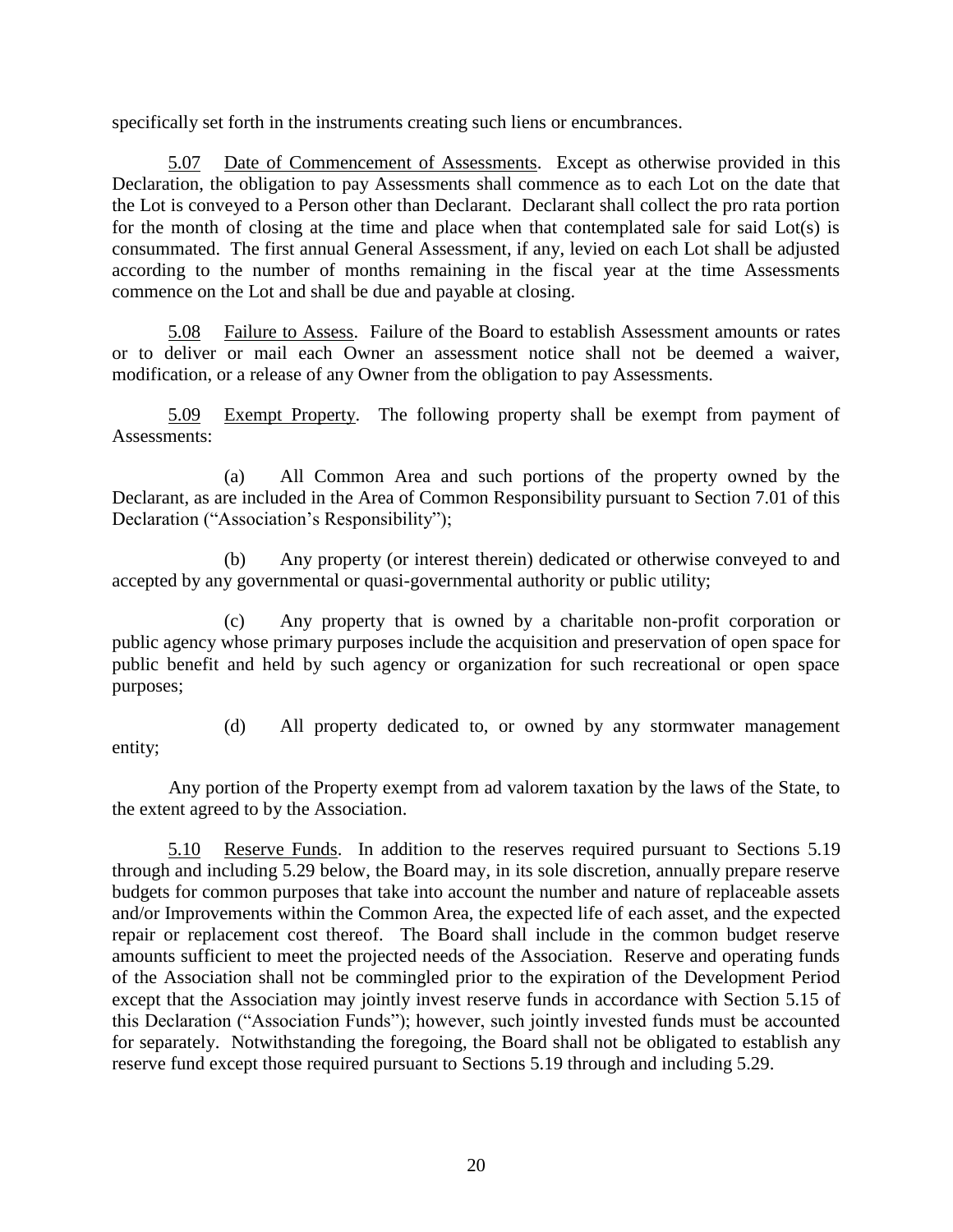specifically set forth in the instruments creating such liens or encumbrances.

5.07 Date of Commencement of Assessments. Except as otherwise provided in this Declaration, the obligation to pay Assessments shall commence as to each Lot on the date that the Lot is conveyed to a Person other than Declarant. Declarant shall collect the pro rata portion for the month of closing at the time and place when that contemplated sale for said Lot(s) is consummated. The first annual General Assessment, if any, levied on each Lot shall be adjusted according to the number of months remaining in the fiscal year at the time Assessments commence on the Lot and shall be due and payable at closing.

5.08 Failure to Assess. Failure of the Board to establish Assessment amounts or rates or to deliver or mail each Owner an assessment notice shall not be deemed a waiver, modification, or a release of any Owner from the obligation to pay Assessments.

5.09 Exempt Property. The following property shall be exempt from payment of Assessments:

(a) All Common Area and such portions of the property owned by the Declarant, as are included in the Area of Common Responsibility pursuant to Section 7.01 of this Declaration ("Association's Responsibility");

(b) Any property (or interest therein) dedicated or otherwise conveyed to and accepted by any governmental or quasi-governmental authority or public utility;

(c) Any property that is owned by a charitable non-profit corporation or public agency whose primary purposes include the acquisition and preservation of open space for public benefit and held by such agency or organization for such recreational or open space purposes;

(d) All property dedicated to, or owned by any stormwater management entity;

Any portion of the Property exempt from ad valorem taxation by the laws of the State, to the extent agreed to by the Association.

5.10 Reserve Funds. In addition to the reserves required pursuant to Sections 5.19 through and including 5.29 below, the Board may, in its sole discretion, annually prepare reserve budgets for common purposes that take into account the number and nature of replaceable assets and/or Improvements within the Common Area, the expected life of each asset, and the expected repair or replacement cost thereof. The Board shall include in the common budget reserve amounts sufficient to meet the projected needs of the Association. Reserve and operating funds of the Association shall not be commingled prior to the expiration of the Development Period except that the Association may jointly invest reserve funds in accordance with Section 5.15 of this Declaration ("Association Funds"); however, such jointly invested funds must be accounted for separately. Notwithstanding the foregoing, the Board shall not be obligated to establish any reserve fund except those required pursuant to Sections 5.19 through and including 5.29.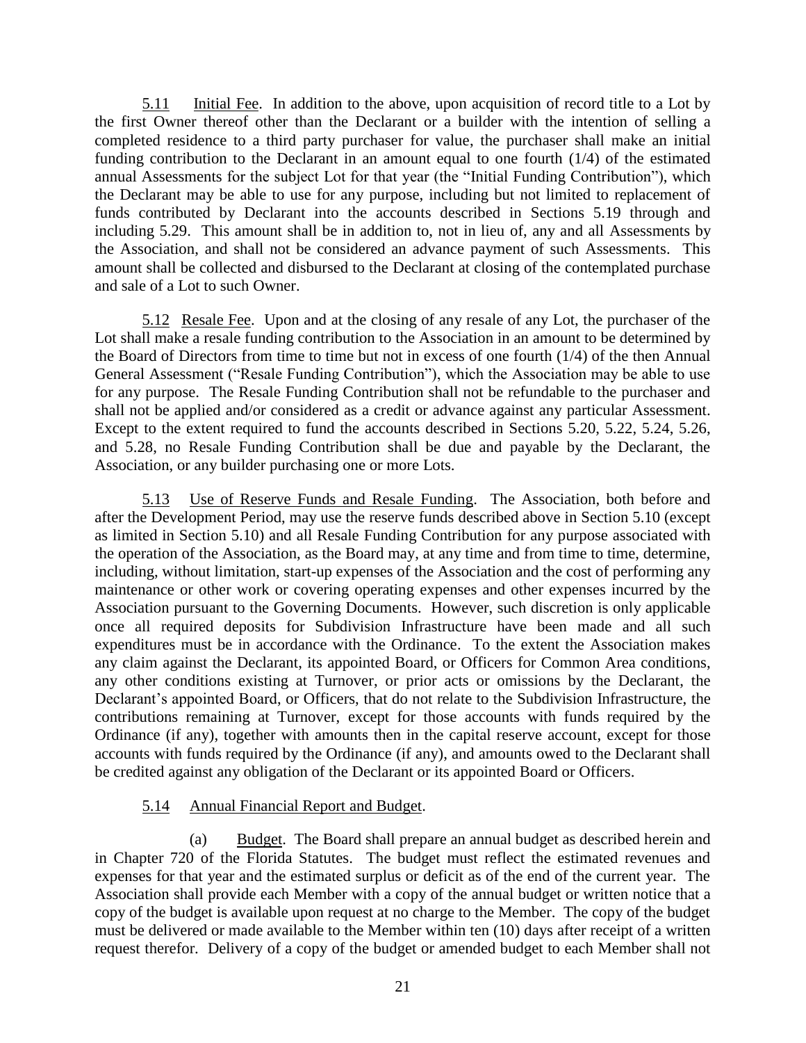5.11 Initial Fee. In addition to the above, upon acquisition of record title to a Lot by the first Owner thereof other than the Declarant or a builder with the intention of selling a completed residence to a third party purchaser for value, the purchaser shall make an initial funding contribution to the Declarant in an amount equal to one fourth (1/4) of the estimated annual Assessments for the subject Lot for that year (the "Initial Funding Contribution"), which the Declarant may be able to use for any purpose, including but not limited to replacement of funds contributed by Declarant into the accounts described in Sections 5.19 through and including 5.29. This amount shall be in addition to, not in lieu of, any and all Assessments by the Association, and shall not be considered an advance payment of such Assessments. This amount shall be collected and disbursed to the Declarant at closing of the contemplated purchase and sale of a Lot to such Owner.

5.12 Resale Fee. Upon and at the closing of any resale of any Lot, the purchaser of the Lot shall make a resale funding contribution to the Association in an amount to be determined by the Board of Directors from time to time but not in excess of one fourth (1/4) of the then Annual General Assessment ("Resale Funding Contribution"), which the Association may be able to use for any purpose. The Resale Funding Contribution shall not be refundable to the purchaser and shall not be applied and/or considered as a credit or advance against any particular Assessment. Except to the extent required to fund the accounts described in Sections 5.20, 5.22, 5.24, 5.26, and 5.28, no Resale Funding Contribution shall be due and payable by the Declarant, the Association, or any builder purchasing one or more Lots.

5.13 Use of Reserve Funds and Resale Funding. The Association, both before and after the Development Period, may use the reserve funds described above in Section 5.10 (except as limited in Section 5.10) and all Resale Funding Contribution for any purpose associated with the operation of the Association, as the Board may, at any time and from time to time, determine, including, without limitation, start-up expenses of the Association and the cost of performing any maintenance or other work or covering operating expenses and other expenses incurred by the Association pursuant to the Governing Documents. However, such discretion is only applicable once all required deposits for Subdivision Infrastructure have been made and all such expenditures must be in accordance with the Ordinance. To the extent the Association makes any claim against the Declarant, its appointed Board, or Officers for Common Area conditions, any other conditions existing at Turnover, or prior acts or omissions by the Declarant, the Declarant's appointed Board, or Officers, that do not relate to the Subdivision Infrastructure, the contributions remaining at Turnover, except for those accounts with funds required by the Ordinance (if any), together with amounts then in the capital reserve account, except for those accounts with funds required by the Ordinance (if any), and amounts owed to the Declarant shall be credited against any obligation of the Declarant or its appointed Board or Officers.

5.14 Annual Financial Report and Budget.

(a) Budget. The Board shall prepare an annual budget as described herein and in Chapter 720 of the Florida Statutes. The budget must reflect the estimated revenues and expenses for that year and the estimated surplus or deficit as of the end of the current year. The Association shall provide each Member with a copy of the annual budget or written notice that a copy of the budget is available upon request at no charge to the Member. The copy of the budget must be delivered or made available to the Member within ten (10) days after receipt of a written request therefor. Delivery of a copy of the budget or amended budget to each Member shall not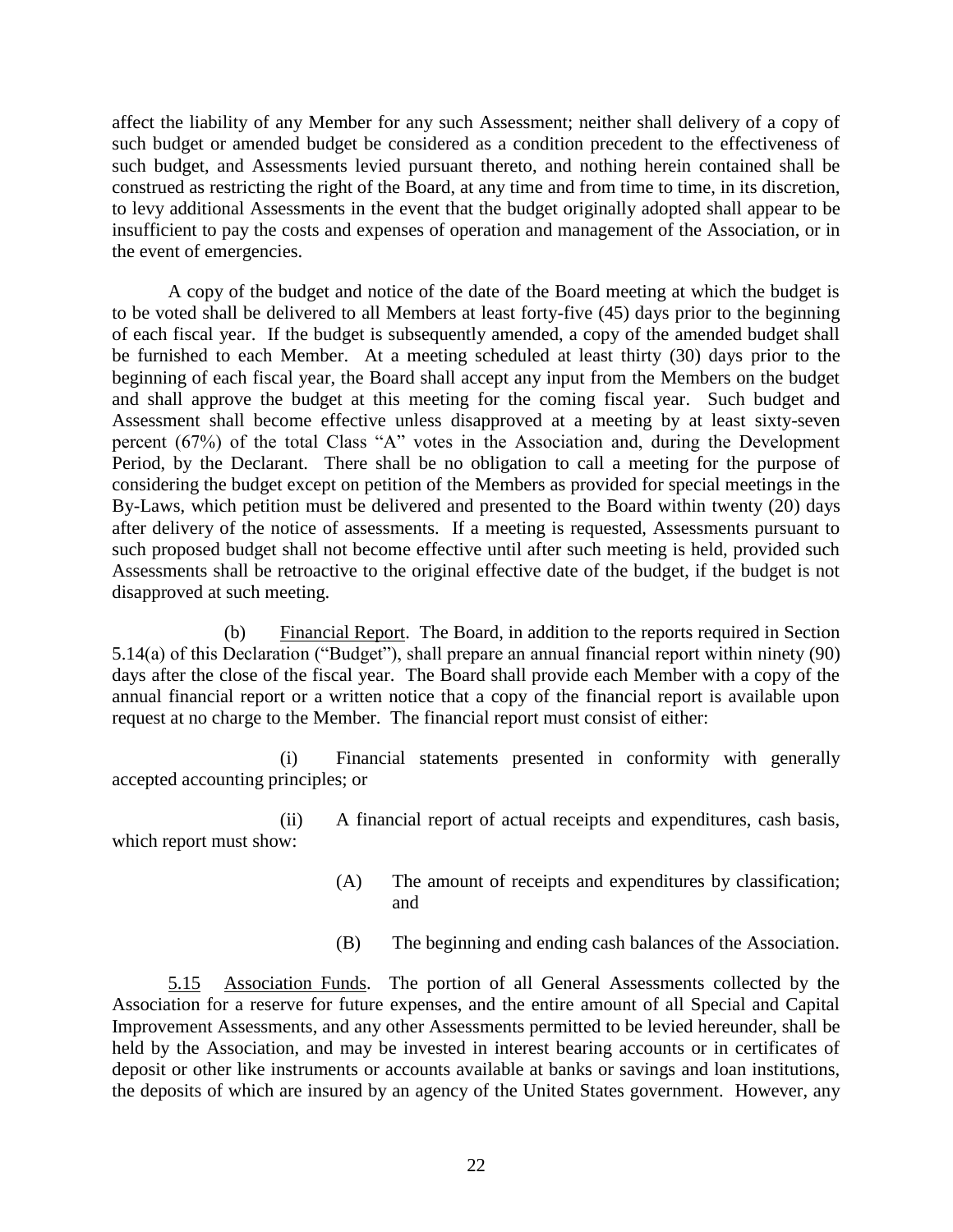affect the liability of any Member for any such Assessment; neither shall delivery of a copy of such budget or amended budget be considered as a condition precedent to the effectiveness of such budget, and Assessments levied pursuant thereto, and nothing herein contained shall be construed as restricting the right of the Board, at any time and from time to time, in its discretion, to levy additional Assessments in the event that the budget originally adopted shall appear to be insufficient to pay the costs and expenses of operation and management of the Association, or in the event of emergencies.

A copy of the budget and notice of the date of the Board meeting at which the budget is to be voted shall be delivered to all Members at least forty-five (45) days prior to the beginning of each fiscal year. If the budget is subsequently amended, a copy of the amended budget shall be furnished to each Member. At a meeting scheduled at least thirty (30) days prior to the beginning of each fiscal year, the Board shall accept any input from the Members on the budget and shall approve the budget at this meeting for the coming fiscal year. Such budget and Assessment shall become effective unless disapproved at a meeting by at least sixty-seven percent (67%) of the total Class "A" votes in the Association and, during the Development Period, by the Declarant. There shall be no obligation to call a meeting for the purpose of considering the budget except on petition of the Members as provided for special meetings in the By-Laws, which petition must be delivered and presented to the Board within twenty (20) days after delivery of the notice of assessments. If a meeting is requested, Assessments pursuant to such proposed budget shall not become effective until after such meeting is held, provided such Assessments shall be retroactive to the original effective date of the budget, if the budget is not disapproved at such meeting.

(b) Financial Report. The Board, in addition to the reports required in Section 5.14(a) of this Declaration ("Budget"), shall prepare an annual financial report within ninety (90) days after the close of the fiscal year. The Board shall provide each Member with a copy of the annual financial report or a written notice that a copy of the financial report is available upon request at no charge to the Member. The financial report must consist of either:

(i) Financial statements presented in conformity with generally accepted accounting principles; or

(ii) A financial report of actual receipts and expenditures, cash basis, which report must show:

(A) The amount of receipts and expenditures by classification; and

(B) The beginning and ending cash balances of the Association.

5.15 Association Funds. The portion of all General Assessments collected by the Association for a reserve for future expenses, and the entire amount of all Special and Capital Improvement Assessments, and any other Assessments permitted to be levied hereunder, shall be held by the Association, and may be invested in interest bearing accounts or in certificates of deposit or other like instruments or accounts available at banks or savings and loan institutions, the deposits of which are insured by an agency of the United States government. However, any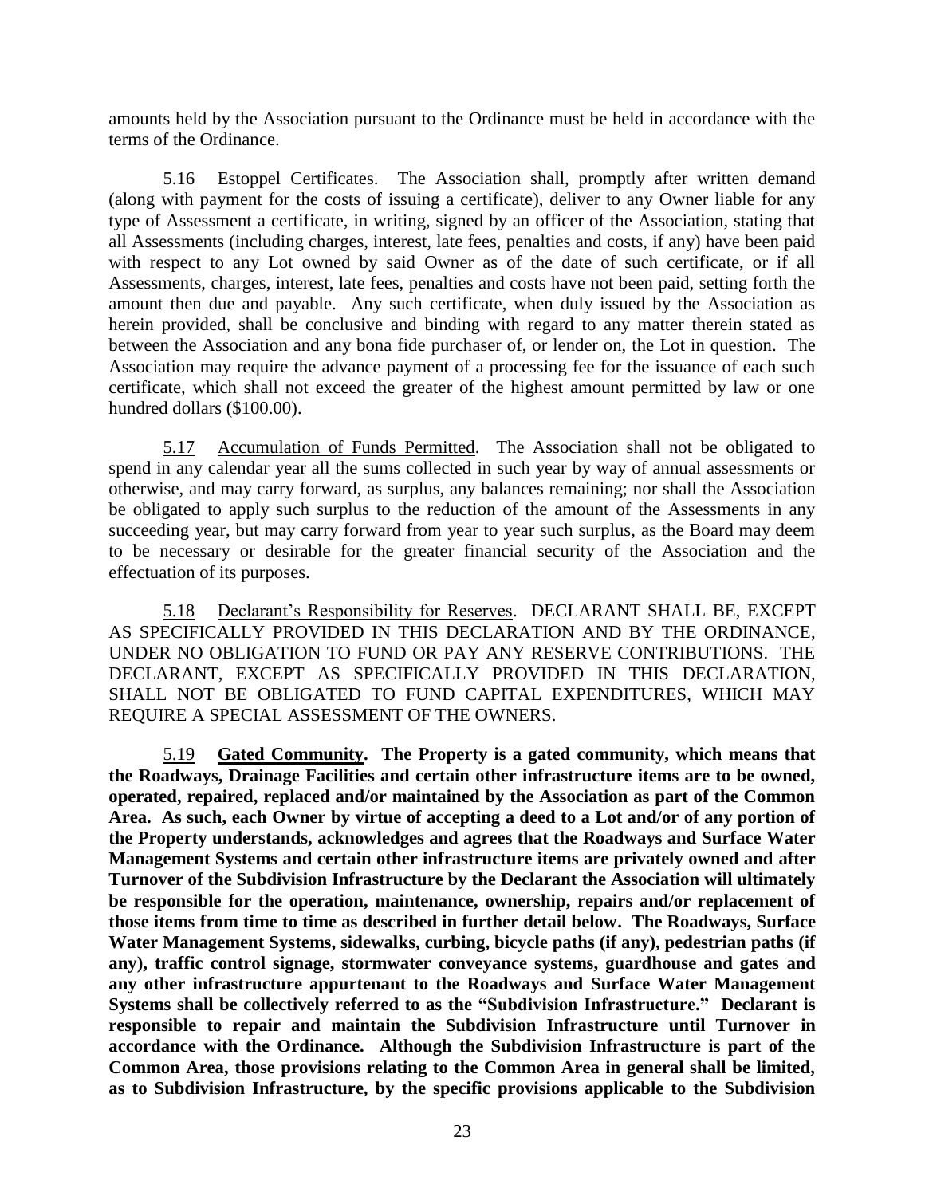amounts held by the Association pursuant to the Ordinance must be held in accordance with the terms of the Ordinance.

5.16 Estoppel Certificates. The Association shall, promptly after written demand (along with payment for the costs of issuing a certificate), deliver to any Owner liable for any type of Assessment a certificate, in writing, signed by an officer of the Association, stating that all Assessments (including charges, interest, late fees, penalties and costs, if any) have been paid with respect to any Lot owned by said Owner as of the date of such certificate, or if all Assessments, charges, interest, late fees, penalties and costs have not been paid, setting forth the amount then due and payable. Any such certificate, when duly issued by the Association as herein provided, shall be conclusive and binding with regard to any matter therein stated as between the Association and any bona fide purchaser of, or lender on, the Lot in question. The Association may require the advance payment of a processing fee for the issuance of each such certificate, which shall not exceed the greater of the highest amount permitted by law or one hundred dollars ($100.00).

5.17 Accumulation of Funds Permitted. The Association shall not be obligated to spend in any calendar year all the sums collected in such year by way of annual assessments or otherwise, and may carry forward, as surplus, any balances remaining; nor shall the Association be obligated to apply such surplus to the reduction of the amount of the Assessments in any succeeding year, but may carry forward from year to year such surplus, as the Board may deem to be necessary or desirable for the greater financial security of the Association and the effectuation of its purposes.

5.18 Declarant's Responsibility for Reserves. DECLARANT SHALL BE, EXCEPT AS SPECIFICALLY PROVIDED IN THIS DECLARATION AND BY THE ORDINANCE, UNDER NO OBLIGATION TO FUND OR PAY ANY RESERVE CONTRIBUTIONS. THE DECLARANT, EXCEPT AS SPECIFICALLY PROVIDED IN THIS DECLARATION, SHALL NOT BE OBLIGATED TO FUND CAPITAL EXPENDITURES, WHICH MAY REQUIRE A SPECIAL ASSESSMENT OF THE OWNERS.

**5.19 Gated Community. The Property is a gated community, which means that the Roadways, Drainage Facilities and certain other infrastructure items are to be owned, operated, repaired, replaced and/or maintained by the Association as part of the Common Area. As such, each Owner by virtue of accepting a deed to a Lot and/or of any portion of the Property understands, acknowledges and agrees that the Roadways and Surface Water Management Systems and certain other infrastructure items are privately owned and after Turnover of the Subdivision Infrastructure by the Declarant the Association will ultimately be responsible for the operation, maintenance, ownership, repairs and/or replacement of those items from time to time as described in further detail below. The Roadways, Surface Water Management Systems, sidewalks, curbing, bicycle paths (if any), pedestrian paths (if any), traffic control signage, stormwater conveyance systems, guardhouse and gates and any other infrastructure appurtenant to the Roadways and Surface Water Management Systems shall be collectively referred to as the "Subdivision Infrastructure." Declarant is responsible to repair and maintain the Subdivision Infrastructure until Turnover in accordance with the Ordinance. Although the Subdivision Infrastructure is part of the Common Area, those provisions relating to the Common Area in general shall be limited, as to Subdivision Infrastructure, by the specific provisions applicable to the Subdivision**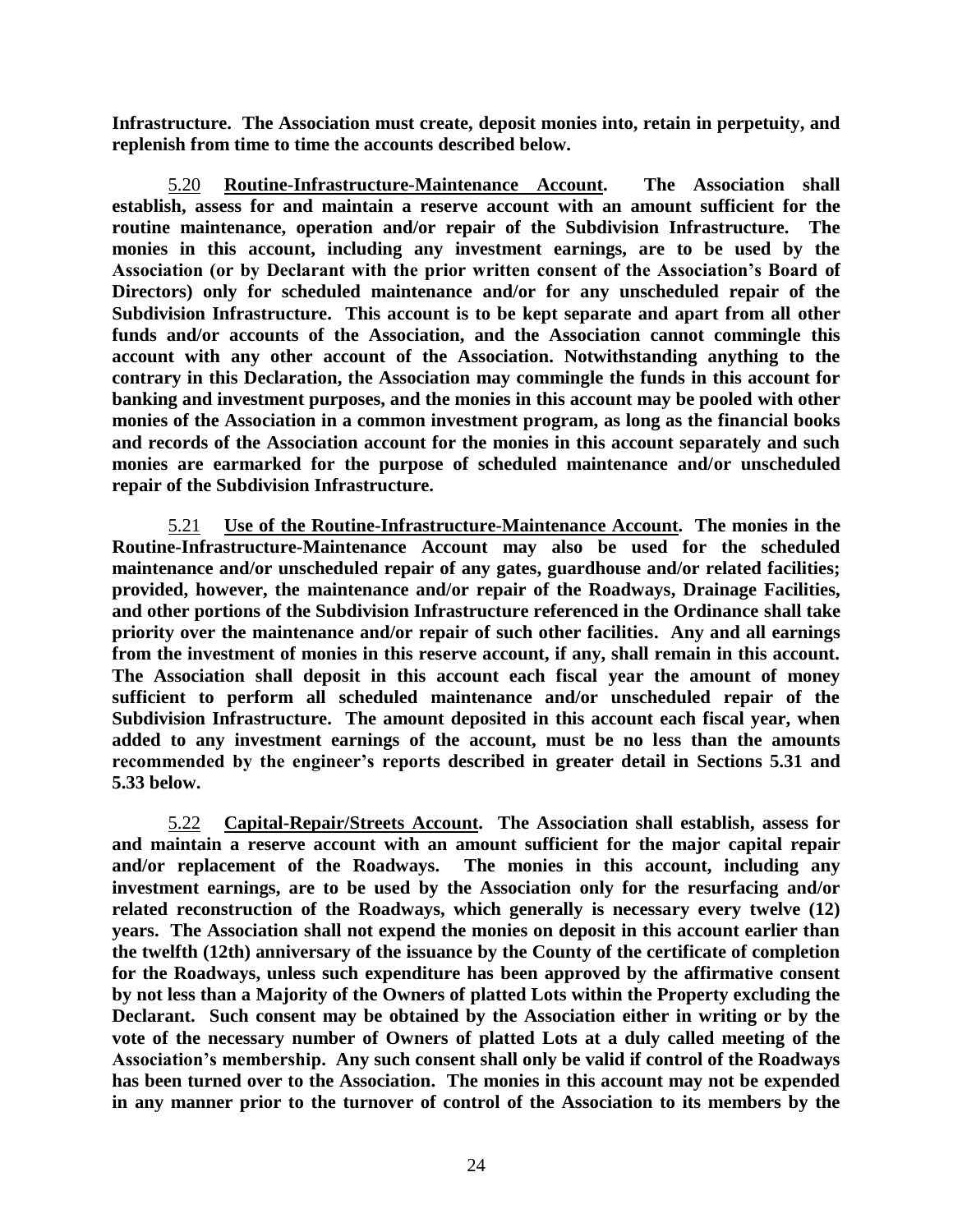**Infrastructure. The Association must create, deposit monies into, retain in perpetuity, and replenish from time to time the accounts described below.**

5.20 **Routine-Infrastructure-Maintenance Account. The Association shall establish, assess for and maintain a reserve account with an amount sufficient for the routine maintenance, operation and/or repair of the Subdivision Infrastructure. The monies in this account, including any investment earnings, are to be used by the Association (or by Declarant with the prior written consent of the Association's Board of Directors) only for scheduled maintenance and/or for any unscheduled repair of the Subdivision Infrastructure. This account is to be kept separate and apart from all other funds and/or accounts of the Association, and the Association cannot commingle this account with any other account of the Association. Notwithstanding anything to the contrary in this Declaration, the Association may commingle the funds in this account for banking and investment purposes, and the monies in this account may be pooled with other monies of the Association in a common investment program, as long as the financial books and records of the Association account for the monies in this account separately and such monies are earmarked for the purpose of scheduled maintenance and/or unscheduled repair of the Subdivision Infrastructure.**

5.21 **Use of the Routine-Infrastructure-Maintenance Account. The monies in the Routine-Infrastructure-Maintenance Account may also be used for the scheduled maintenance and/or unscheduled repair of any gates, guardhouse and/or related facilities; provided, however, the maintenance and/or repair of the Roadways, Drainage Facilities, and other portions of the Subdivision Infrastructure referenced in the Ordinance shall take priority over the maintenance and/or repair of such other facilities. Any and all earnings from the investment of monies in this reserve account, if any, shall remain in this account. The Association shall deposit in this account each fiscal year the amount of money sufficient to perform all scheduled maintenance and/or unscheduled repair of the Subdivision Infrastructure. The amount deposited in this account each fiscal year, when added to any investment earnings of the account, must be no less than the amounts recommended by the engineer's reports described in greater detail in Sections 5.31 and 5.33 below.**

5.22 **Capital-Repair/Streets Account. The Association shall establish, assess for and maintain a reserve account with an amount sufficient for the major capital repair and/or replacement of the Roadways. The monies in this account, including any investment earnings, are to be used by the Association only for the resurfacing and/or related reconstruction of the Roadways, which generally is necessary every twelve (12) years. The Association shall not expend the monies on deposit in this account earlier than the twelfth (12th) anniversary of the issuance by the County of the certificate of completion for the Roadways, unless such expenditure has been approved by the affirmative consent by not less than a Majority of the Owners of platted Lots within the Property excluding the Declarant. Such consent may be obtained by the Association either in writing or by the vote of the necessary number of Owners of platted Lots at a duly called meeting of the Association's membership. Any such consent shall only be valid if control of the Roadways has been turned over to the Association. The monies in this account may not be expended in any manner prior to the turnover of control of the Association to its members by the**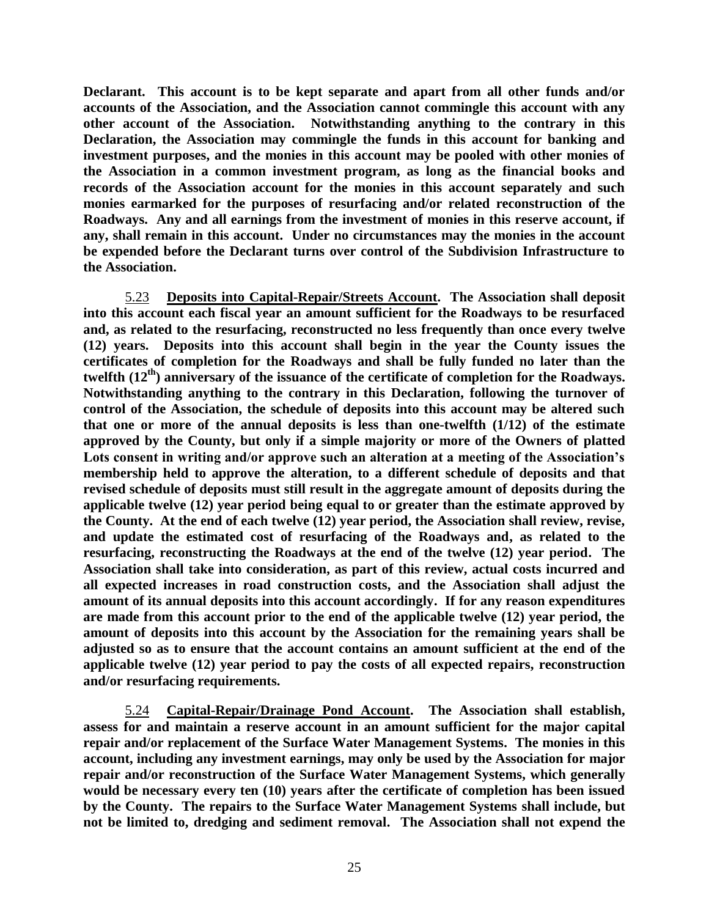**Declarant. This account is to be kept separate and apart from all other funds and/or accounts of the Association, and the Association cannot commingle this account with any other account of the Association. Notwithstanding anything to the contrary in this Declaration, the Association may commingle the funds in this account for banking and investment purposes, and the monies in this account may be pooled with other monies of the Association in a common investment program, as long as the financial books and records of the Association account for the monies in this account separately and such monies earmarked for the purposes of resurfacing and/or related reconstruction of the Roadways. Any and all earnings from the investment of monies in this reserve account, if any, shall remain in this account. Under no circumstances may the monies in the account be expended before the Declarant turns over control of the Subdivision Infrastructure to the Association.**

5.23 **Deposits into Capital-Repair/Streets Account. The Association shall deposit into this account each fiscal year an amount sufficient for the Roadways to be resurfaced and, as related to the resurfacing, reconstructed no less frequently than once every twelve (12) years. Deposits into this account shall begin in the year the County issues the certificates of completion for the Roadways and shall be fully funded no later than the twelfth (12th) anniversary of the issuance of the certificate of completion for the Roadways. Notwithstanding anything to the contrary in this Declaration, following the turnover of control of the Association, the schedule of deposits into this account may be altered such that one or more of the annual deposits is less than one-twelfth (1/12) of the estimate approved by the County, but only if a simple majority or more of the Owners of platted Lots consent in writing and/or approve such an alteration at a meeting of the Association's membership held to approve the alteration, to a different schedule of deposits and that revised schedule of deposits must still result in the aggregate amount of deposits during the applicable twelve (12) year period being equal to or greater than the estimate approved by the County. At the end of each twelve (12) year period, the Association shall review, revise, and update the estimated cost of resurfacing of the Roadways and, as related to the resurfacing, reconstructing the Roadways at the end of the twelve (12) year period. The Association shall take into consideration, as part of this review, actual costs incurred and all expected increases in road construction costs, and the Association shall adjust the amount of its annual deposits into this account accordingly. If for any reason expenditures are made from this account prior to the end of the applicable twelve (12) year period, the amount of deposits into this account by the Association for the remaining years shall be adjusted so as to ensure that the account contains an amount sufficient at the end of the applicable twelve (12) year period to pay the costs of all expected repairs, reconstruction and/or resurfacing requirements.**

5.24 **Capital-Repair/Drainage Pond Account. The Association shall establish, assess for and maintain a reserve account in an amount sufficient for the major capital repair and/or replacement of the Surface Water Management Systems. The monies in this account, including any investment earnings, may only be used by the Association for major repair and/or reconstruction of the Surface Water Management Systems, which generally would be necessary every ten (10) years after the certificate of completion has been issued by the County. The repairs to the Surface Water Management Systems shall include, but not be limited to, dredging and sediment removal. The Association shall not expend the**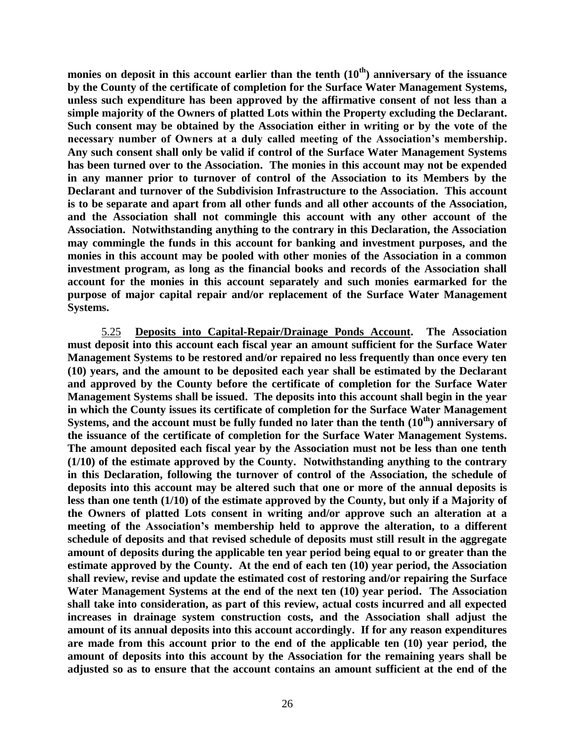**monies on deposit in this account earlier than the tenth (10th) anniversary of the issuance by the County of the certificate of completion for the Surface Water Management Systems, unless such expenditure has been approved by the affirmative consent of not less than a simple majority of the Owners of platted Lots within the Property excluding the Declarant. Such consent may be obtained by the Association either in writing or by the vote of the necessary number of Owners at a duly called meeting of the Association's membership. Any such consent shall only be valid if control of the Surface Water Management Systems has been turned over to the Association. The monies in this account may not be expended in any manner prior to turnover of control of the Association to its Members by the Declarant and turnover of the Subdivision Infrastructure to the Association. This account is to be separate and apart from all other funds and all other accounts of the Association, and the Association shall not commingle this account with any other account of the Association. Notwithstanding anything to the contrary in this Declaration, the Association may commingle the funds in this account for banking and investment purposes, and the monies in this account may be pooled with other monies of the Association in a common investment program, as long as the financial books and records of the Association shall account for the monies in this account separately and such monies earmarked for the purpose of major capital repair and/or replacement of the Surface Water Management Systems.**

5.25 **<u>Deposits into Capital-Repair/Drainage Ponds Account</u>. The Association must deposit into this account each fiscal year an amount sufficient for the Surface Water Management Systems to be restored and/or repaired no less frequently than once every ten (10) years, and the amount to be deposited each year shall be estimated by the Declarant and approved by the County before the certificate of completion for the Surface Water Management Systems shall be issued. The deposits into this account shall begin in the year in which the County issues its certificate of completion for the Surface Water Management Systems, and the account must be fully funded no later than the tenth (10th) anniversary of the issuance of the certificate of completion for the Surface Water Management Systems. The amount deposited each fiscal year by the Association must not be less than one tenth (1/10) of the estimate approved by the County. Notwithstanding anything to the contrary in this Declaration, following the turnover of control of the Association, the schedule of deposits into this account may be altered such that one or more of the annual deposits is less than one tenth (1/10) of the estimate approved by the County, but only if a Majority of the Owners of platted Lots consent in writing and/or approve such an alteration at a meeting of the Association's membership held to approve the alteration, to a different schedule of deposits and that revised schedule of deposits must still result in the aggregate amount of deposits during the applicable ten year period being equal to or greater than the estimate approved by the County. At the end of each ten (10) year period, the Association shall review, revise and update the estimated cost of restoring and/or repairing the Surface Water Management Systems at the end of the next ten (10) year period. The Association shall take into consideration, as part of this review, actual costs incurred and all expected increases in drainage system construction costs, and the Association shall adjust the amount of its annual deposits into this account accordingly. If for any reason expenditures are made from this account prior to the end of the applicable ten (10) year period, the amount of deposits into this account by the Association for the remaining years shall be adjusted so as to ensure that the account contains an amount sufficient at the end of the**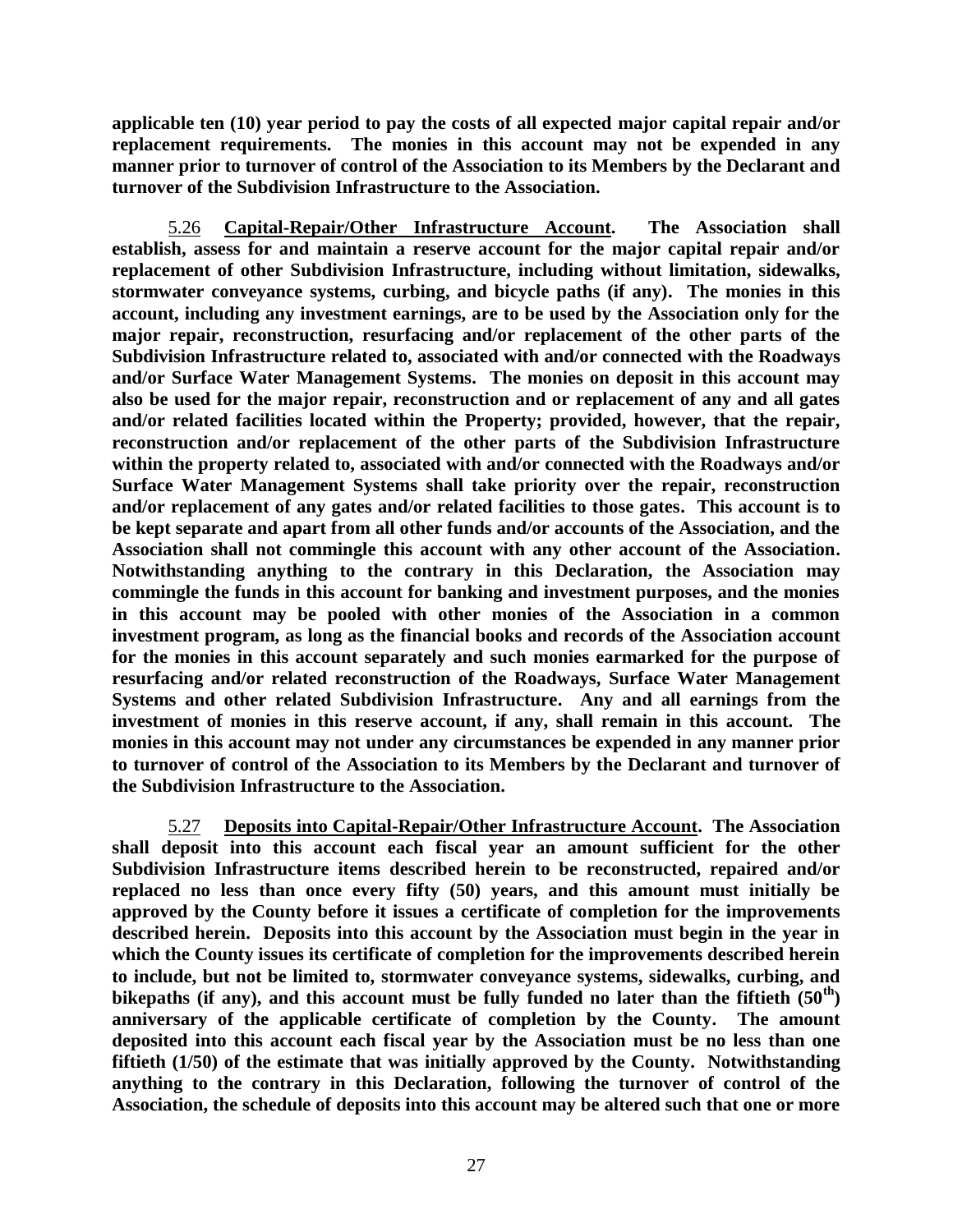**applicable ten (10) year period to pay the costs of all expected major capital repair and/or replacement requirements. The monies in this account may not be expended in any manner prior to turnover of control of the Association to its Members by the Declarant and turnover of the Subdivision Infrastructure to the Association.**

5.26 **Capital-Repair/Other Infrastructure Account. The Association shall establish, assess for and maintain a reserve account for the major capital repair and/or replacement of other Subdivision Infrastructure, including without limitation, sidewalks, stormwater conveyance systems, curbing, and bicycle paths (if any). The monies in this account, including any investment earnings, are to be used by the Association only for the major repair, reconstruction, resurfacing and/or replacement of the other parts of the Subdivision Infrastructure related to, associated with and/or connected with the Roadways and/or Surface Water Management Systems. The monies on deposit in this account may also be used for the major repair, reconstruction and or replacement of any and all gates and/or related facilities located within the Property; provided, however, that the repair, reconstruction and/or replacement of the other parts of the Subdivision Infrastructure within the property related to, associated with and/or connected with the Roadways and/or Surface Water Management Systems shall take priority over the repair, reconstruction and/or replacement of any gates and/or related facilities to those gates. This account is to be kept separate and apart from all other funds and/or accounts of the Association, and the Association shall not commingle this account with any other account of the Association. Notwithstanding anything to the contrary in this Declaration, the Association may commingle the funds in this account for banking and investment purposes, and the monies in this account may be pooled with other monies of the Association in a common investment program, as long as the financial books and records of the Association account for the monies in this account separately and such monies earmarked for the purpose of resurfacing and/or related reconstruction of the Roadways, Surface Water Management Systems and other related Subdivision Infrastructure. Any and all earnings from the investment of monies in this reserve account, if any, shall remain in this account. The monies in this account may not under any circumstances be expended in any manner prior to turnover of control of the Association to its Members by the Declarant and turnover of the Subdivision Infrastructure to the Association.**

5.27 **Deposits into Capital-Repair/Other Infrastructure Account. The Association shall deposit into this account each fiscal year an amount sufficient for the other Subdivision Infrastructure items described herein to be reconstructed, repaired and/or replaced no less than once every fifty (50) years, and this amount must initially be approved by the County before it issues a certificate of completion for the improvements described herein. Deposits into this account by the Association must begin in the year in which the County issues its certificate of completion for the improvements described herein to include, but not be limited to, stormwater conveyance systems, sidewalks, curbing, and bikepaths (if any), and this account must be fully funded no later than the fiftieth (50th) anniversary of the applicable certificate of completion by the County. The amount deposited into this account each fiscal year by the Association must be no less than one fiftieth (1/50) of the estimate that was initially approved by the County. Notwithstanding anything to the contrary in this Declaration, following the turnover of control of the Association, the schedule of deposits into this account may be altered such that one or more**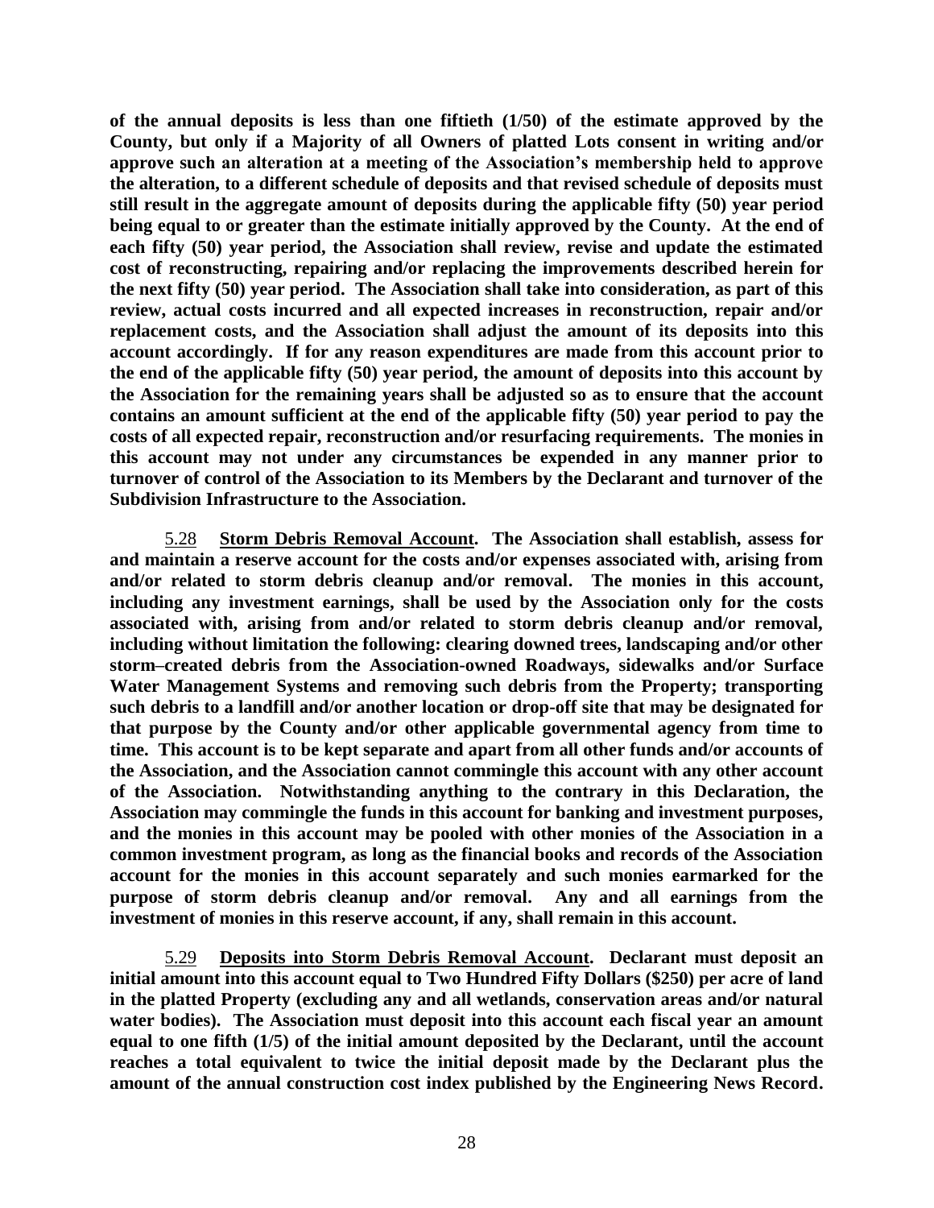**of the annual deposits is less than one fiftieth (1/50) of the estimate approved by the County, but only if a Majority of all Owners of platted Lots consent in writing and/or approve such an alteration at a meeting of the Association's membership held to approve the alteration, to a different schedule of deposits and that revised schedule of deposits must still result in the aggregate amount of deposits during the applicable fifty (50) year period being equal to or greater than the estimate initially approved by the County. At the end of each fifty (50) year period, the Association shall review, revise and update the estimated cost of reconstructing, repairing and/or replacing the improvements described herein for the next fifty (50) year period. The Association shall take into consideration, as part of this review, actual costs incurred and all expected increases in reconstruction, repair and/or replacement costs, and the Association shall adjust the amount of its deposits into this account accordingly. If for any reason expenditures are made from this account prior to the end of the applicable fifty (50) year period, the amount of deposits into this account by the Association for the remaining years shall be adjusted so as to ensure that the account contains an amount sufficient at the end of the applicable fifty (50) year period to pay the costs of all expected repair, reconstruction and/or resurfacing requirements. The monies in this account may not under any circumstances be expended in any manner prior to turnover of control of the Association to its Members by the Declarant and turnover of the Subdivision Infrastructure to the Association.**

5.28 **Storm Debris Removal Account. The Association shall establish, assess for and maintain a reserve account for the costs and/or expenses associated with, arising from and/or related to storm debris cleanup and/or removal. The monies in this account, including any investment earnings, shall be used by the Association only for the costs associated with, arising from and/or related to storm debris cleanup and/or removal, including without limitation the following: clearing downed trees, landscaping and/or other storm–created debris from the Association-owned Roadways, sidewalks and/or Surface Water Management Systems and removing such debris from the Property; transporting such debris to a landfill and/or another location or drop-off site that may be designated for that purpose by the County and/or other applicable governmental agency from time to time. This account is to be kept separate and apart from all other funds and/or accounts of the Association, and the Association cannot commingle this account with any other account of the Association. Notwithstanding anything to the contrary in this Declaration, the Association may commingle the funds in this account for banking and investment purposes, and the monies in this account may be pooled with other monies of the Association in a common investment program, as long as the financial books and records of the Association account for the monies in this account separately and such monies earmarked for the purpose of storm debris cleanup and/or removal. Any and all earnings from the investment of monies in this reserve account, if any, shall remain in this account.**

5.29 **Deposits into Storm Debris Removal Account. Declarant must deposit an initial amount into this account equal to Two Hundred Fifty Dollars ($250) per acre of land in the platted Property (excluding any and all wetlands, conservation areas and/or natural water bodies). The Association must deposit into this account each fiscal year an amount equal to one fifth (1/5) of the initial amount deposited by the Declarant, until the account reaches a total equivalent to twice the initial deposit made by the Declarant plus the amount of the annual construction cost index published by the Engineering News Record.**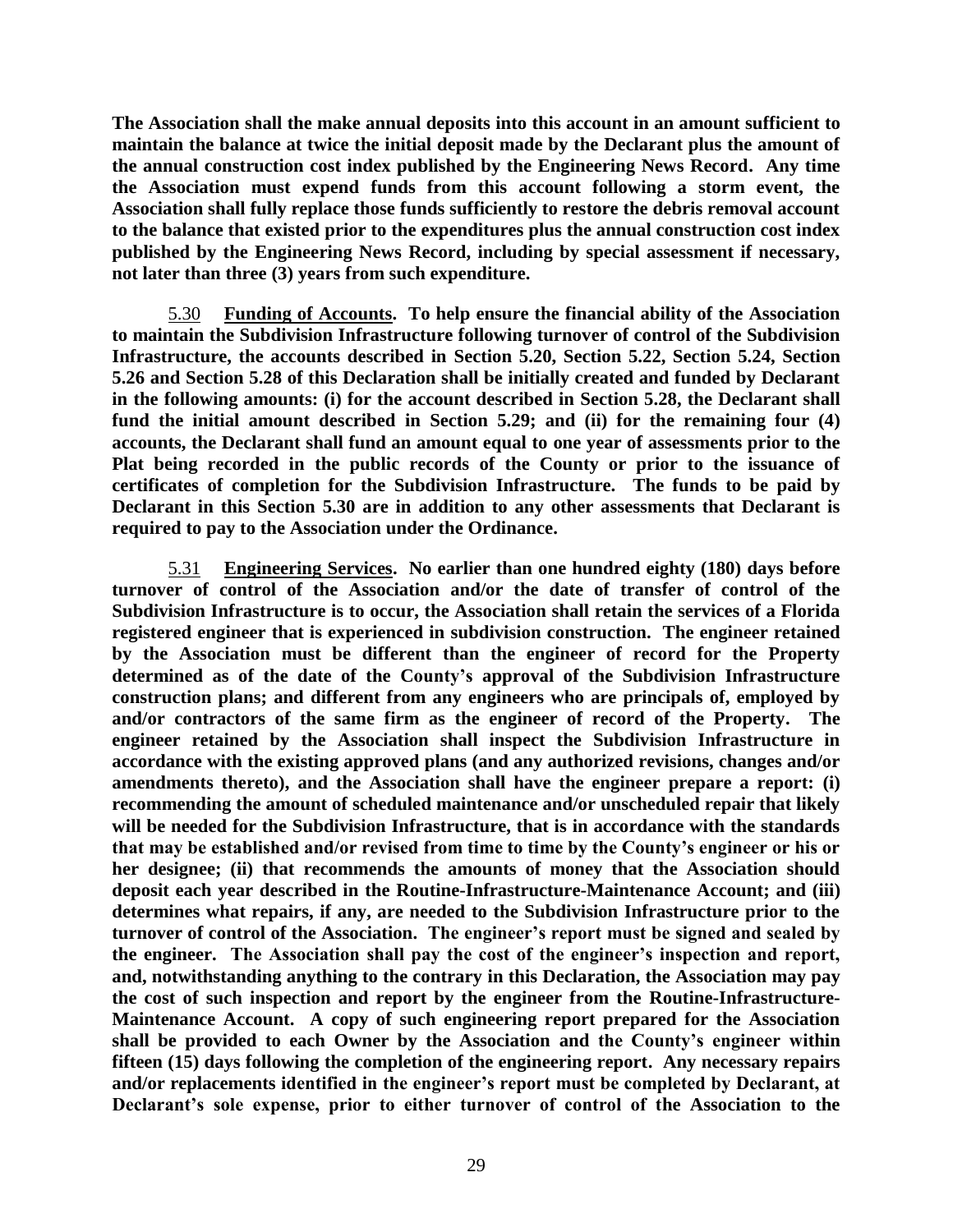**The Association shall the make annual deposits into this account in an amount sufficient to maintain the balance at twice the initial deposit made by the Declarant plus the amount of the annual construction cost index published by the Engineering News Record. Any time the Association must expend funds from this account following a storm event, the Association shall fully replace those funds sufficiently to restore the debris removal account to the balance that existed prior to the expenditures plus the annual construction cost index published by the Engineering News Record, including by special assessment if necessary, not later than three (3) years from such expenditure.**

5.30 **Funding of Accounts. To help ensure the financial ability of the Association to maintain the Subdivision Infrastructure following turnover of control of the Subdivision Infrastructure, the accounts described in Section 5.20, Section 5.22, Section 5.24, Section 5.26 and Section 5.28 of this Declaration shall be initially created and funded by Declarant in the following amounts: (i) for the account described in Section 5.28, the Declarant shall fund the initial amount described in Section 5.29; and (ii) for the remaining four (4) accounts, the Declarant shall fund an amount equal to one year of assessments prior to the Plat being recorded in the public records of the County or prior to the issuance of certificates of completion for the Subdivision Infrastructure. The funds to be paid by Declarant in this Section 5.30 are in addition to any other assessments that Declarant is required to pay to the Association under the Ordinance.**

5.31 **Engineering Services. No earlier than one hundred eighty (180) days before turnover of control of the Association and/or the date of transfer of control of the Subdivision Infrastructure is to occur, the Association shall retain the services of a Florida registered engineer that is experienced in subdivision construction. The engineer retained by the Association must be different than the engineer of record for the Property determined as of the date of the County's approval of the Subdivision Infrastructure construction plans; and different from any engineers who are principals of, employed by and/or contractors of the same firm as the engineer of record of the Property. The engineer retained by the Association shall inspect the Subdivision Infrastructure in accordance with the existing approved plans (and any authorized revisions, changes and/or amendments thereto), and the Association shall have the engineer prepare a report: (i) recommending the amount of scheduled maintenance and/or unscheduled repair that likely will be needed for the Subdivision Infrastructure, that is in accordance with the standards that may be established and/or revised from time to time by the County's engineer or his or her designee; (ii) that recommends the amounts of money that the Association should deposit each year described in the Routine-Infrastructure-Maintenance Account; and (iii) determines what repairs, if any, are needed to the Subdivision Infrastructure prior to the turnover of control of the Association. The engineer's report must be signed and sealed by the engineer. The Association shall pay the cost of the engineer's inspection and report, and, notwithstanding anything to the contrary in this Declaration, the Association may pay the cost of such inspection and report by the engineer from the Routine-Infrastructure-Maintenance Account. A copy of such engineering report prepared for the Association shall be provided to each Owner by the Association and the County's engineer within fifteen (15) days following the completion of the engineering report. Any necessary repairs and/or replacements identified in the engineer's report must be completed by Declarant, at Declarant's sole expense, prior to either turnover of control of the Association to the**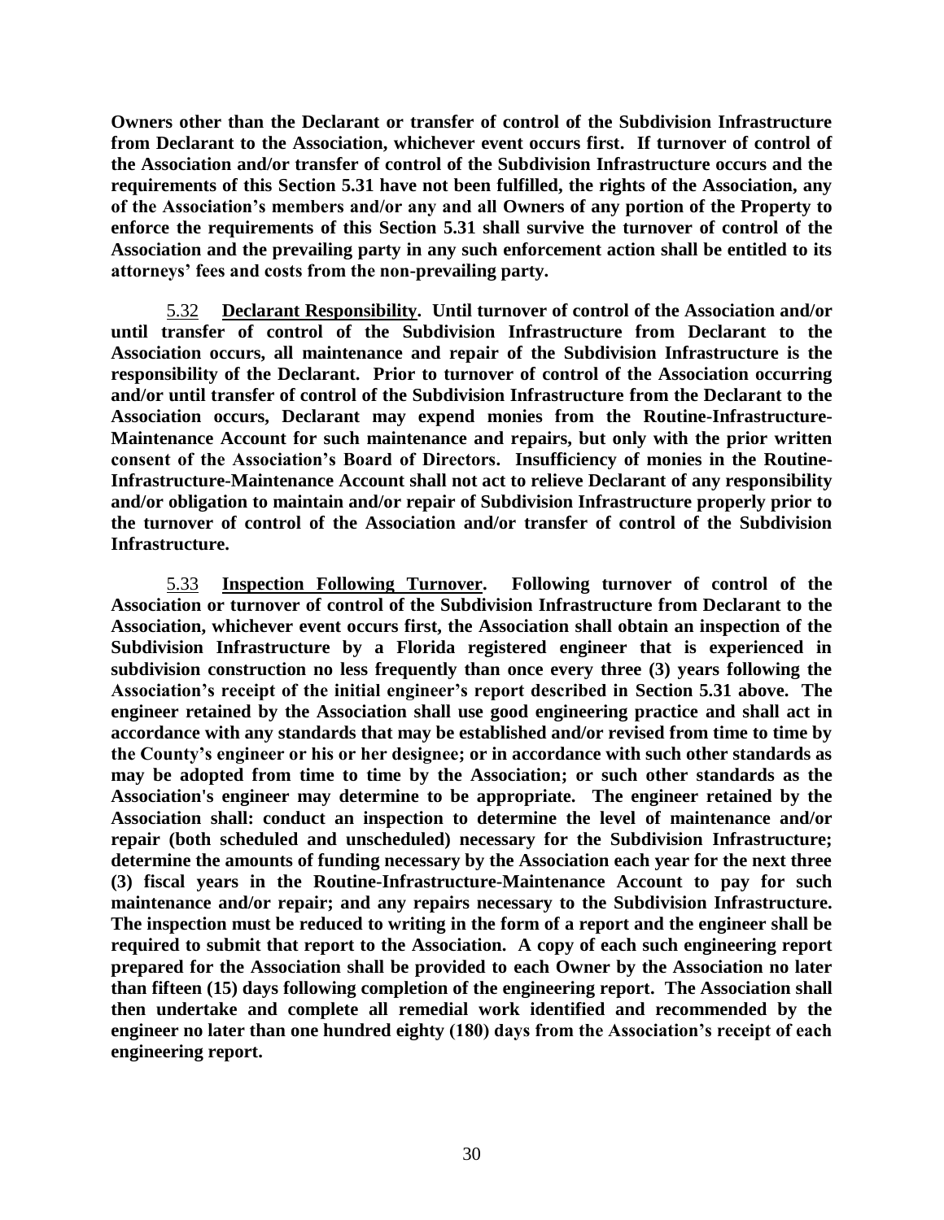**Owners other than the Declarant or transfer of control of the Subdivision Infrastructure from Declarant to the Association, whichever event occurs first. If turnover of control of the Association and/or transfer of control of the Subdivision Infrastructure occurs and the requirements of this Section 5.31 have not been fulfilled, the rights of the Association, any of the Association's members and/or any and all Owners of any portion of the Property to enforce the requirements of this Section 5.31 shall survive the turnover of control of the Association and the prevailing party in any such enforcement action shall be entitled to its attorneys' fees and costs from the non-prevailing party.**

5.32 **Declarant Responsibility. Until turnover of control of the Association and/or until transfer of control of the Subdivision Infrastructure from Declarant to the Association occurs, all maintenance and repair of the Subdivision Infrastructure is the responsibility of the Declarant. Prior to turnover of control of the Association occurring and/or until transfer of control of the Subdivision Infrastructure from the Declarant to the Association occurs, Declarant may expend monies from the Routine-Infrastructure-Maintenance Account for such maintenance and repairs, but only with the prior written consent of the Association's Board of Directors. Insufficiency of monies in the Routine-Infrastructure-Maintenance Account shall not act to relieve Declarant of any responsibility and/or obligation to maintain and/or repair of Subdivision Infrastructure properly prior to the turnover of control of the Association and/or transfer of control of the Subdivision Infrastructure.**

5.33 **Inspection Following Turnover. Following turnover of control of the Association or turnover of control of the Subdivision Infrastructure from Declarant to the Association, whichever event occurs first, the Association shall obtain an inspection of the Subdivision Infrastructure by a Florida registered engineer that is experienced in subdivision construction no less frequently than once every three (3) years following the Association's receipt of the initial engineer's report described in Section 5.31 above. The engineer retained by the Association shall use good engineering practice and shall act in accordance with any standards that may be established and/or revised from time to time by the County's engineer or his or her designee; or in accordance with such other standards as may be adopted from time to time by the Association; or such other standards as the Association's engineer may determine to be appropriate. The engineer retained by the Association shall: conduct an inspection to determine the level of maintenance and/or repair (both scheduled and unscheduled) necessary for the Subdivision Infrastructure; determine the amounts of funding necessary by the Association each year for the next three (3) fiscal years in the Routine-Infrastructure-Maintenance Account to pay for such maintenance and/or repair; and any repairs necessary to the Subdivision Infrastructure. The inspection must be reduced to writing in the form of a report and the engineer shall be required to submit that report to the Association. A copy of each such engineering report prepared for the Association shall be provided to each Owner by the Association no later than fifteen (15) days following completion of the engineering report. The Association shall then undertake and complete all remedial work identified and recommended by the engineer no later than one hundred eighty (180) days from the Association's receipt of each engineering report.**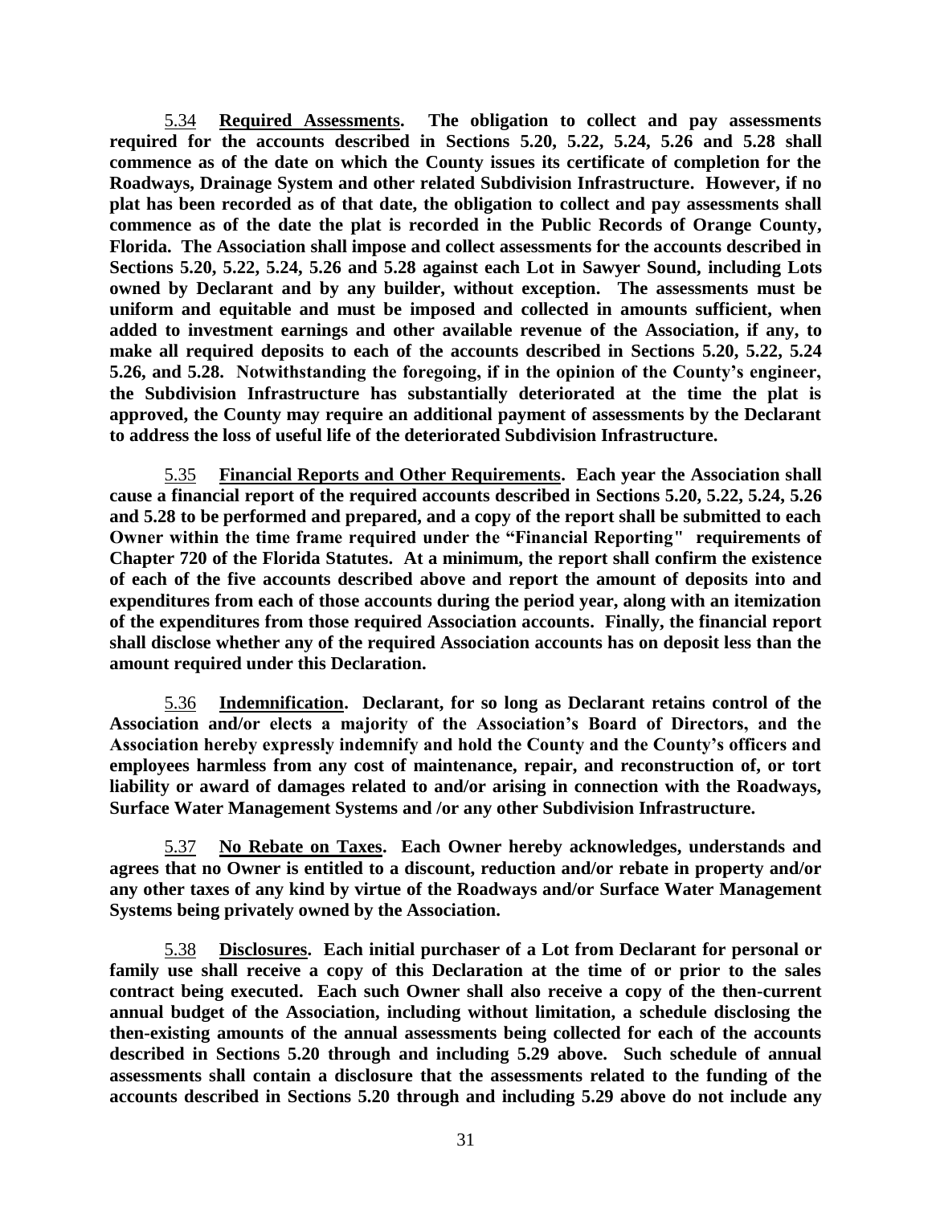5.34 **Required Assessments. The obligation to collect and pay assessments required for the accounts described in Sections 5.20, 5.22, 5.24, 5.26 and 5.28 shall commence as of the date on which the County issues its certificate of completion for the Roadways, Drainage System and other related Subdivision Infrastructure. However, if no plat has been recorded as of that date, the obligation to collect and pay assessments shall commence as of the date the plat is recorded in the Public Records of Orange County, Florida. The Association shall impose and collect assessments for the accounts described in Sections 5.20, 5.22, 5.24, 5.26 and 5.28 against each Lot in Sawyer Sound, including Lots owned by Declarant and by any builder, without exception. The assessments must be uniform and equitable and must be imposed and collected in amounts sufficient, when added to investment earnings and other available revenue of the Association, if any, to make all required deposits to each of the accounts described in Sections 5.20, 5.22, 5.24 5.26, and 5.28. Notwithstanding the foregoing, if in the opinion of the County's engineer, the Subdivision Infrastructure has substantially deteriorated at the time the plat is approved, the County may require an additional payment of assessments by the Declarant to address the loss of useful life of the deteriorated Subdivision Infrastructure.**

5.35 **Financial Reports and Other Requirements. Each year the Association shall cause a financial report of the required accounts described in Sections 5.20, 5.22, 5.24, 5.26 and 5.28 to be performed and prepared, and a copy of the report shall be submitted to each Owner within the time frame required under the "Financial Reporting" requirements of Chapter 720 of the Florida Statutes. At a minimum, the report shall confirm the existence of each of the five accounts described above and report the amount of deposits into and expenditures from each of those accounts during the period year, along with an itemization of the expenditures from those required Association accounts. Finally, the financial report shall disclose whether any of the required Association accounts has on deposit less than the amount required under this Declaration.**

5.36 **Indemnification. Declarant, for so long as Declarant retains control of the Association and/or elects a majority of the Association's Board of Directors, and the Association hereby expressly indemnify and hold the County and the County's officers and employees harmless from any cost of maintenance, repair, and reconstruction of, or tort liability or award of damages related to and/or arising in connection with the Roadways, Surface Water Management Systems and /or any other Subdivision Infrastructure.**

5.37 **No Rebate on Taxes. Each Owner hereby acknowledges, understands and agrees that no Owner is entitled to a discount, reduction and/or rebate in property and/or any other taxes of any kind by virtue of the Roadways and/or Surface Water Management Systems being privately owned by the Association.**

5.38 **Disclosures. Each initial purchaser of a Lot from Declarant for personal or family use shall receive a copy of this Declaration at the time of or prior to the sales contract being executed. Each such Owner shall also receive a copy of the then-current annual budget of the Association, including without limitation, a schedule disclosing the then-existing amounts of the annual assessments being collected for each of the accounts described in Sections 5.20 through and including 5.29 above. Such schedule of annual assessments shall contain a disclosure that the assessments related to the funding of the accounts described in Sections 5.20 through and including 5.29 above do not include any**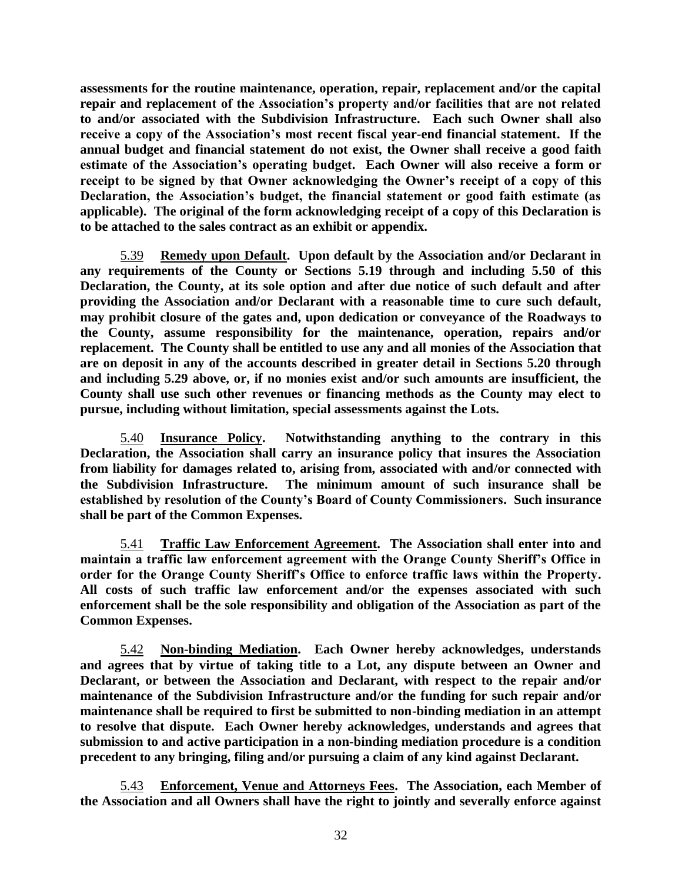**assessments for the routine maintenance, operation, repair, replacement and/or the capital repair and replacement of the Association's property and/or facilities that are not related to and/or associated with the Subdivision Infrastructure. Each such Owner shall also receive a copy of the Association's most recent fiscal year-end financial statement. If the annual budget and financial statement do not exist, the Owner shall receive a good faith estimate of the Association's operating budget. Each Owner will also receive a form or receipt to be signed by that Owner acknowledging the Owner's receipt of a copy of this Declaration, the Association's budget, the financial statement or good faith estimate (as applicable). The original of the form acknowledging receipt of a copy of this Declaration is to be attached to the sales contract as an exhibit or appendix.**

<u>5.39</u> **<u>Remedy upon Default</u>. Upon default by the Association and/or Declarant in any requirements of the County or Sections 5.19 through and including 5.50 of this Declaration, the County, at its sole option and after due notice of such default and after providing the Association and/or Declarant with a reasonable time to cure such default, may prohibit closure of the gates and, upon dedication or conveyance of the Roadways to the County, assume responsibility for the maintenance, operation, repairs and/or replacement. The County shall be entitled to use any and all monies of the Association that are on deposit in any of the accounts described in greater detail in Sections 5.20 through and including 5.29 above, or, if no monies exist and/or such amounts are insufficient, the County shall use such other revenues or financing methods as the County may elect to pursue, including without limitation, special assessments against the Lots.**

<u>5.40</u> **<u>Insurance Policy</u>. Notwithstanding anything to the contrary in this Declaration, the Association shall carry an insurance policy that insures the Association from liability for damages related to, arising from, associated with and/or connected with the Subdivision Infrastructure. The minimum amount of such insurance shall be established by resolution of the County's Board of County Commissioners. Such insurance shall be part of the Common Expenses.**

<u>5.41</u> **<u>Traffic Law Enforcement Agreement</u>. The Association shall enter into and maintain a traffic law enforcement agreement with the Orange County Sheriff's Office in order for the Orange County Sheriff's Office to enforce traffic laws within the Property. All costs of such traffic law enforcement and/or the expenses associated with such enforcement shall be the sole responsibility and obligation of the Association as part of the Common Expenses.**

<u>5.42</u> **<u>Non-binding Mediation</u>. Each Owner hereby acknowledges, understands and agrees that by virtue of taking title to a Lot, any dispute between an Owner and Declarant, or between the Association and Declarant, with respect to the repair and/or maintenance of the Subdivision Infrastructure and/or the funding for such repair and/or maintenance shall be required to first be submitted to non-binding mediation in an attempt to resolve that dispute. Each Owner hereby acknowledges, understands and agrees that submission to and active participation in a non-binding mediation procedure is a condition precedent to any bringing, filing and/or pursuing a claim of any kind against Declarant.**

<u>5.43</u> **<u>Enforcement, Venue and Attorneys Fees</u>. The Association, each Member of the Association and all Owners shall have the right to jointly and severally enforce against**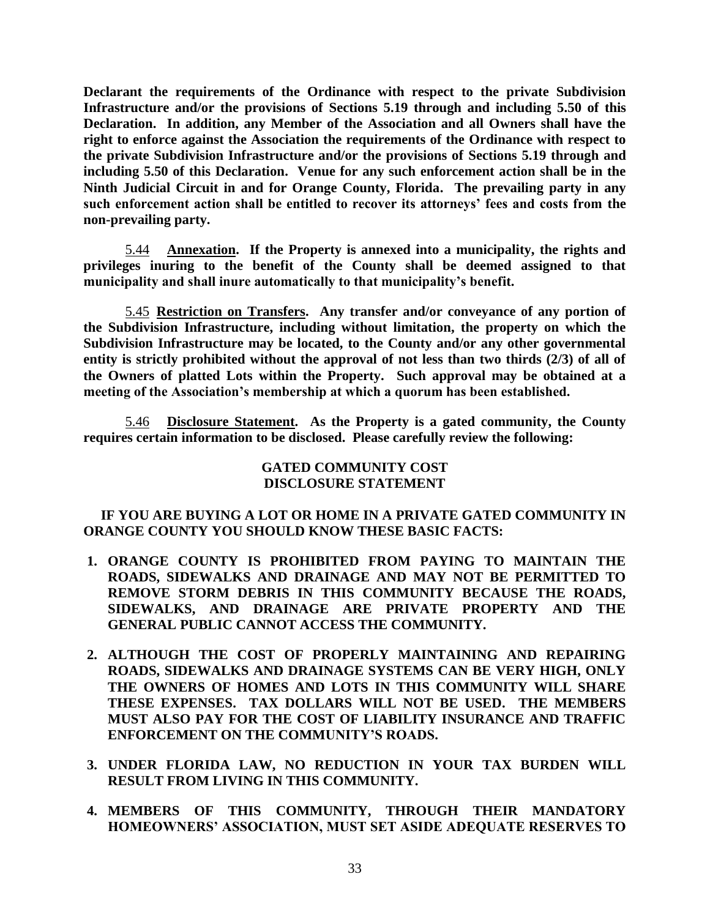**Declarant the requirements of the Ordinance with respect to the private Subdivision Infrastructure and/or the provisions of Sections 5.19 through and including 5.50 of this Declaration. In addition, any Member of the Association and all Owners shall have the right to enforce against the Association the requirements of the Ordinance with respect to the private Subdivision Infrastructure and/or the provisions of Sections 5.19 through and including 5.50 of this Declaration. Venue for any such enforcement action shall be in the Ninth Judicial Circuit in and for Orange County, Florida. The prevailing party in any such enforcement action shall be entitled to recover its attorneys' fees and costs from the non-prevailing party.**

5.44 **Annexation. If the Property is annexed into a municipality, the rights and privileges inuring to the benefit of the County shall be deemed assigned to that municipality and shall inure automatically to that municipality's benefit.**

5.45 **Restriction on Transfers. Any transfer and/or conveyance of any portion of the Subdivision Infrastructure, including without limitation, the property on which the Subdivision Infrastructure may be located, to the County and/or any other governmental entity is strictly prohibited without the approval of not less than two thirds (2/3) of all of the Owners of platted Lots within the Property. Such approval may be obtained at a meeting of the Association's membership at which a quorum has been established.**

5.46 **Disclosure Statement. As the Property is a gated community, the County requires certain information to be disclosed. Please carefully review the following:**

**GATED COMMUNITY COST**
**DISCLOSURE STATEMENT**

**IF YOU ARE BUYING A LOT OR HOME IN A PRIVATE GATED COMMUNITY IN ORANGE COUNTY YOU SHOULD KNOW THESE BASIC FACTS:**

1. **ORANGE COUNTY IS PROHIBITED FROM PAYING TO MAINTAIN THE ROADS, SIDEWALKS AND DRAINAGE AND MAY NOT BE PERMITTED TO REMOVE STORM DEBRIS IN THIS COMMUNITY BECAUSE THE ROADS, SIDEWALKS, AND DRAINAGE ARE PRIVATE PROPERTY AND THE GENERAL PUBLIC CANNOT ACCESS THE COMMUNITY.**

2. **ALTHOUGH THE COST OF PROPERLY MAINTAINING AND REPAIRING ROADS, SIDEWALKS AND DRAINAGE SYSTEMS CAN BE VERY HIGH, ONLY THE OWNERS OF HOMES AND LOTS IN THIS COMMUNITY WILL SHARE THESE EXPENSES. TAX DOLLARS WILL NOT BE USED. THE MEMBERS MUST ALSO PAY FOR THE COST OF LIABILITY INSURANCE AND TRAFFIC ENFORCEMENT ON THE COMMUNITY'S ROADS.**

3. **UNDER FLORIDA LAW, NO REDUCTION IN YOUR TAX BURDEN WILL RESULT FROM LIVING IN THIS COMMUNITY.**

4. **MEMBERS OF THIS COMMUNITY, THROUGH THEIR MANDATORY HOMEOWNERS' ASSOCIATION, MUST SET ASIDE ADEQUATE RESERVES TO**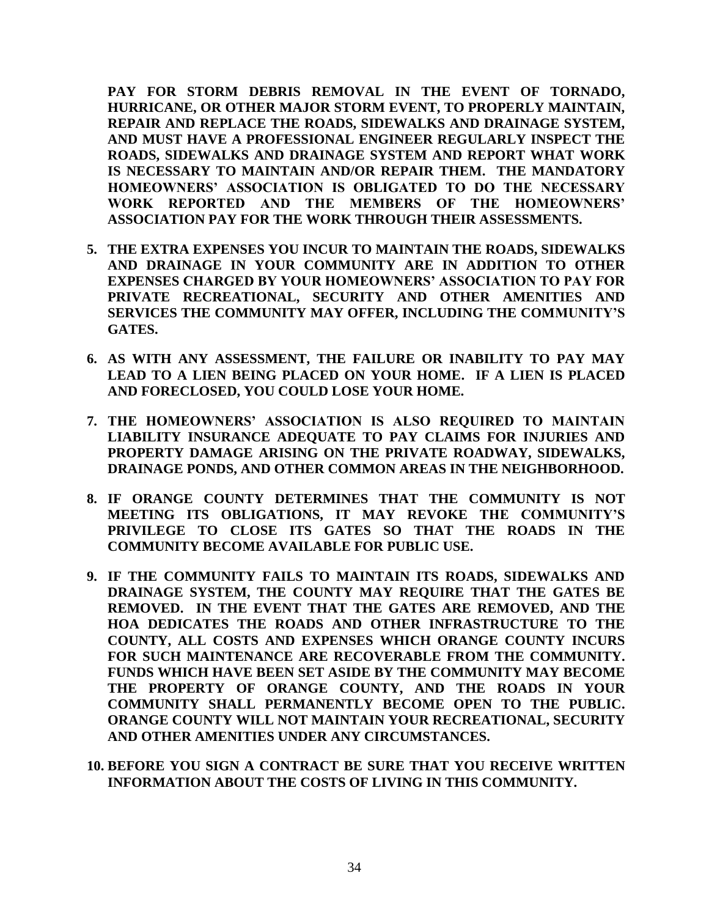**PAY FOR STORM DEBRIS REMOVAL IN THE EVENT OF TORNADO, HURRICANE, OR OTHER MAJOR STORM EVENT, TO PROPERLY MAINTAIN, REPAIR AND REPLACE THE ROADS, SIDEWALKS AND DRAINAGE SYSTEM, AND MUST HAVE A PROFESSIONAL ENGINEER REGULARLY INSPECT THE ROADS, SIDEWALKS AND DRAINAGE SYSTEM AND REPORT WHAT WORK IS NECESSARY TO MAINTAIN AND/OR REPAIR THEM. THE MANDATORY HOMEOWNERS' ASSOCIATION IS OBLIGATED TO DO THE NECESSARY WORK REPORTED AND THE MEMBERS OF THE HOMEOWNERS' ASSOCIATION PAY FOR THE WORK THROUGH THEIR ASSESSMENTS.**

5. **THE EXTRA EXPENSES YOU INCUR TO MAINTAIN THE ROADS, SIDEWALKS AND DRAINAGE IN YOUR COMMUNITY ARE IN ADDITION TO OTHER EXPENSES CHARGED BY YOUR HOMEOWNERS' ASSOCIATION TO PAY FOR PRIVATE RECREATIONAL, SECURITY AND OTHER AMENITIES AND SERVICES THE COMMUNITY MAY OFFER, INCLUDING THE COMMUNITY'S GATES.**

6. **AS WITH ANY ASSESSMENT, THE FAILURE OR INABILITY TO PAY MAY LEAD TO A LIEN BEING PLACED ON YOUR HOME. IF A LIEN IS PLACED AND FORECLOSED, YOU COULD LOSE YOUR HOME.**

7. **THE HOMEOWNERS' ASSOCIATION IS ALSO REQUIRED TO MAINTAIN LIABILITY INSURANCE ADEQUATE TO PAY CLAIMS FOR INJURIES AND PROPERTY DAMAGE ARISING ON THE PRIVATE ROADWAY, SIDEWALKS, DRAINAGE PONDS, AND OTHER COMMON AREAS IN THE NEIGHBORHOOD.**

8. **IF ORANGE COUNTY DETERMINES THAT THE COMMUNITY IS NOT MEETING ITS OBLIGATIONS, IT MAY REVOKE THE COMMUNITY'S PRIVILEGE TO CLOSE ITS GATES SO THAT THE ROADS IN THE COMMUNITY BECOME AVAILABLE FOR PUBLIC USE.**

9. **IF THE COMMUNITY FAILS TO MAINTAIN ITS ROADS, SIDEWALKS AND DRAINAGE SYSTEM, THE COUNTY MAY REQUIRE THAT THE GATES BE REMOVED. IN THE EVENT THAT THE GATES ARE REMOVED, AND THE HOA DEDICATES THE ROADS AND OTHER INFRASTRUCTURE TO THE COUNTY, ALL COSTS AND EXPENSES WHICH ORANGE COUNTY INCURS FOR SUCH MAINTENANCE ARE RECOVERABLE FROM THE COMMUNITY. FUNDS WHICH HAVE BEEN SET ASIDE BY THE COMMUNITY MAY BECOME THE PROPERTY OF ORANGE COUNTY, AND THE ROADS IN YOUR COMMUNITY SHALL PERMANENTLY BECOME OPEN TO THE PUBLIC. ORANGE COUNTY WILL NOT MAINTAIN YOUR RECREATIONAL, SECURITY AND OTHER AMENITIES UNDER ANY CIRCUMSTANCES.**

10. **BEFORE YOU SIGN A CONTRACT BE SURE THAT YOU RECEIVE WRITTEN INFORMATION ABOUT THE COSTS OF LIVING IN THIS COMMUNITY.**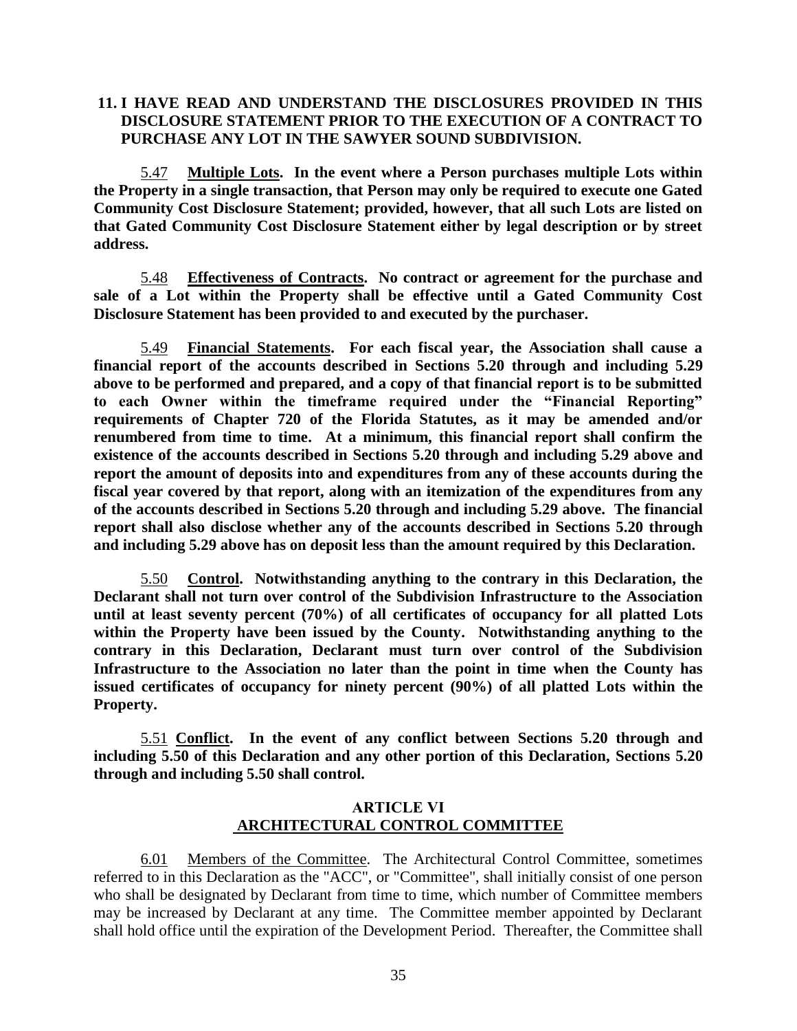**11. I HAVE READ AND UNDERSTAND THE DISCLOSURES PROVIDED IN THIS DISCLOSURE STATEMENT PRIOR TO THE EXECUTION OF A CONTRACT TO PURCHASE ANY LOT IN THE SAWYER SOUND SUBDIVISION.**

5.47 **Multiple Lots. In the event where a Person purchases multiple Lots within the Property in a single transaction, that Person may only be required to execute one Gated Community Cost Disclosure Statement; provided, however, that all such Lots are listed on that Gated Community Cost Disclosure Statement either by legal description or by street address.**

5.48 **Effectiveness of Contracts. No contract or agreement for the purchase and sale of a Lot within the Property shall be effective until a Gated Community Cost Disclosure Statement has been provided to and executed by the purchaser.**

5.49 **Financial Statements. For each fiscal year, the Association shall cause a financial report of the accounts described in Sections 5.20 through and including 5.29 above to be performed and prepared, and a copy of that financial report is to be submitted to each Owner within the timeframe required under the "Financial Reporting" requirements of Chapter 720 of the Florida Statutes, as it may be amended and/or renumbered from time to time. At a minimum, this financial report shall confirm the existence of the accounts described in Sections 5.20 through and including 5.29 above and report the amount of deposits into and expenditures from any of these accounts during the fiscal year covered by that report, along with an itemization of the expenditures from any of the accounts described in Sections 5.20 through and including 5.29 above. The financial report shall also disclose whether any of the accounts described in Sections 5.20 through and including 5.29 above has on deposit less than the amount required by this Declaration.**

5.50 **Control. Notwithstanding anything to the contrary in this Declaration, the Declarant shall not turn over control of the Subdivision Infrastructure to the Association until at least seventy percent (70%) of all certificates of occupancy for all platted Lots within the Property have been issued by the County. Notwithstanding anything to the contrary in this Declaration, Declarant must turn over control of the Subdivision Infrastructure to the Association no later than the point in time when the County has issued certificates of occupancy for ninety percent (90%) of all platted Lots within the Property.**

5.51 **Conflict. In the event of any conflict between Sections 5.20 through and including 5.50 of this Declaration and any other portion of this Declaration, Sections 5.20 through and including 5.50 shall control.**

## ARTICLE VI
## ARCHITECTURAL CONTROL COMMITTEE

6.01 Members of the Committee. The Architectural Control Committee, sometimes referred to in this Declaration as the "ACC", or "Committee", shall initially consist of one person who shall be designated by Declarant from time to time, which number of Committee members may be increased by Declarant at any time. The Committee member appointed by Declarant shall hold office until the expiration of the Development Period. Thereafter, the Committee shall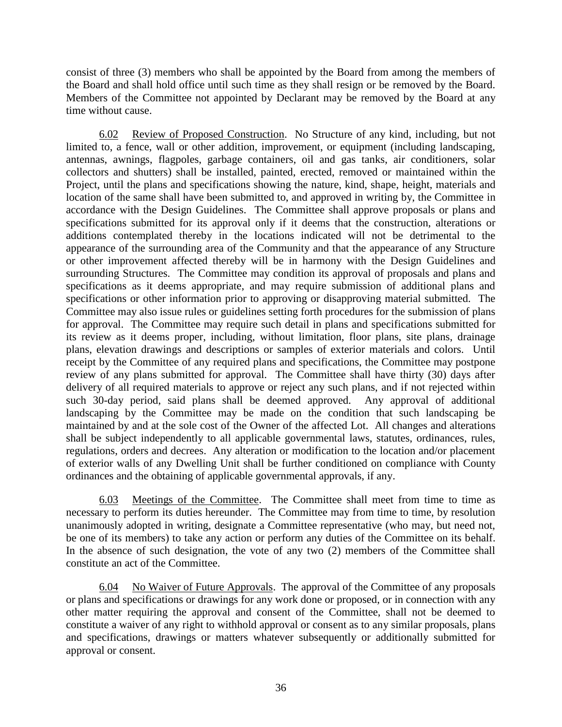consist of three (3) members who shall be appointed by the Board from among the members of the Board and shall hold office until such time as they shall resign or be removed by the Board. Members of the Committee not appointed by Declarant may be removed by the Board at any time without cause.

6.02 Review of Proposed Construction. No Structure of any kind, including, but not limited to, a fence, wall or other addition, improvement, or equipment (including landscaping, antennas, awnings, flagpoles, garbage containers, oil and gas tanks, air conditioners, solar collectors and shutters) shall be installed, painted, erected, removed or maintained within the Project, until the plans and specifications showing the nature, kind, shape, height, materials and location of the same shall have been submitted to, and approved in writing by, the Committee in accordance with the Design Guidelines. The Committee shall approve proposals or plans and specifications submitted for its approval only if it deems that the construction, alterations or additions contemplated thereby in the locations indicated will not be detrimental to the appearance of the surrounding area of the Community and that the appearance of any Structure or other improvement affected thereby will be in harmony with the Design Guidelines and surrounding Structures. The Committee may condition its approval of proposals and plans and specifications as it deems appropriate, and may require submission of additional plans and specifications or other information prior to approving or disapproving material submitted. The Committee may also issue rules or guidelines setting forth procedures for the submission of plans for approval. The Committee may require such detail in plans and specifications submitted for its review as it deems proper, including, without limitation, floor plans, site plans, drainage plans, elevation drawings and descriptions or samples of exterior materials and colors. Until receipt by the Committee of any required plans and specifications, the Committee may postpone review of any plans submitted for approval. The Committee shall have thirty (30) days after delivery of all required materials to approve or reject any such plans, and if not rejected within such 30-day period, said plans shall be deemed approved. Any approval of additional landscaping by the Committee may be made on the condition that such landscaping be maintained by and at the sole cost of the Owner of the affected Lot. All changes and alterations shall be subject independently to all applicable governmental laws, statutes, ordinances, rules, regulations, orders and decrees. Any alteration or modification to the location and/or placement of exterior walls of any Dwelling Unit shall be further conditioned on compliance with County ordinances and the obtaining of applicable governmental approvals, if any.

6.03 Meetings of the Committee. The Committee shall meet from time to time as necessary to perform its duties hereunder. The Committee may from time to time, by resolution unanimously adopted in writing, designate a Committee representative (who may, but need not, be one of its members) to take any action or perform any duties of the Committee on its behalf. In the absence of such designation, the vote of any two (2) members of the Committee shall constitute an act of the Committee.

6.04 No Waiver of Future Approvals. The approval of the Committee of any proposals or plans and specifications or drawings for any work done or proposed, or in connection with any other matter requiring the approval and consent of the Committee, shall not be deemed to constitute a waiver of any right to withhold approval or consent as to any similar proposals, plans and specifications, drawings or matters whatever subsequently or additionally submitted for approval or consent.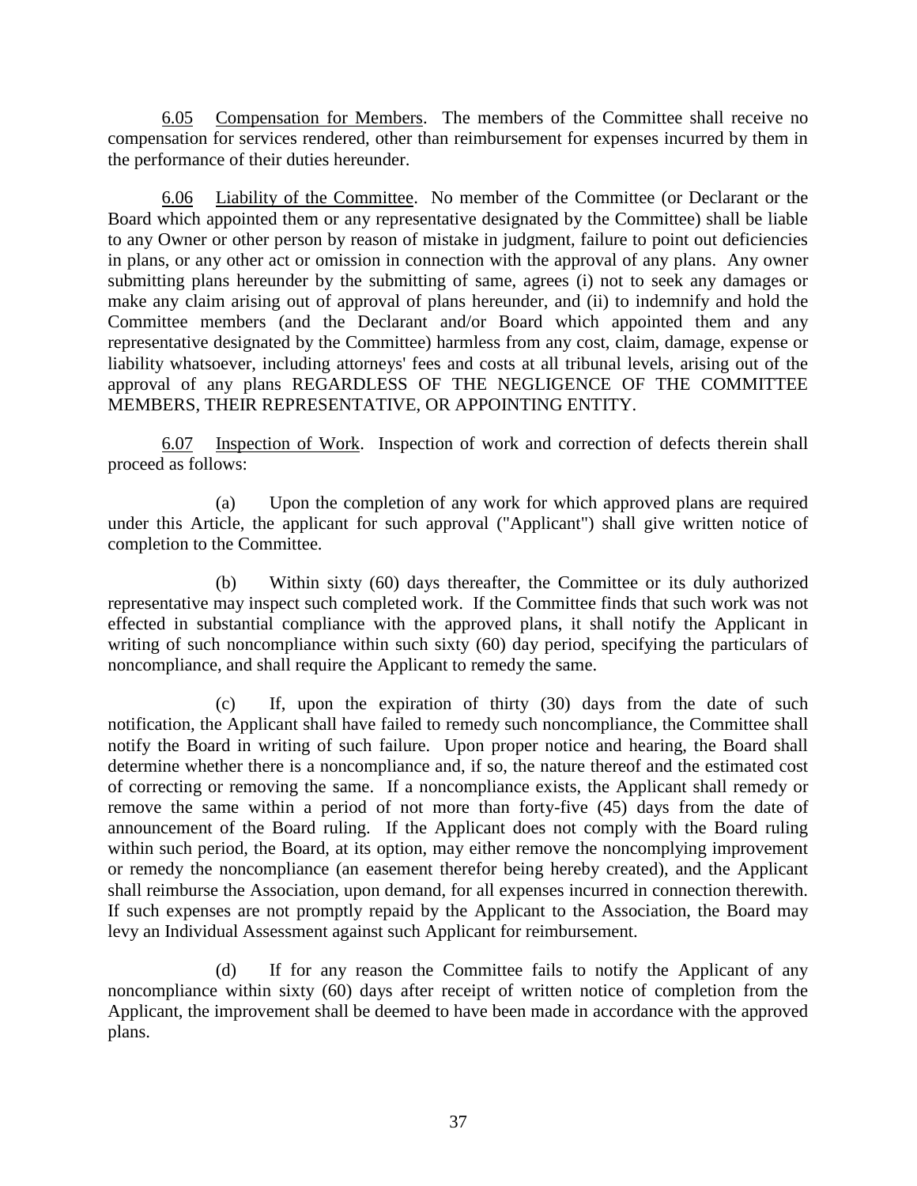6.05 Compensation for Members. The members of the Committee shall receive no compensation for services rendered, other than reimbursement for expenses incurred by them in the performance of their duties hereunder.

6.06 Liability of the Committee. No member of the Committee (or Declarant or the Board which appointed them or any representative designated by the Committee) shall be liable to any Owner or other person by reason of mistake in judgment, failure to point out deficiencies in plans, or any other act or omission in connection with the approval of any plans. Any owner submitting plans hereunder by the submitting of same, agrees (i) not to seek any damages or make any claim arising out of approval of plans hereunder, and (ii) to indemnify and hold the Committee members (and the Declarant and/or Board which appointed them and any representative designated by the Committee) harmless from any cost, claim, damage, expense or liability whatsoever, including attorneys' fees and costs at all tribunal levels, arising out of the approval of any plans REGARDLESS OF THE NEGLIGENCE OF THE COMMITTEE MEMBERS, THEIR REPRESENTATIVE, OR APPOINTING ENTITY.

6.07 Inspection of Work. Inspection of work and correction of defects therein shall proceed as follows:

(a) Upon the completion of any work for which approved plans are required under this Article, the applicant for such approval ("Applicant") shall give written notice of completion to the Committee.

(b) Within sixty (60) days thereafter, the Committee or its duly authorized representative may inspect such completed work. If the Committee finds that such work was not effected in substantial compliance with the approved plans, it shall notify the Applicant in writing of such noncompliance within such sixty (60) day period, specifying the particulars of noncompliance, and shall require the Applicant to remedy the same.

(c) If, upon the expiration of thirty (30) days from the date of such notification, the Applicant shall have failed to remedy such noncompliance, the Committee shall notify the Board in writing of such failure. Upon proper notice and hearing, the Board shall determine whether there is a noncompliance and, if so, the nature thereof and the estimated cost of correcting or removing the same. If a noncompliance exists, the Applicant shall remedy or remove the same within a period of not more than forty-five (45) days from the date of announcement of the Board ruling. If the Applicant does not comply with the Board ruling within such period, the Board, at its option, may either remove the noncomplying improvement or remedy the noncompliance (an easement therefor being hereby created), and the Applicant shall reimburse the Association, upon demand, for all expenses incurred in connection therewith. If such expenses are not promptly repaid by the Applicant to the Association, the Board may levy an Individual Assessment against such Applicant for reimbursement.

(d) If for any reason the Committee fails to notify the Applicant of any noncompliance within sixty (60) days after receipt of written notice of completion from the Applicant, the improvement shall be deemed to have been made in accordance with the approved plans.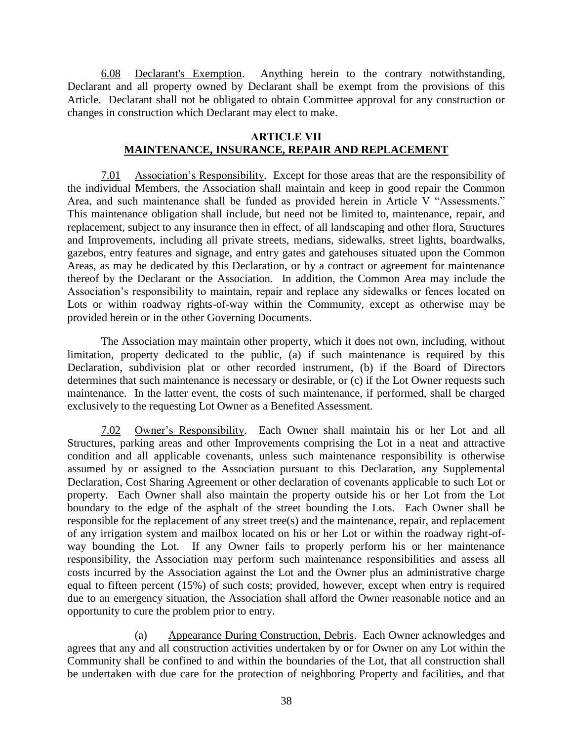6.08 Declarant's Exemption. Anything herein to the contrary notwithstanding, Declarant and all property owned by Declarant shall be exempt from the provisions of this Article. Declarant shall not be obligated to obtain Committee approval for any construction or changes in construction which Declarant may elect to make.

## ARTICLE VII
## MAINTENANCE, INSURANCE, REPAIR AND REPLACEMENT

7.01 Association's Responsibility. Except for those areas that are the responsibility of the individual Members, the Association shall maintain and keep in good repair the Common Area, and such maintenance shall be funded as provided herein in Article V "Assessments." This maintenance obligation shall include, but need not be limited to, maintenance, repair, and replacement, subject to any insurance then in effect, of all landscaping and other flora, Structures and Improvements, including all private streets, medians, sidewalks, street lights, boardwalks, gazebos, entry features and signage, and entry gates and gatehouses situated upon the Common Areas, as may be dedicated by this Declaration, or by a contract or agreement for maintenance thereof by the Declarant or the Association. In addition, the Common Area may include the Association's responsibility to maintain, repair and replace any sidewalks or fences located on Lots or within roadway rights-of-way within the Community, except as otherwise may be provided herein or in the other Governing Documents.

The Association may maintain other property, which it does not own, including, without limitation, property dedicated to the public, (a) if such maintenance is required by this Declaration, subdivision plat or other recorded instrument, (b) if the Board of Directors determines that such maintenance is necessary or desirable, or (c) if the Lot Owner requests such maintenance. In the latter event, the costs of such maintenance, if performed, shall be charged exclusively to the requesting Lot Owner as a Benefited Assessment.

7.02 Owner's Responsibility. Each Owner shall maintain his or her Lot and all Structures, parking areas and other Improvements comprising the Lot in a neat and attractive condition and all applicable covenants, unless such maintenance responsibility is otherwise assumed by or assigned to the Association pursuant to this Declaration, any Supplemental Declaration, Cost Sharing Agreement or other declaration of covenants applicable to such Lot or property. Each Owner shall also maintain the property outside his or her Lot from the Lot boundary to the edge of the asphalt of the street bounding the Lots. Each Owner shall be responsible for the replacement of any street tree(s) and the maintenance, repair, and replacement of any irrigation system and mailbox located on his or her Lot or within the roadway right-of-way bounding the Lot. If any Owner fails to properly perform his or her maintenance responsibility, the Association may perform such maintenance responsibilities and assess all costs incurred by the Association against the Lot and the Owner plus an administrative charge equal to fifteen percent (15%) of such costs; provided, however, except when entry is required due to an emergency situation, the Association shall afford the Owner reasonable notice and an opportunity to cure the problem prior to entry.

(a) Appearance During Construction, Debris. Each Owner acknowledges and agrees that any and all construction activities undertaken by or for Owner on any Lot within the Community shall be confined to and within the boundaries of the Lot, that all construction shall be undertaken with due care for the protection of neighboring Property and facilities, and that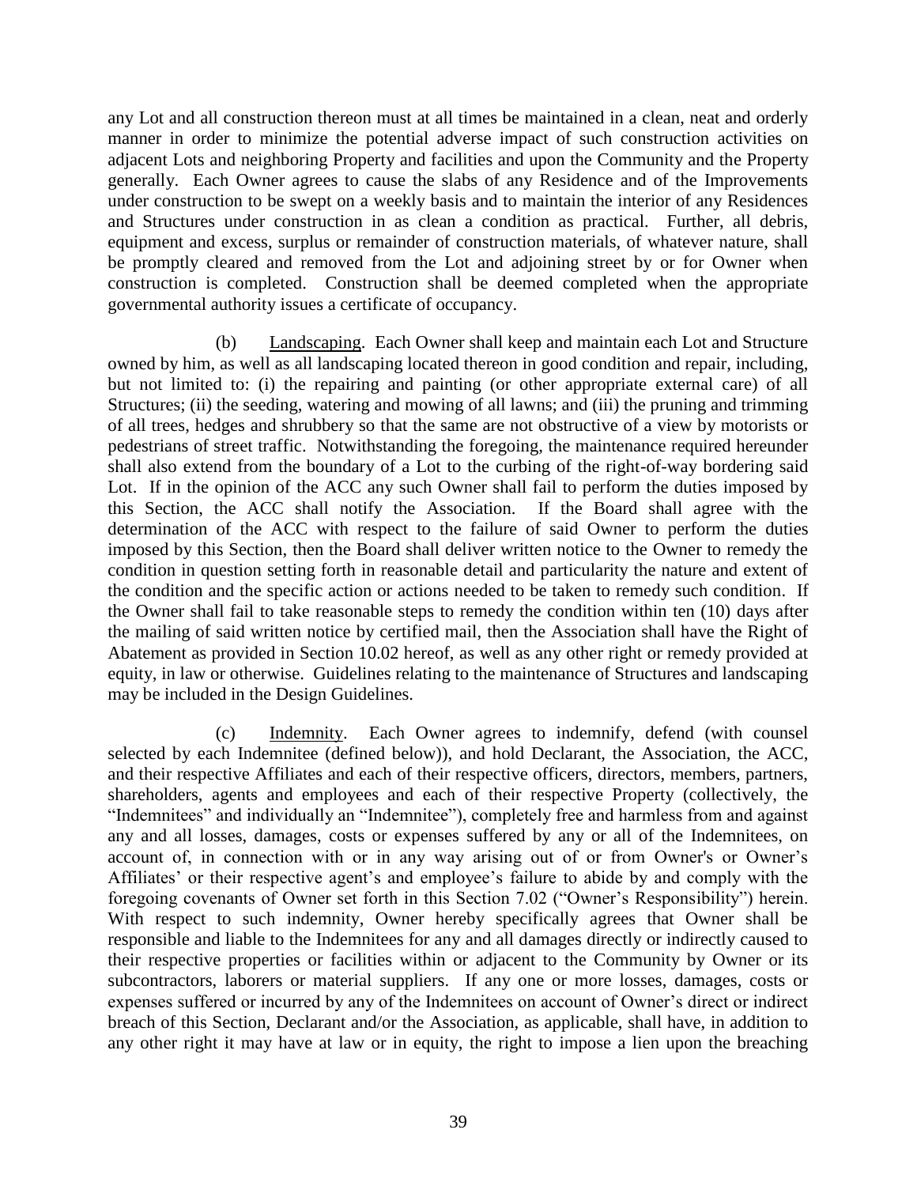any Lot and all construction thereon must at all times be maintained in a clean, neat and orderly manner in order to minimize the potential adverse impact of such construction activities on adjacent Lots and neighboring Property and facilities and upon the Community and the Property generally. Each Owner agrees to cause the slabs of any Residence and of the Improvements under construction to be swept on a weekly basis and to maintain the interior of any Residences and Structures under construction in as clean a condition as practical. Further, all debris, equipment and excess, surplus or remainder of construction materials, of whatever nature, shall be promptly cleared and removed from the Lot and adjoining street by or for Owner when construction is completed. Construction shall be deemed completed when the appropriate governmental authority issues a certificate of occupancy.

(b) Landscaping. Each Owner shall keep and maintain each Lot and Structure owned by him, as well as all landscaping located thereon in good condition and repair, including, but not limited to: (i) the repairing and painting (or other appropriate external care) of all Structures; (ii) the seeding, watering and mowing of all lawns; and (iii) the pruning and trimming of all trees, hedges and shrubbery so that the same are not obstructive of a view by motorists or pedestrians of street traffic. Notwithstanding the foregoing, the maintenance required hereunder shall also extend from the boundary of a Lot to the curbing of the right-of-way bordering said Lot. If in the opinion of the ACC any such Owner shall fail to perform the duties imposed by this Section, the ACC shall notify the Association. If the Board shall agree with the determination of the ACC with respect to the failure of said Owner to perform the duties imposed by this Section, then the Board shall deliver written notice to the Owner to remedy the condition in question setting forth in reasonable detail and particularity the nature and extent of the condition and the specific action or actions needed to be taken to remedy such condition. If the Owner shall fail to take reasonable steps to remedy the condition within ten (10) days after the mailing of said written notice by certified mail, then the Association shall have the Right of Abatement as provided in Section 10.02 hereof, as well as any other right or remedy provided at equity, in law or otherwise. Guidelines relating to the maintenance of Structures and landscaping may be included in the Design Guidelines.

(c) Indemnity. Each Owner agrees to indemnify, defend (with counsel selected by each Indemnitee (defined below)), and hold Declarant, the Association, the ACC, and their respective Affiliates and each of their respective officers, directors, members, partners, shareholders, agents and employees and each of their respective Property (collectively, the "Indemnitees" and individually an "Indemnitee"), completely free and harmless from and against any and all losses, damages, costs or expenses suffered by any or all of the Indemnitees, on account of, in connection with or in any way arising out of or from Owner's or Owner's Affiliates' or their respective agent's and employee's failure to abide by and comply with the foregoing covenants of Owner set forth in this Section 7.02 ("Owner's Responsibility") herein. With respect to such indemnity, Owner hereby specifically agrees that Owner shall be responsible and liable to the Indemnitees for any and all damages directly or indirectly caused to their respective properties or facilities within or adjacent to the Community by Owner or its subcontractors, laborers or material suppliers. If any one or more losses, damages, costs or expenses suffered or incurred by any of the Indemnitees on account of Owner's direct or indirect breach of this Section, Declarant and/or the Association, as applicable, shall have, in addition to any other right it may have at law or in equity, the right to impose a lien upon the breaching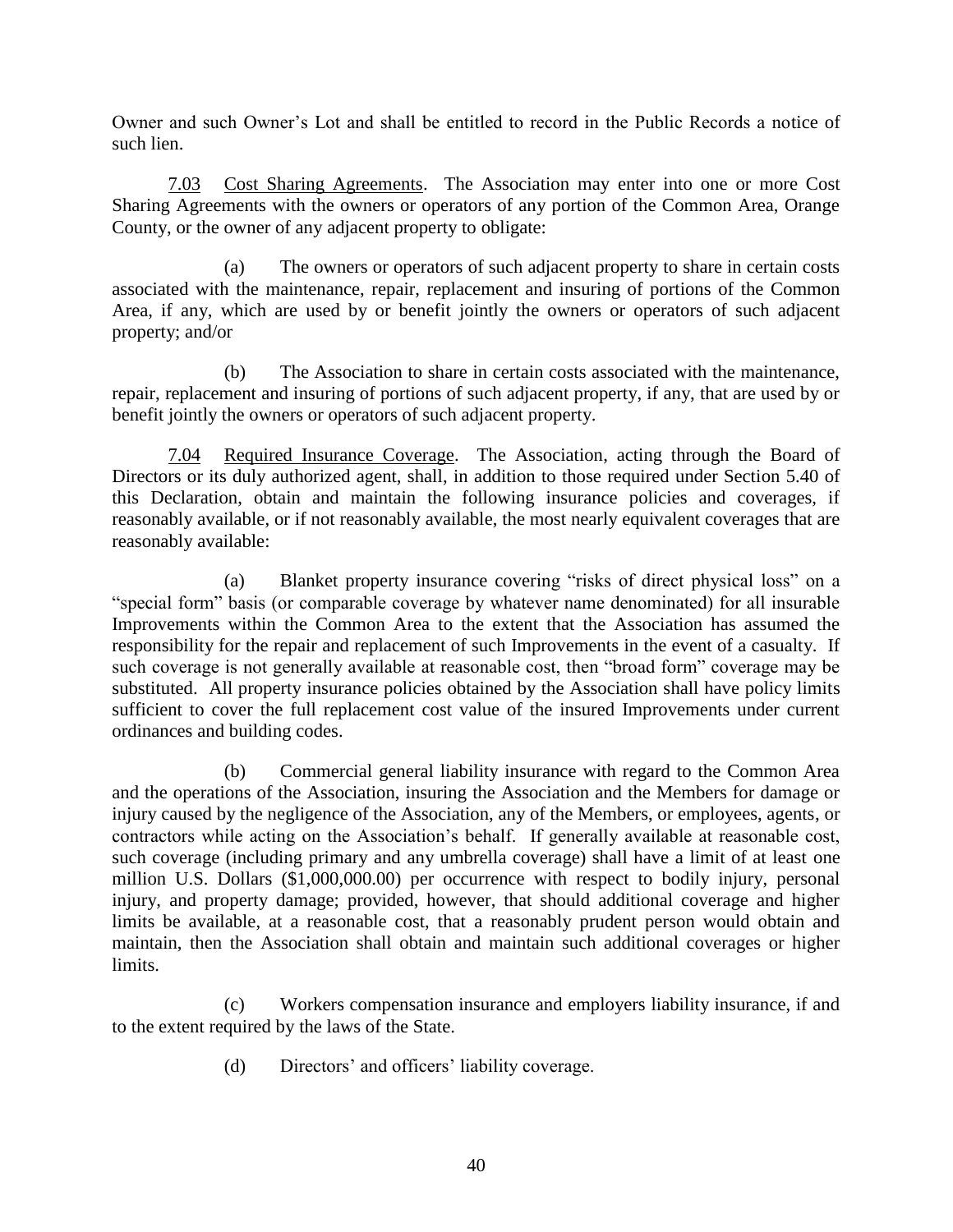Owner and such Owner's Lot and shall be entitled to record in the Public Records a notice of such lien.

7.03 Cost Sharing Agreements. The Association may enter into one or more Cost Sharing Agreements with the owners or operators of any portion of the Common Area, Orange County, or the owner of any adjacent property to obligate:

(a) The owners or operators of such adjacent property to share in certain costs associated with the maintenance, repair, replacement and insuring of portions of the Common Area, if any, which are used by or benefit jointly the owners or operators of such adjacent property; and/or

(b) The Association to share in certain costs associated with the maintenance, repair, replacement and insuring of portions of such adjacent property, if any, that are used by or benefit jointly the owners or operators of such adjacent property.

7.04 Required Insurance Coverage. The Association, acting through the Board of Directors or its duly authorized agent, shall, in addition to those required under Section 5.40 of this Declaration, obtain and maintain the following insurance policies and coverages, if reasonably available, or if not reasonably available, the most nearly equivalent coverages that are reasonably available:

(a) Blanket property insurance covering "risks of direct physical loss" on a "special form" basis (or comparable coverage by whatever name denominated) for all insurable Improvements within the Common Area to the extent that the Association has assumed the responsibility for the repair and replacement of such Improvements in the event of a casualty. If such coverage is not generally available at reasonable cost, then "broad form" coverage may be substituted. All property insurance policies obtained by the Association shall have policy limits sufficient to cover the full replacement cost value of the insured Improvements under current ordinances and building codes.

(b) Commercial general liability insurance with regard to the Common Area and the operations of the Association, insuring the Association and the Members for damage or injury caused by the negligence of the Association, any of the Members, or employees, agents, or contractors while acting on the Association's behalf. If generally available at reasonable cost, such coverage (including primary and any umbrella coverage) shall have a limit of at least one million U.S. Dollars ($1,000,000.00) per occurrence with respect to bodily injury, personal injury, and property damage; provided, however, that should additional coverage and higher limits be available, at a reasonable cost, that a reasonably prudent person would obtain and maintain, then the Association shall obtain and maintain such additional coverages or higher limits.

(c) Workers compensation insurance and employers liability insurance, if and to the extent required by the laws of the State.

(d) Directors' and officers' liability coverage.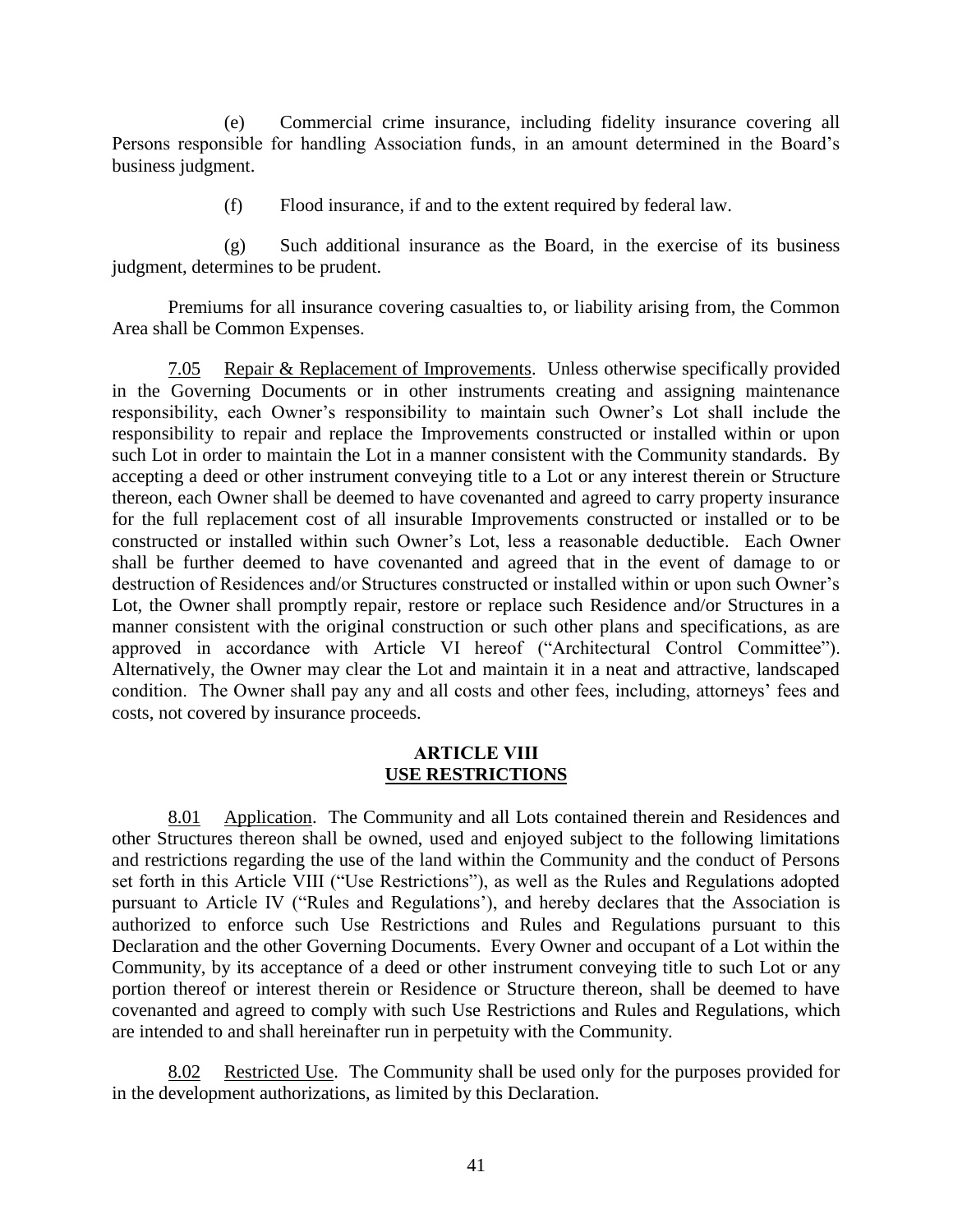(e) Commercial crime insurance, including fidelity insurance covering all Persons responsible for handling Association funds, in an amount determined in the Board's business judgment.

(f) Flood insurance, if and to the extent required by federal law.

(g) Such additional insurance as the Board, in the exercise of its business judgment, determines to be prudent.

Premiums for all insurance covering casualties to, or liability arising from, the Common Area shall be Common Expenses.

7.05 Repair & Replacement of Improvements. Unless otherwise specifically provided in the Governing Documents or in other instruments creating and assigning maintenance responsibility, each Owner's responsibility to maintain such Owner's Lot shall include the responsibility to repair and replace the Improvements constructed or installed within or upon such Lot in order to maintain the Lot in a manner consistent with the Community standards. By accepting a deed or other instrument conveying title to a Lot or any interest therein or Structure thereon, each Owner shall be deemed to have covenanted and agreed to carry property insurance for the full replacement cost of all insurable Improvements constructed or installed or to be constructed or installed within such Owner's Lot, less a reasonable deductible. Each Owner shall be further deemed to have covenanted and agreed that in the event of damage to or destruction of Residences and/or Structures constructed or installed within or upon such Owner's Lot, the Owner shall promptly repair, restore or replace such Residence and/or Structures in a manner consistent with the original construction or such other plans and specifications, as are approved in accordance with Article VI hereof ("Architectural Control Committee"). Alternatively, the Owner may clear the Lot and maintain it in a neat and attractive, landscaped condition. The Owner shall pay any and all costs and other fees, including, attorneys' fees and costs, not covered by insurance proceeds.

## ARTICLE VIII
## USE RESTRICTIONS

8.01 Application. The Community and all Lots contained therein and Residences and other Structures thereon shall be owned, used and enjoyed subject to the following limitations and restrictions regarding the use of the land within the Community and the conduct of Persons set forth in this Article VIII ("Use Restrictions"), as well as the Rules and Regulations adopted pursuant to Article IV ("Rules and Regulations'), and hereby declares that the Association is authorized to enforce such Use Restrictions and Rules and Regulations pursuant to this Declaration and the other Governing Documents. Every Owner and occupant of a Lot within the Community, by its acceptance of a deed or other instrument conveying title to such Lot or any portion thereof or interest therein or Residence or Structure thereon, shall be deemed to have covenanted and agreed to comply with such Use Restrictions and Rules and Regulations, which are intended to and shall hereinafter run in perpetuity with the Community.

8.02 Restricted Use. The Community shall be used only for the purposes provided for in the development authorizations, as limited by this Declaration.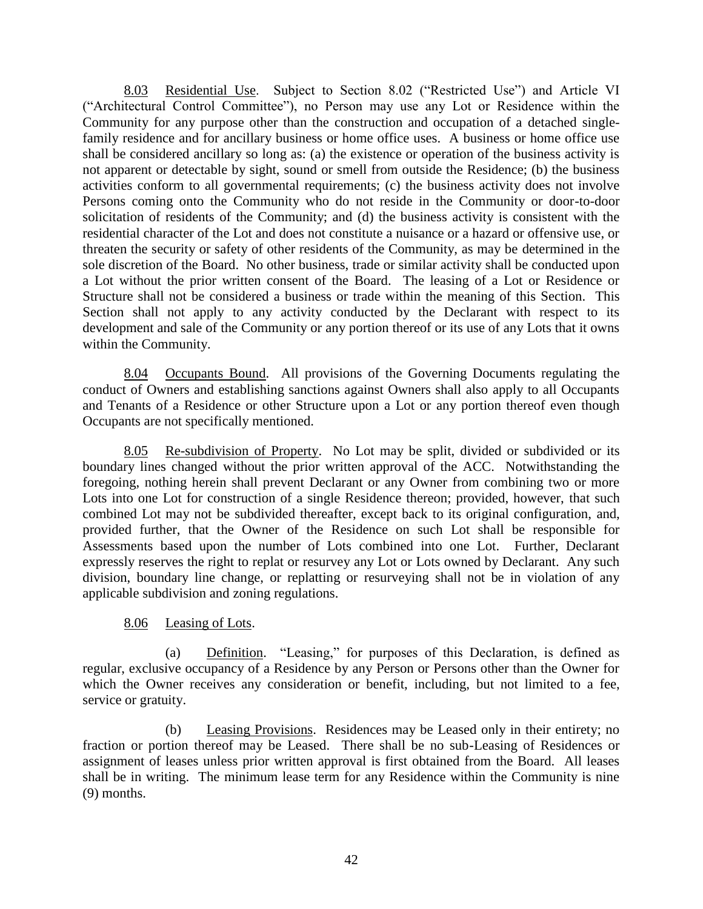8.03 Residential Use. Subject to Section 8.02 ("Restricted Use") and Article VI ("Architectural Control Committee"), no Person may use any Lot or Residence within the Community for any purpose other than the construction and occupation of a detached single-family residence and for ancillary business or home office uses. A business or home office use shall be considered ancillary so long as: (a) the existence or operation of the business activity is not apparent or detectable by sight, sound or smell from outside the Residence; (b) the business activities conform to all governmental requirements; (c) the business activity does not involve Persons coming onto the Community who do not reside in the Community or door-to-door solicitation of residents of the Community; and (d) the business activity is consistent with the residential character of the Lot and does not constitute a nuisance or a hazard or offensive use, or threaten the security or safety of other residents of the Community, as may be determined in the sole discretion of the Board. No other business, trade or similar activity shall be conducted upon a Lot without the prior written consent of the Board. The leasing of a Lot or Residence or Structure shall not be considered a business or trade within the meaning of this Section. This Section shall not apply to any activity conducted by the Declarant with respect to its development and sale of the Community or any portion thereof or its use of any Lots that it owns within the Community.

8.04 Occupants Bound. All provisions of the Governing Documents regulating the conduct of Owners and establishing sanctions against Owners shall also apply to all Occupants and Tenants of a Residence or other Structure upon a Lot or any portion thereof even though Occupants are not specifically mentioned.

8.05 Re-subdivision of Property. No Lot may be split, divided or subdivided or its boundary lines changed without the prior written approval of the ACC. Notwithstanding the foregoing, nothing herein shall prevent Declarant or any Owner from combining two or more Lots into one Lot for construction of a single Residence thereon; provided, however, that such combined Lot may not be subdivided thereafter, except back to its original configuration, and, provided further, that the Owner of the Residence on such Lot shall be responsible for Assessments based upon the number of Lots combined into one Lot. Further, Declarant expressly reserves the right to replat or resurvey any Lot or Lots owned by Declarant. Any such division, boundary line change, or replatting or resurveying shall not be in violation of any applicable subdivision and zoning regulations.

8.06 Leasing of Lots.

(a) Definition. "Leasing," for purposes of this Declaration, is defined as regular, exclusive occupancy of a Residence by any Person or Persons other than the Owner for which the Owner receives any consideration or benefit, including, but not limited to a fee, service or gratuity.

(b) Leasing Provisions. Residences may be Leased only in their entirety; no fraction or portion thereof may be Leased. There shall be no sub-Leasing of Residences or assignment of leases unless prior written approval is first obtained from the Board. All leases shall be in writing. The minimum lease term for any Residence within the Community is nine (9) months.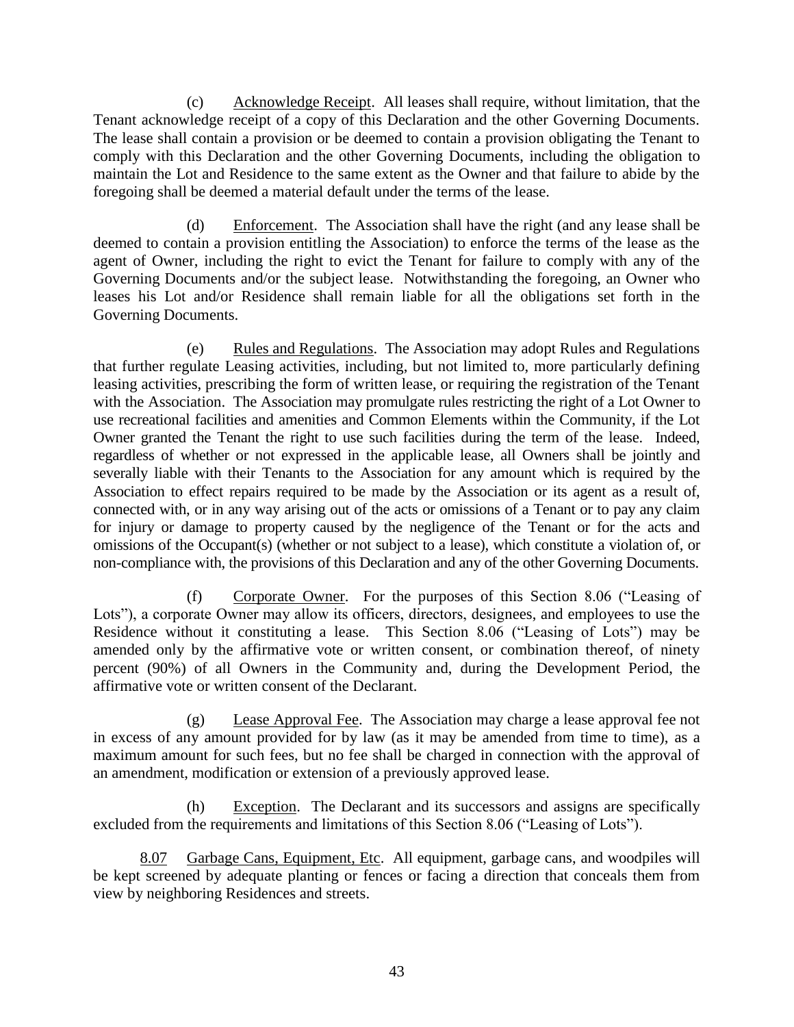(c) Acknowledge Receipt. All leases shall require, without limitation, that the Tenant acknowledge receipt of a copy of this Declaration and the other Governing Documents. The lease shall contain a provision or be deemed to contain a provision obligating the Tenant to comply with this Declaration and the other Governing Documents, including the obligation to maintain the Lot and Residence to the same extent as the Owner and that failure to abide by the foregoing shall be deemed a material default under the terms of the lease.

(d) Enforcement. The Association shall have the right (and any lease shall be deemed to contain a provision entitling the Association) to enforce the terms of the lease as the agent of Owner, including the right to evict the Tenant for failure to comply with any of the Governing Documents and/or the subject lease. Notwithstanding the foregoing, an Owner who leases his Lot and/or Residence shall remain liable for all the obligations set forth in the Governing Documents.

(e) Rules and Regulations. The Association may adopt Rules and Regulations that further regulate Leasing activities, including, but not limited to, more particularly defining leasing activities, prescribing the form of written lease, or requiring the registration of the Tenant with the Association. The Association may promulgate rules restricting the right of a Lot Owner to use recreational facilities and amenities and Common Elements within the Community, if the Lot Owner granted the Tenant the right to use such facilities during the term of the lease. Indeed, regardless of whether or not expressed in the applicable lease, all Owners shall be jointly and severally liable with their Tenants to the Association for any amount which is required by the Association to effect repairs required to be made by the Association or its agent as a result of, connected with, or in any way arising out of the acts or omissions of a Tenant or to pay any claim for injury or damage to property caused by the negligence of the Tenant or for the acts and omissions of the Occupant(s) (whether or not subject to a lease), which constitute a violation of, or non-compliance with, the provisions of this Declaration and any of the other Governing Documents.

(f) Corporate Owner. For the purposes of this Section 8.06 ("Leasing of Lots"), a corporate Owner may allow its officers, directors, designees, and employees to use the Residence without it constituting a lease. This Section 8.06 ("Leasing of Lots") may be amended only by the affirmative vote or written consent, or combination thereof, of ninety percent (90%) of all Owners in the Community and, during the Development Period, the affirmative vote or written consent of the Declarant.

(g) Lease Approval Fee. The Association may charge a lease approval fee not in excess of any amount provided for by law (as it may be amended from time to time), as a maximum amount for such fees, but no fee shall be charged in connection with the approval of an amendment, modification or extension of a previously approved lease.

(h) Exception. The Declarant and its successors and assigns are specifically excluded from the requirements and limitations of this Section 8.06 ("Leasing of Lots").

8.07 Garbage Cans, Equipment, Etc. All equipment, garbage cans, and woodpiles will be kept screened by adequate planting or fences or facing a direction that conceals them from view by neighboring Residences and streets.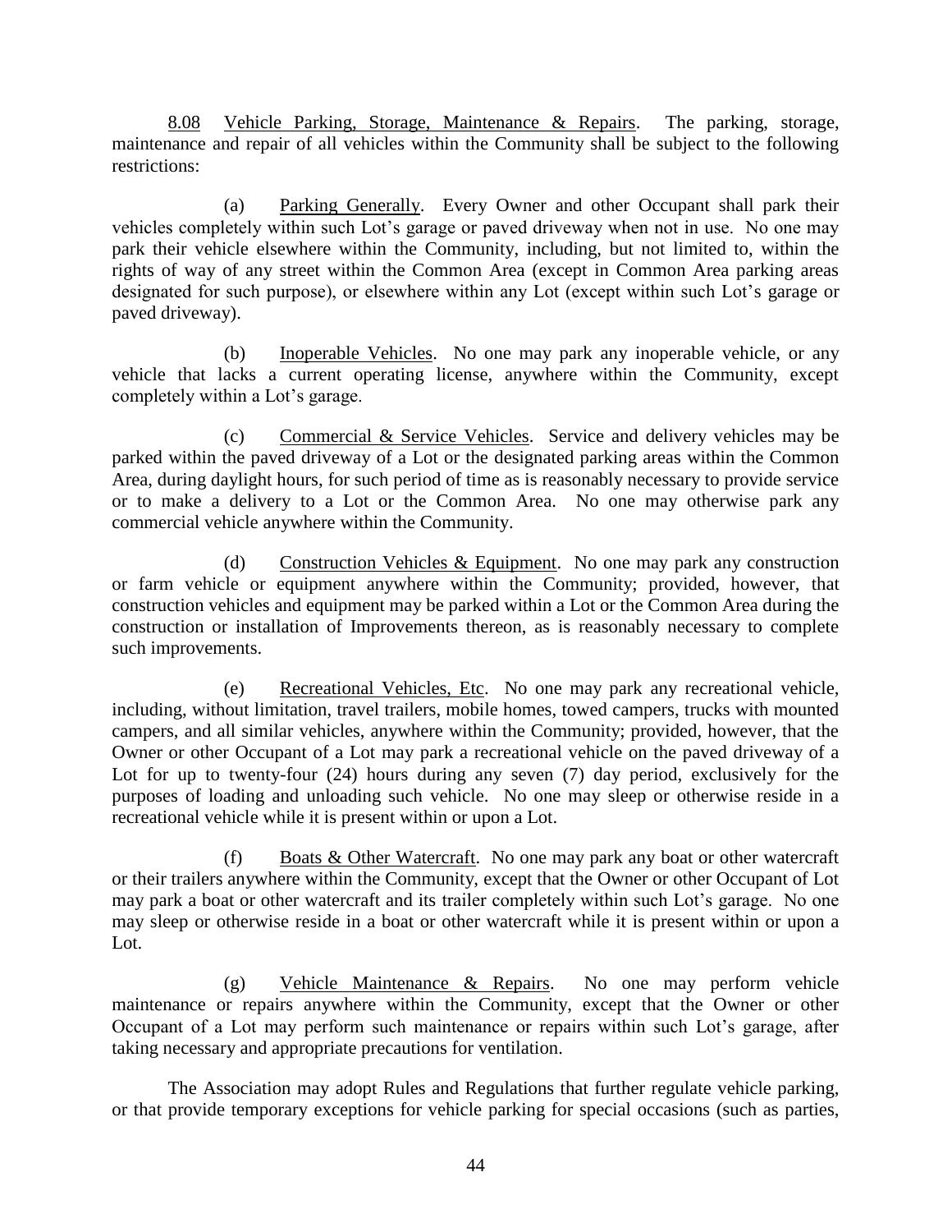8.08 Vehicle Parking, Storage, Maintenance & Repairs. The parking, storage, maintenance and repair of all vehicles within the Community shall be subject to the following restrictions:

(a) Parking Generally. Every Owner and other Occupant shall park their vehicles completely within such Lot's garage or paved driveway when not in use. No one may park their vehicle elsewhere within the Community, including, but not limited to, within the rights of way of any street within the Common Area (except in Common Area parking areas designated for such purpose), or elsewhere within any Lot (except within such Lot's garage or paved driveway).

(b) Inoperable Vehicles. No one may park any inoperable vehicle, or any vehicle that lacks a current operating license, anywhere within the Community, except completely within a Lot's garage.

(c) Commercial & Service Vehicles. Service and delivery vehicles may be parked within the paved driveway of a Lot or the designated parking areas within the Common Area, during daylight hours, for such period of time as is reasonably necessary to provide service or to make a delivery to a Lot or the Common Area. No one may otherwise park any commercial vehicle anywhere within the Community.

(d) Construction Vehicles & Equipment. No one may park any construction or farm vehicle or equipment anywhere within the Community; provided, however, that construction vehicles and equipment may be parked within a Lot or the Common Area during the construction or installation of Improvements thereon, as is reasonably necessary to complete such improvements.

(e) Recreational Vehicles, Etc. No one may park any recreational vehicle, including, without limitation, travel trailers, mobile homes, towed campers, trucks with mounted campers, and all similar vehicles, anywhere within the Community; provided, however, that the Owner or other Occupant of a Lot may park a recreational vehicle on the paved driveway of a Lot for up to twenty-four (24) hours during any seven (7) day period, exclusively for the purposes of loading and unloading such vehicle. No one may sleep or otherwise reside in a recreational vehicle while it is present within or upon a Lot.

(f) Boats & Other Watercraft. No one may park any boat or other watercraft or their trailers anywhere within the Community, except that the Owner or other Occupant of Lot may park a boat or other watercraft and its trailer completely within such Lot's garage. No one may sleep or otherwise reside in a boat or other watercraft while it is present within or upon a Lot.

(g) Vehicle Maintenance & Repairs. No one may perform vehicle maintenance or repairs anywhere within the Community, except that the Owner or other Occupant of a Lot may perform such maintenance or repairs within such Lot's garage, after taking necessary and appropriate precautions for ventilation.

The Association may adopt Rules and Regulations that further regulate vehicle parking, or that provide temporary exceptions for vehicle parking for special occasions (such as parties,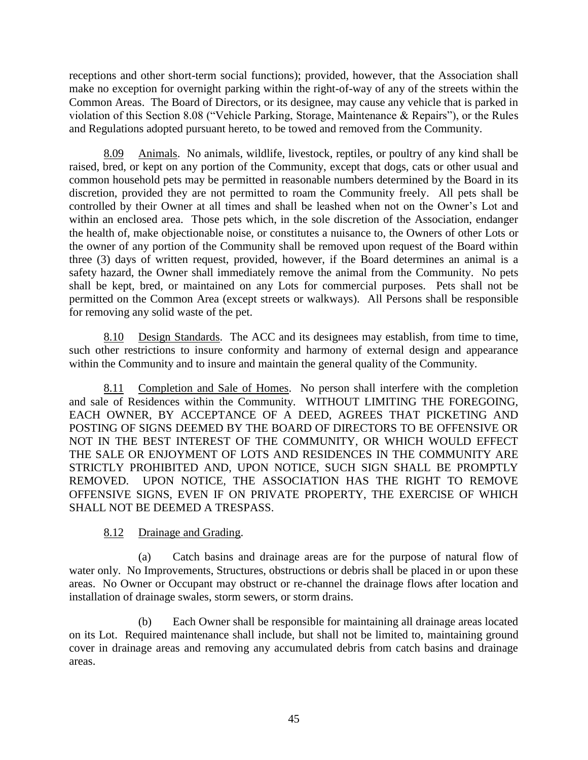receptions and other short-term social functions); provided, however, that the Association shall make no exception for overnight parking within the right-of-way of any of the streets within the Common Areas. The Board of Directors, or its designee, may cause any vehicle that is parked in violation of this Section 8.08 ("Vehicle Parking, Storage, Maintenance & Repairs"), or the Rules and Regulations adopted pursuant hereto, to be towed and removed from the Community.

8.09 Animals. No animals, wildlife, livestock, reptiles, or poultry of any kind shall be raised, bred, or kept on any portion of the Community, except that dogs, cats or other usual and common household pets may be permitted in reasonable numbers determined by the Board in its discretion, provided they are not permitted to roam the Community freely. All pets shall be controlled by their Owner at all times and shall be leashed when not on the Owner's Lot and within an enclosed area. Those pets which, in the sole discretion of the Association, endanger the health of, make objectionable noise, or constitutes a nuisance to, the Owners of other Lots or the owner of any portion of the Community shall be removed upon request of the Board within three (3) days of written request, provided, however, if the Board determines an animal is a safety hazard, the Owner shall immediately remove the animal from the Community. No pets shall be kept, bred, or maintained on any Lots for commercial purposes. Pets shall not be permitted on the Common Area (except streets or walkways). All Persons shall be responsible for removing any solid waste of the pet.

8.10 Design Standards. The ACC and its designees may establish, from time to time, such other restrictions to insure conformity and harmony of external design and appearance within the Community and to insure and maintain the general quality of the Community.

8.11 Completion and Sale of Homes. No person shall interfere with the completion and sale of Residences within the Community. WITHOUT LIMITING THE FOREGOING, EACH OWNER, BY ACCEPTANCE OF A DEED, AGREES THAT PICKETING AND POSTING OF SIGNS DEEMED BY THE BOARD OF DIRECTORS TO BE OFFENSIVE OR NOT IN THE BEST INTEREST OF THE COMMUNITY, OR WHICH WOULD EFFECT THE SALE OR ENJOYMENT OF LOTS AND RESIDENCES IN THE COMMUNITY ARE STRICTLY PROHIBITED AND, UPON NOTICE, SUCH SIGN SHALL BE PROMPTLY REMOVED. UPON NOTICE, THE ASSOCIATION HAS THE RIGHT TO REMOVE OFFENSIVE SIGNS, EVEN IF ON PRIVATE PROPERTY, THE EXERCISE OF WHICH SHALL NOT BE DEEMED A TRESPASS.

8.12 Drainage and Grading.

(a) Catch basins and drainage areas are for the purpose of natural flow of water only. No Improvements, Structures, obstructions or debris shall be placed in or upon these areas. No Owner or Occupant may obstruct or re-channel the drainage flows after location and installation of drainage swales, storm sewers, or storm drains.

(b) Each Owner shall be responsible for maintaining all drainage areas located on its Lot. Required maintenance shall include, but shall not be limited to, maintaining ground cover in drainage areas and removing any accumulated debris from catch basins and drainage areas.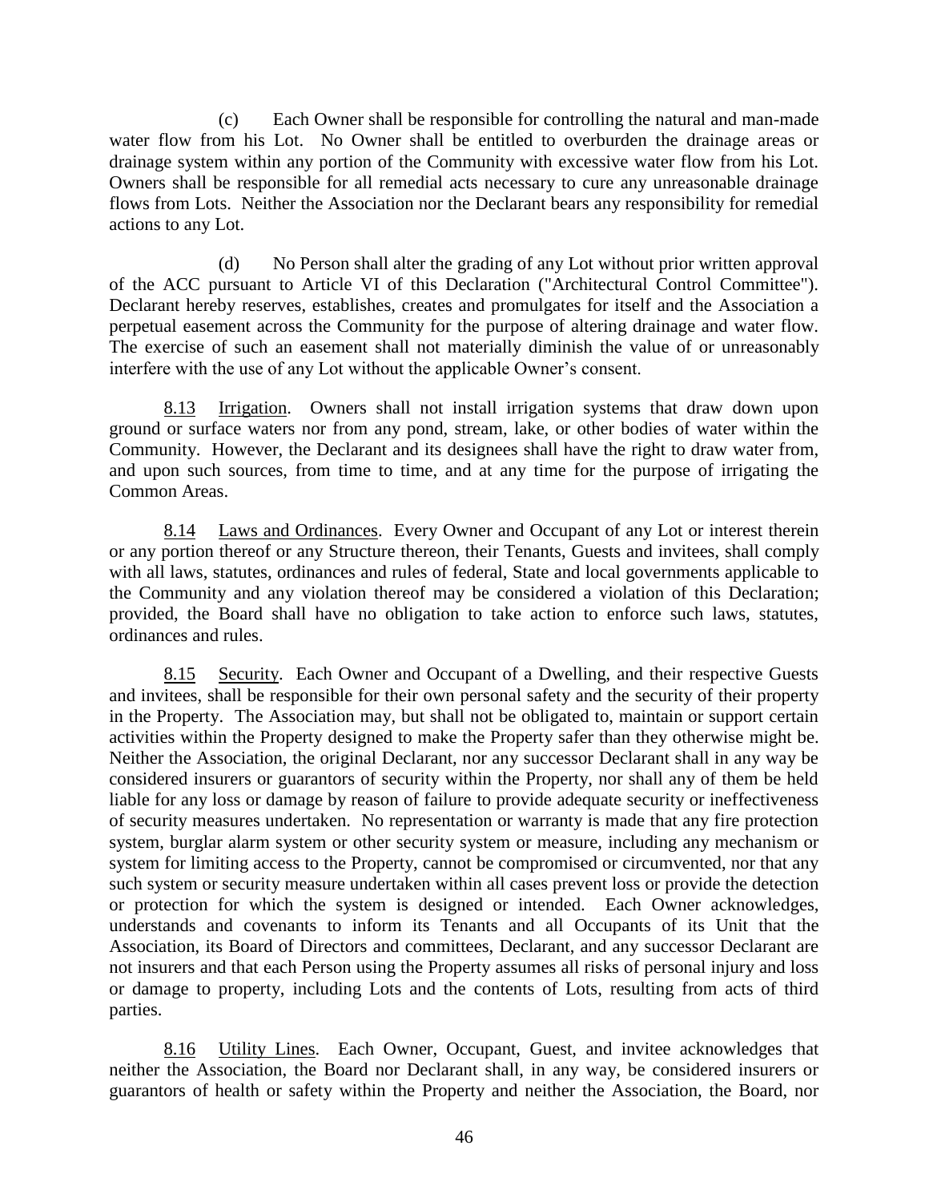(c) Each Owner shall be responsible for controlling the natural and man-made water flow from his Lot. No Owner shall be entitled to overburden the drainage areas or drainage system within any portion of the Community with excessive water flow from his Lot. Owners shall be responsible for all remedial acts necessary to cure any unreasonable drainage flows from Lots. Neither the Association nor the Declarant bears any responsibility for remedial actions to any Lot.

(d) No Person shall alter the grading of any Lot without prior written approval of the ACC pursuant to Article VI of this Declaration ("Architectural Control Committee"). Declarant hereby reserves, establishes, creates and promulgates for itself and the Association a perpetual easement across the Community for the purpose of altering drainage and water flow. The exercise of such an easement shall not materially diminish the value of or unreasonably interfere with the use of any Lot without the applicable Owner's consent.

8.13 Irrigation. Owners shall not install irrigation systems that draw down upon ground or surface waters nor from any pond, stream, lake, or other bodies of water within the Community. However, the Declarant and its designees shall have the right to draw water from, and upon such sources, from time to time, and at any time for the purpose of irrigating the Common Areas.

8.14 Laws and Ordinances. Every Owner and Occupant of any Lot or interest therein or any portion thereof or any Structure thereon, their Tenants, Guests and invitees, shall comply with all laws, statutes, ordinances and rules of federal, State and local governments applicable to the Community and any violation thereof may be considered a violation of this Declaration; provided, the Board shall have no obligation to take action to enforce such laws, statutes, ordinances and rules.

8.15 Security. Each Owner and Occupant of a Dwelling, and their respective Guests and invitees, shall be responsible for their own personal safety and the security of their property in the Property. The Association may, but shall not be obligated to, maintain or support certain activities within the Property designed to make the Property safer than they otherwise might be. Neither the Association, the original Declarant, nor any successor Declarant shall in any way be considered insurers or guarantors of security within the Property, nor shall any of them be held liable for any loss or damage by reason of failure to provide adequate security or ineffectiveness of security measures undertaken. No representation or warranty is made that any fire protection system, burglar alarm system or other security system or measure, including any mechanism or system for limiting access to the Property, cannot be compromised or circumvented, nor that any such system or security measure undertaken within all cases prevent loss or provide the detection or protection for which the system is designed or intended. Each Owner acknowledges, understands and covenants to inform its Tenants and all Occupants of its Unit that the Association, its Board of Directors and committees, Declarant, and any successor Declarant are not insurers and that each Person using the Property assumes all risks of personal injury and loss or damage to property, including Lots and the contents of Lots, resulting from acts of third parties.

8.16 Utility Lines. Each Owner, Occupant, Guest, and invitee acknowledges that neither the Association, the Board nor Declarant shall, in any way, be considered insurers or guarantors of health or safety within the Property and neither the Association, the Board, nor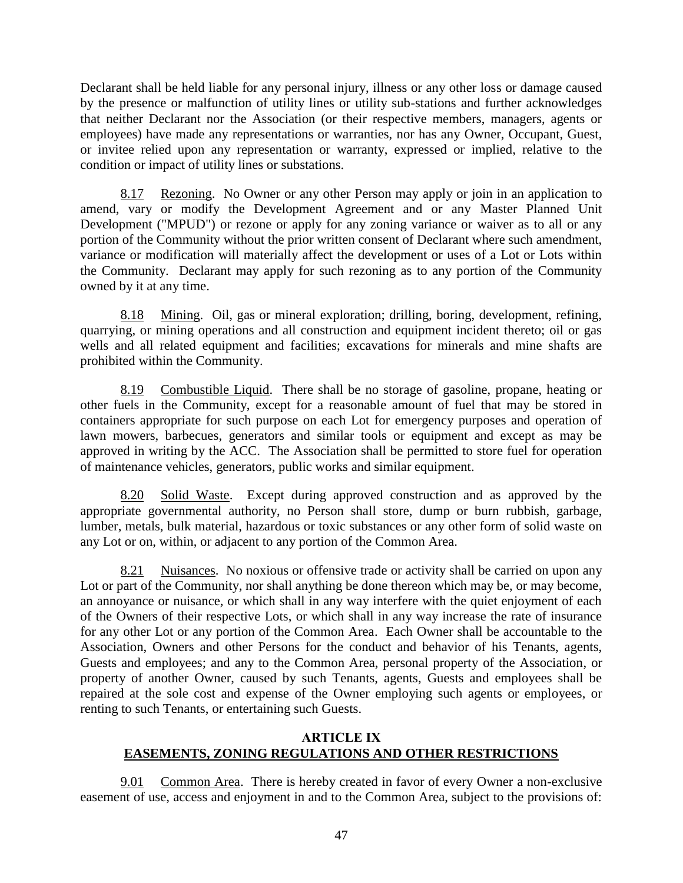Declarant shall be held liable for any personal injury, illness or any other loss or damage caused by the presence or malfunction of utility lines or utility sub-stations and further acknowledges that neither Declarant nor the Association (or their respective members, managers, agents or employees) have made any representations or warranties, nor has any Owner, Occupant, Guest, or invitee relied upon any representation or warranty, expressed or implied, relative to the condition or impact of utility lines or substations.

8.17 Rezoning. No Owner or any other Person may apply or join in an application to amend, vary or modify the Development Agreement and or any Master Planned Unit Development ("MPUD") or rezone or apply for any zoning variance or waiver as to all or any portion of the Community without the prior written consent of Declarant where such amendment, variance or modification will materially affect the development or uses of a Lot or Lots within the Community. Declarant may apply for such rezoning as to any portion of the Community owned by it at any time.

8.18 Mining. Oil, gas or mineral exploration; drilling, boring, development, refining, quarrying, or mining operations and all construction and equipment incident thereto; oil or gas wells and all related equipment and facilities; excavations for minerals and mine shafts are prohibited within the Community.

8.19 Combustible Liquid. There shall be no storage of gasoline, propane, heating or other fuels in the Community, except for a reasonable amount of fuel that may be stored in containers appropriate for such purpose on each Lot for emergency purposes and operation of lawn mowers, barbecues, generators and similar tools or equipment and except as may be approved in writing by the ACC. The Association shall be permitted to store fuel for operation of maintenance vehicles, generators, public works and similar equipment.

8.20 Solid Waste. Except during approved construction and as approved by the appropriate governmental authority, no Person shall store, dump or burn rubbish, garbage, lumber, metals, bulk material, hazardous or toxic substances or any other form of solid waste on any Lot or on, within, or adjacent to any portion of the Common Area.

8.21 Nuisances. No noxious or offensive trade or activity shall be carried on upon any Lot or part of the Community, nor shall anything be done thereon which may be, or may become, an annoyance or nuisance, or which shall in any way interfere with the quiet enjoyment of each of the Owners of their respective Lots, or which shall in any way increase the rate of insurance for any other Lot or any portion of the Common Area. Each Owner shall be accountable to the Association, Owners and other Persons for the conduct and behavior of his Tenants, agents, Guests and employees; and any to the Common Area, personal property of the Association, or property of another Owner, caused by such Tenants, agents, Guests and employees shall be repaired at the sole cost and expense of the Owner employing such agents or employees, or renting to such Tenants, or entertaining such Guests.

## ARTICLE IX
## EASEMENTS, ZONING REGULATIONS AND OTHER RESTRICTIONS

9.01 Common Area. There is hereby created in favor of every Owner a non-exclusive easement of use, access and enjoyment in and to the Common Area, subject to the provisions of: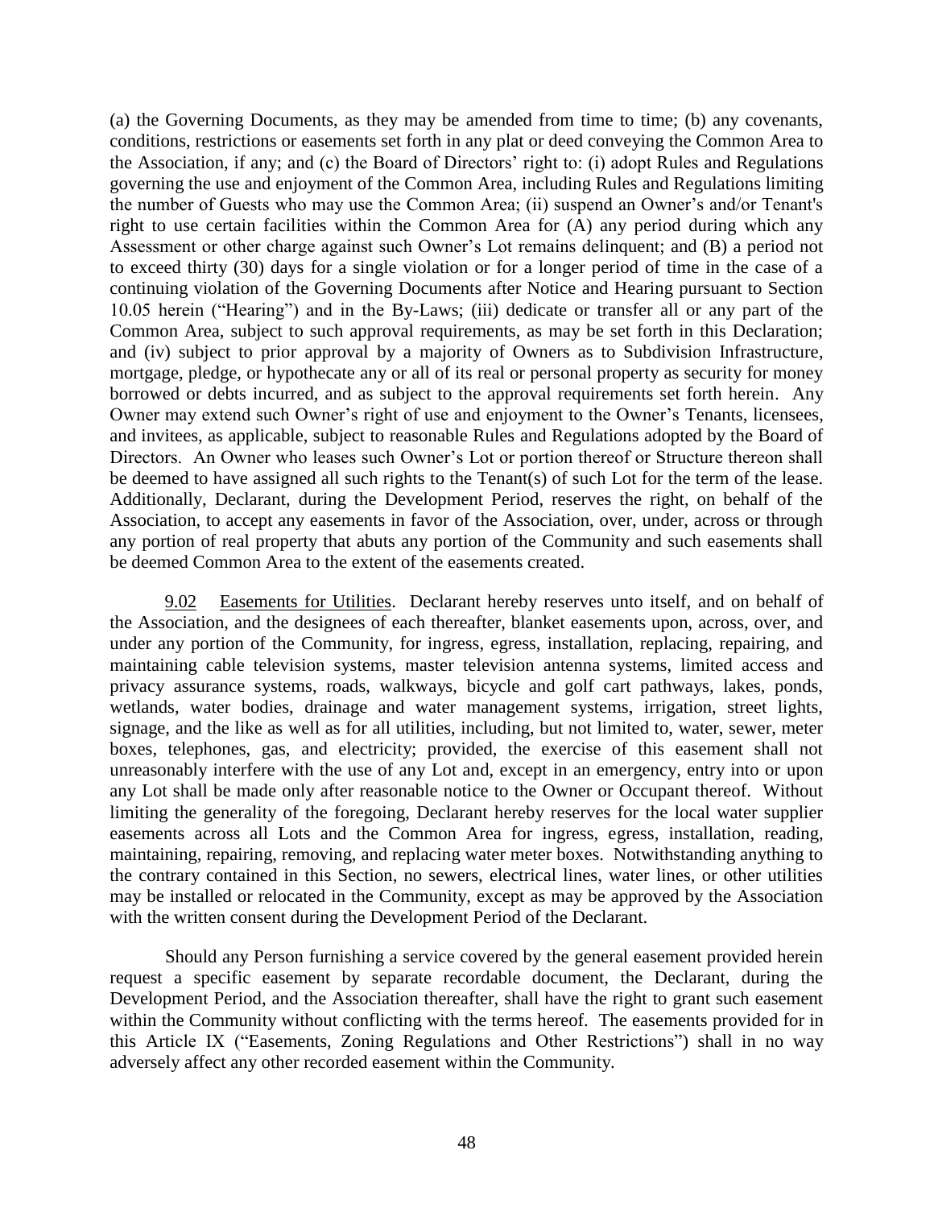(a) the Governing Documents, as they may be amended from time to time; (b) any covenants, conditions, restrictions or easements set forth in any plat or deed conveying the Common Area to the Association, if any; and (c) the Board of Directors' right to: (i) adopt Rules and Regulations governing the use and enjoyment of the Common Area, including Rules and Regulations limiting the number of Guests who may use the Common Area; (ii) suspend an Owner's and/or Tenant's right to use certain facilities within the Common Area for (A) any period during which any Assessment or other charge against such Owner's Lot remains delinquent; and (B) a period not to exceed thirty (30) days for a single violation or for a longer period of time in the case of a continuing violation of the Governing Documents after Notice and Hearing pursuant to Section 10.05 herein ("Hearing") and in the By-Laws; (iii) dedicate or transfer all or any part of the Common Area, subject to such approval requirements, as may be set forth in this Declaration; and (iv) subject to prior approval by a majority of Owners as to Subdivision Infrastructure, mortgage, pledge, or hypothecate any or all of its real or personal property as security for money borrowed or debts incurred, and as subject to the approval requirements set forth herein. Any Owner may extend such Owner's right of use and enjoyment to the Owner's Tenants, licensees, and invitees, as applicable, subject to reasonable Rules and Regulations adopted by the Board of Directors. An Owner who leases such Owner's Lot or portion thereof or Structure thereon shall be deemed to have assigned all such rights to the Tenant(s) of such Lot for the term of the lease. Additionally, Declarant, during the Development Period, reserves the right, on behalf of the Association, to accept any easements in favor of the Association, over, under, across or through any portion of real property that abuts any portion of the Community and such easements shall be deemed Common Area to the extent of the easements created.

9.02 Easements for Utilities. Declarant hereby reserves unto itself, and on behalf of the Association, and the designees of each thereafter, blanket easements upon, across, over, and under any portion of the Community, for ingress, egress, installation, replacing, repairing, and maintaining cable television systems, master television antenna systems, limited access and privacy assurance systems, roads, walkways, bicycle and golf cart pathways, lakes, ponds, wetlands, water bodies, drainage and water management systems, irrigation, street lights, signage, and the like as well as for all utilities, including, but not limited to, water, sewer, meter boxes, telephones, gas, and electricity; provided, the exercise of this easement shall not unreasonably interfere with the use of any Lot and, except in an emergency, entry into or upon any Lot shall be made only after reasonable notice to the Owner or Occupant thereof. Without limiting the generality of the foregoing, Declarant hereby reserves for the local water supplier easements across all Lots and the Common Area for ingress, egress, installation, reading, maintaining, repairing, removing, and replacing water meter boxes. Notwithstanding anything to the contrary contained in this Section, no sewers, electrical lines, water lines, or other utilities may be installed or relocated in the Community, except as may be approved by the Association with the written consent during the Development Period of the Declarant.

Should any Person furnishing a service covered by the general easement provided herein request a specific easement by separate recordable document, the Declarant, during the Development Period, and the Association thereafter, shall have the right to grant such easement within the Community without conflicting with the terms hereof. The easements provided for in this Article IX ("Easements, Zoning Regulations and Other Restrictions") shall in no way adversely affect any other recorded easement within the Community.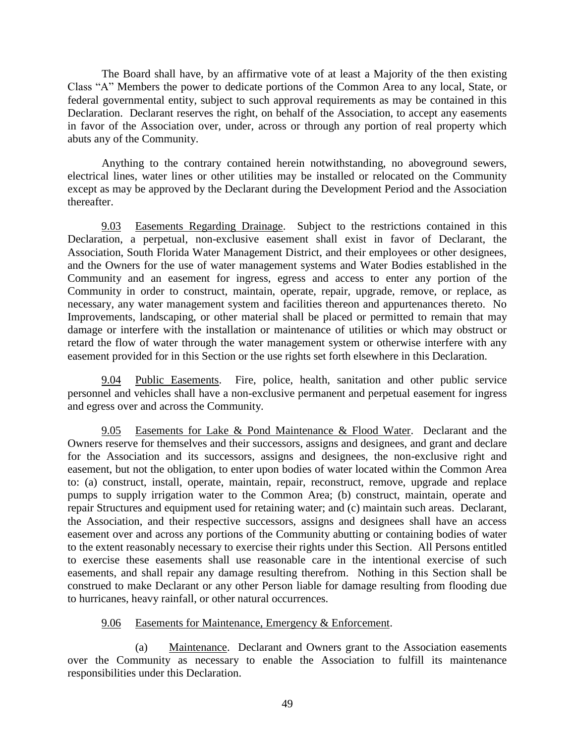The Board shall have, by an affirmative vote of at least a Majority of the then existing Class "A" Members the power to dedicate portions of the Common Area to any local, State, or federal governmental entity, subject to such approval requirements as may be contained in this Declaration. Declarant reserves the right, on behalf of the Association, to accept any easements in favor of the Association over, under, across or through any portion of real property which abuts any of the Community.

Anything to the contrary contained herein notwithstanding, no aboveground sewers, electrical lines, water lines or other utilities may be installed or relocated on the Community except as may be approved by the Declarant during the Development Period and the Association thereafter.

<u>9.03</u> <u>Easements Regarding Drainage</u>. Subject to the restrictions contained in this Declaration, a perpetual, non-exclusive easement shall exist in favor of Declarant, the Association, South Florida Water Management District, and their employees or other designees, and the Owners for the use of water management systems and Water Bodies established in the Community and an easement for ingress, egress and access to enter any portion of the Community in order to construct, maintain, operate, repair, upgrade, remove, or replace, as necessary, any water management system and facilities thereon and appurtenances thereto. No Improvements, landscaping, or other material shall be placed or permitted to remain that may damage or interfere with the installation or maintenance of utilities or which may obstruct or retard the flow of water through the water management system or otherwise interfere with any easement provided for in this Section or the use rights set forth elsewhere in this Declaration.

<u>9.04</u> <u>Public Easements</u>. Fire, police, health, sanitation and other public service personnel and vehicles shall have a non-exclusive permanent and perpetual easement for ingress and egress over and across the Community.

<u>9.05</u> <u>Easements for Lake & Pond Maintenance & Flood Water</u>. Declarant and the Owners reserve for themselves and their successors, assigns and designees, and grant and declare for the Association and its successors, assigns and designees, the non-exclusive right and easement, but not the obligation, to enter upon bodies of water located within the Common Area to: (a) construct, install, operate, maintain, repair, reconstruct, remove, upgrade and replace pumps to supply irrigation water to the Common Area; (b) construct, maintain, operate and repair Structures and equipment used for retaining water; and (c) maintain such areas. Declarant, the Association, and their respective successors, assigns and designees shall have an access easement over and across any portions of the Community abutting or containing bodies of water to the extent reasonably necessary to exercise their rights under this Section. All Persons entitled to exercise these easements shall use reasonable care in the intentional exercise of such easements, and shall repair any damage resulting therefrom. Nothing in this Section shall be construed to make Declarant or any other Person liable for damage resulting from flooding due to hurricanes, heavy rainfall, or other natural occurrences.

<u>9.06</u> <u>Easements for Maintenance, Emergency & Enforcement</u>.

(a) <u>Maintenance</u>. Declarant and Owners grant to the Association easements over the Community as necessary to enable the Association to fulfill its maintenance responsibilities under this Declaration.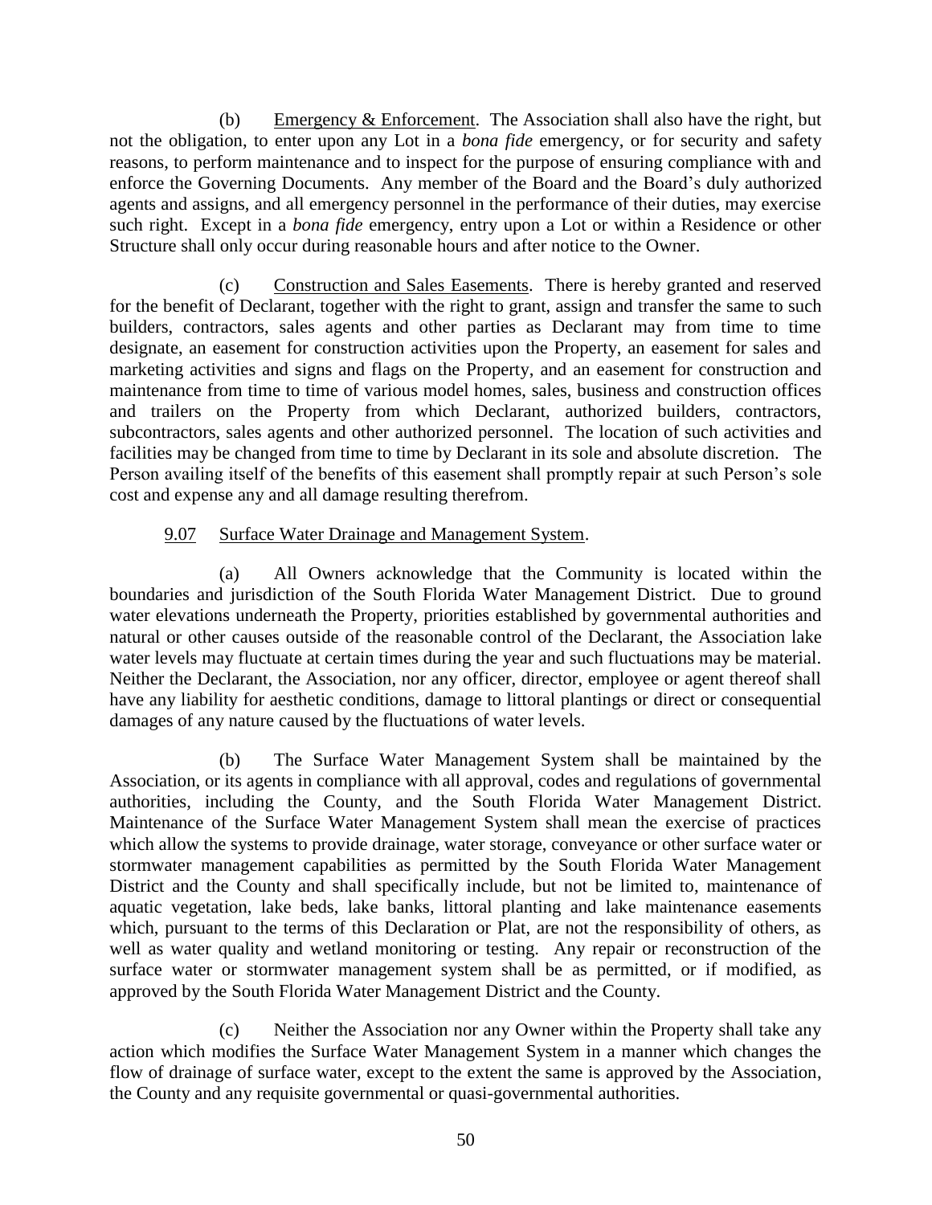(b) Emergency & Enforcement. The Association shall also have the right, but not the obligation, to enter upon any Lot in a *bona fide* emergency, or for security and safety reasons, to perform maintenance and to inspect for the purpose of ensuring compliance with and enforce the Governing Documents. Any member of the Board and the Board's duly authorized agents and assigns, and all emergency personnel in the performance of their duties, may exercise such right. Except in a *bona fide* emergency, entry upon a Lot or within a Residence or other Structure shall only occur during reasonable hours and after notice to the Owner.

(c) Construction and Sales Easements. There is hereby granted and reserved for the benefit of Declarant, together with the right to grant, assign and transfer the same to such builders, contractors, sales agents and other parties as Declarant may from time to time designate, an easement for construction activities upon the Property, an easement for sales and marketing activities and signs and flags on the Property, and an easement for construction and maintenance from time to time of various model homes, sales, business and construction offices and trailers on the Property from which Declarant, authorized builders, contractors, subcontractors, sales agents and other authorized personnel. The location of such activities and facilities may be changed from time to time by Declarant in its sole and absolute discretion. The Person availing itself of the benefits of this easement shall promptly repair at such Person's sole cost and expense any and all damage resulting therefrom.

9.07 Surface Water Drainage and Management System.

(a) All Owners acknowledge that the Community is located within the boundaries and jurisdiction of the South Florida Water Management District. Due to ground water elevations underneath the Property, priorities established by governmental authorities and natural or other causes outside of the reasonable control of the Declarant, the Association lake water levels may fluctuate at certain times during the year and such fluctuations may be material. Neither the Declarant, the Association, nor any officer, director, employee or agent thereof shall have any liability for aesthetic conditions, damage to littoral plantings or direct or consequential damages of any nature caused by the fluctuations of water levels.

(b) The Surface Water Management System shall be maintained by the Association, or its agents in compliance with all approval, codes and regulations of governmental authorities, including the County, and the South Florida Water Management District. Maintenance of the Surface Water Management System shall mean the exercise of practices which allow the systems to provide drainage, water storage, conveyance or other surface water or stormwater management capabilities as permitted by the South Florida Water Management District and the County and shall specifically include, but not be limited to, maintenance of aquatic vegetation, lake beds, lake banks, littoral planting and lake maintenance easements which, pursuant to the terms of this Declaration or Plat, are not the responsibility of others, as well as water quality and wetland monitoring or testing. Any repair or reconstruction of the surface water or stormwater management system shall be as permitted, or if modified, as approved by the South Florida Water Management District and the County.

(c) Neither the Association nor any Owner within the Property shall take any action which modifies the Surface Water Management System in a manner which changes the flow of drainage of surface water, except to the extent the same is approved by the Association, the County and any requisite governmental or quasi-governmental authorities.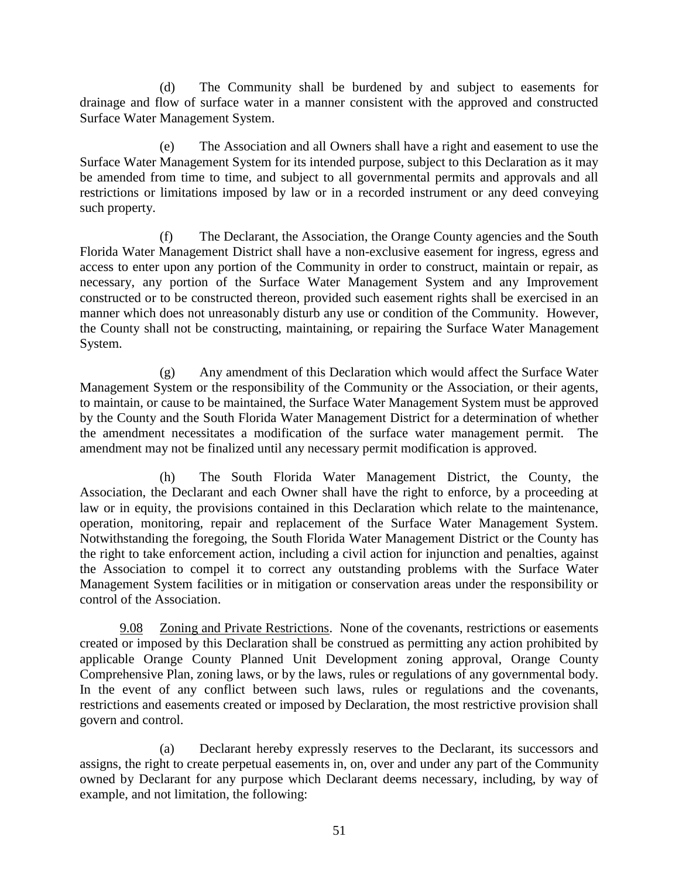(d) The Community shall be burdened by and subject to easements for drainage and flow of surface water in a manner consistent with the approved and constructed Surface Water Management System.

(e) The Association and all Owners shall have a right and easement to use the Surface Water Management System for its intended purpose, subject to this Declaration as it may be amended from time to time, and subject to all governmental permits and approvals and all restrictions or limitations imposed by law or in a recorded instrument or any deed conveying such property.

(f) The Declarant, the Association, the Orange County agencies and the South Florida Water Management District shall have a non-exclusive easement for ingress, egress and access to enter upon any portion of the Community in order to construct, maintain or repair, as necessary, any portion of the Surface Water Management System and any Improvement constructed or to be constructed thereon, provided such easement rights shall be exercised in an manner which does not unreasonably disturb any use or condition of the Community. However, the County shall not be constructing, maintaining, or repairing the Surface Water Management System.

(g) Any amendment of this Declaration which would affect the Surface Water Management System or the responsibility of the Community or the Association, or their agents, to maintain, or cause to be maintained, the Surface Water Management System must be approved by the County and the South Florida Water Management District for a determination of whether the amendment necessitates a modification of the surface water management permit. The amendment may not be finalized until any necessary permit modification is approved.

(h) The South Florida Water Management District, the County, the Association, the Declarant and each Owner shall have the right to enforce, by a proceeding at law or in equity, the provisions contained in this Declaration which relate to the maintenance, operation, monitoring, repair and replacement of the Surface Water Management System. Notwithstanding the foregoing, the South Florida Water Management District or the County has the right to take enforcement action, including a civil action for injunction and penalties, against the Association to compel it to correct any outstanding problems with the Surface Water Management System facilities or in mitigation or conservation areas under the responsibility or control of the Association.

<u>9.08</u> <u>Zoning and Private Restrictions</u>. None of the covenants, restrictions or easements created or imposed by this Declaration shall be construed as permitting any action prohibited by applicable Orange County Planned Unit Development zoning approval, Orange County Comprehensive Plan, zoning laws, or by the laws, rules or regulations of any governmental body. In the event of any conflict between such laws, rules or regulations and the covenants, restrictions and easements created or imposed by Declaration, the most restrictive provision shall govern and control.

(a) Declarant hereby expressly reserves to the Declarant, its successors and assigns, the right to create perpetual easements in, on, over and under any part of the Community owned by Declarant for any purpose which Declarant deems necessary, including, by way of example, and not limitation, the following: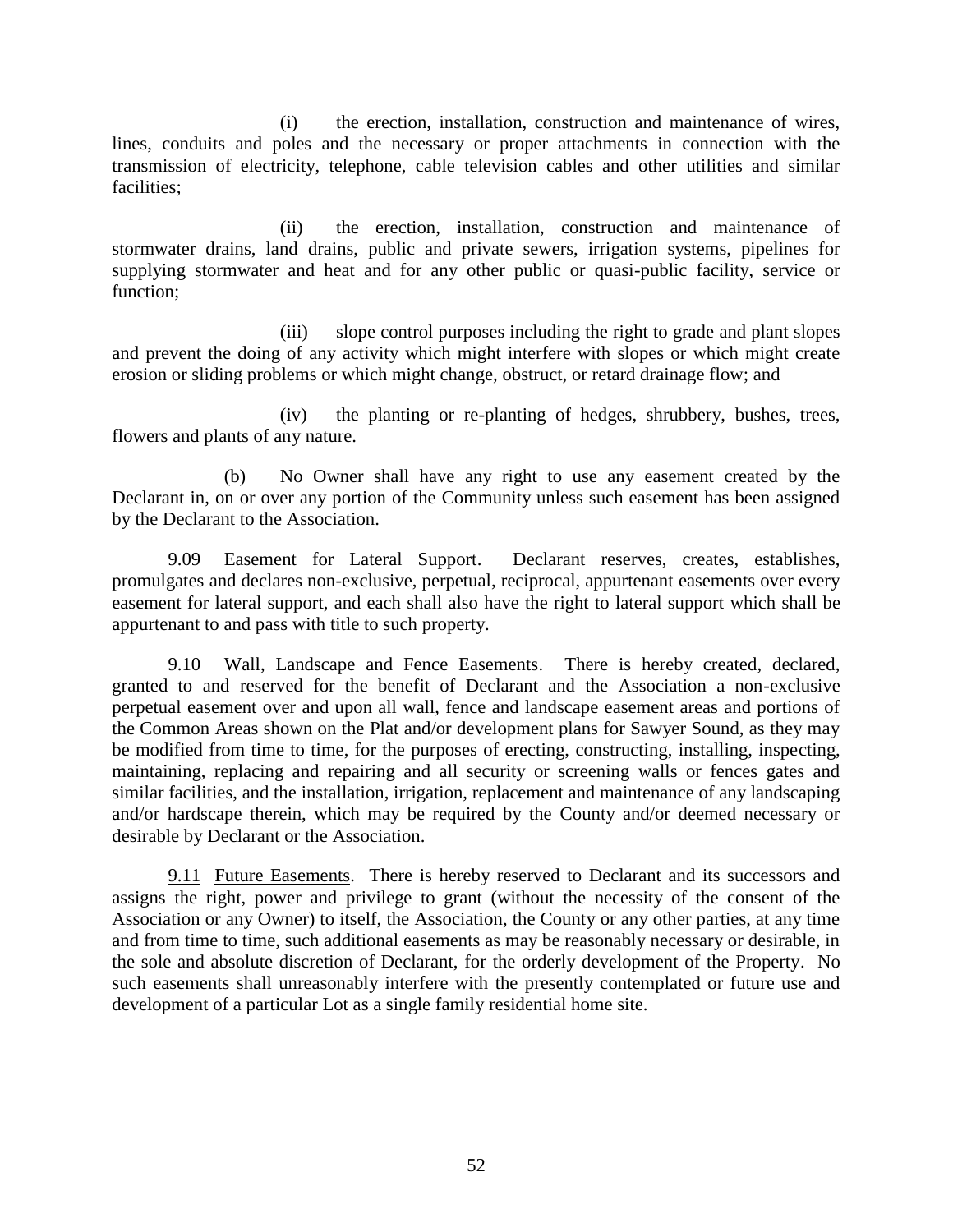(i) the erection, installation, construction and maintenance of wires, lines, conduits and poles and the necessary or proper attachments in connection with the transmission of electricity, telephone, cable television cables and other utilities and similar facilities;

(ii) the erection, installation, construction and maintenance of stormwater drains, land drains, public and private sewers, irrigation systems, pipelines for supplying stormwater and heat and for any other public or quasi-public facility, service or function;

(iii) slope control purposes including the right to grade and plant slopes and prevent the doing of any activity which might interfere with slopes or which might create erosion or sliding problems or which might change, obstruct, or retard drainage flow; and

(iv) the planting or re-planting of hedges, shrubbery, bushes, trees, flowers and plants of any nature.

(b) No Owner shall have any right to use any easement created by the Declarant in, on or over any portion of the Community unless such easement has been assigned by the Declarant to the Association.

9.09 Easement for Lateral Support. Declarant reserves, creates, establishes, promulgates and declares non-exclusive, perpetual, reciprocal, appurtenant easements over every easement for lateral support, and each shall also have the right to lateral support which shall be appurtenant to and pass with title to such property.

9.10 Wall, Landscape and Fence Easements. There is hereby created, declared, granted to and reserved for the benefit of Declarant and the Association a non-exclusive perpetual easement over and upon all wall, fence and landscape easement areas and portions of the Common Areas shown on the Plat and/or development plans for Sawyer Sound, as they may be modified from time to time, for the purposes of erecting, constructing, installing, inspecting, maintaining, replacing and repairing and all security or screening walls or fences gates and similar facilities, and the installation, irrigation, replacement and maintenance of any landscaping and/or hardscape therein, which may be required by the County and/or deemed necessary or desirable by Declarant or the Association.

9.11 Future Easements. There is hereby reserved to Declarant and its successors and assigns the right, power and privilege to grant (without the necessity of the consent of the Association or any Owner) to itself, the Association, the County or any other parties, at any time and from time to time, such additional easements as may be reasonably necessary or desirable, in the sole and absolute discretion of Declarant, for the orderly development of the Property. No such easements shall unreasonably interfere with the presently contemplated or future use and development of a particular Lot as a single family residential home site.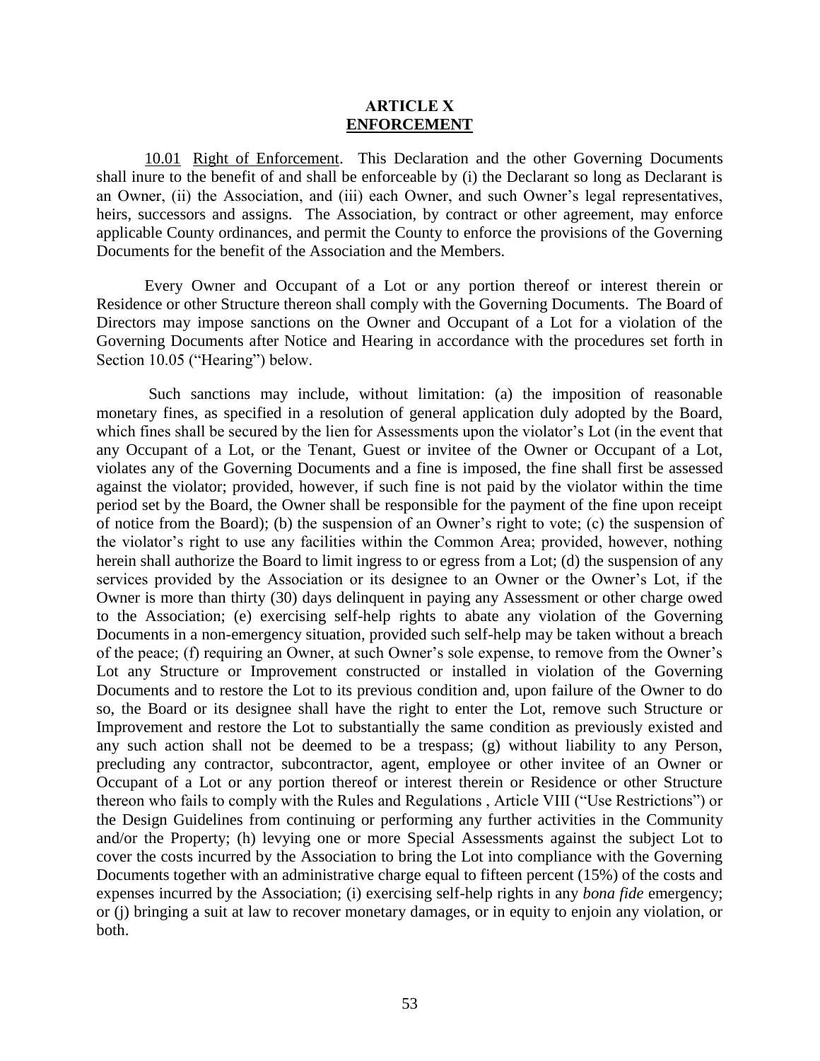## ARTICLE X
## ENFORCEMENT

10.01 Right of Enforcement. This Declaration and the other Governing Documents shall inure to the benefit of and shall be enforceable by (i) the Declarant so long as Declarant is an Owner, (ii) the Association, and (iii) each Owner, and such Owner's legal representatives, heirs, successors and assigns. The Association, by contract or other agreement, may enforce applicable County ordinances, and permit the County to enforce the provisions of the Governing Documents for the benefit of the Association and the Members.

Every Owner and Occupant of a Lot or any portion thereof or interest therein or Residence or other Structure thereon shall comply with the Governing Documents. The Board of Directors may impose sanctions on the Owner and Occupant of a Lot for a violation of the Governing Documents after Notice and Hearing in accordance with the procedures set forth in Section 10.05 ("Hearing") below.

Such sanctions may include, without limitation: (a) the imposition of reasonable monetary fines, as specified in a resolution of general application duly adopted by the Board, which fines shall be secured by the lien for Assessments upon the violator's Lot (in the event that any Occupant of a Lot, or the Tenant, Guest or invitee of the Owner or Occupant of a Lot, violates any of the Governing Documents and a fine is imposed, the fine shall first be assessed against the violator; provided, however, if such fine is not paid by the violator within the time period set by the Board, the Owner shall be responsible for the payment of the fine upon receipt of notice from the Board); (b) the suspension of an Owner's right to vote; (c) the suspension of the violator's right to use any facilities within the Common Area; provided, however, nothing herein shall authorize the Board to limit ingress to or egress from a Lot; (d) the suspension of any services provided by the Association or its designee to an Owner or the Owner's Lot, if the Owner is more than thirty (30) days delinquent in paying any Assessment or other charge owed to the Association; (e) exercising self-help rights to abate any violation of the Governing Documents in a non-emergency situation, provided such self-help may be taken without a breach of the peace; (f) requiring an Owner, at such Owner's sole expense, to remove from the Owner's Lot any Structure or Improvement constructed or installed in violation of the Governing Documents and to restore the Lot to its previous condition and, upon failure of the Owner to do so, the Board or its designee shall have the right to enter the Lot, remove such Structure or Improvement and restore the Lot to substantially the same condition as previously existed and any such action shall not be deemed to be a trespass; (g) without liability to any Person, precluding any contractor, subcontractor, agent, employee or other invitee of an Owner or Occupant of a Lot or any portion thereof or interest therein or Residence or other Structure thereon who fails to comply with the Rules and Regulations , Article VIII ("Use Restrictions") or the Design Guidelines from continuing or performing any further activities in the Community and/or the Property; (h) levying one or more Special Assessments against the subject Lot to cover the costs incurred by the Association to bring the Lot into compliance with the Governing Documents together with an administrative charge equal to fifteen percent (15%) of the costs and expenses incurred by the Association; (i) exercising self-help rights in any *bona fide* emergency; or (j) bringing a suit at law to recover monetary damages, or in equity to enjoin any violation, or both.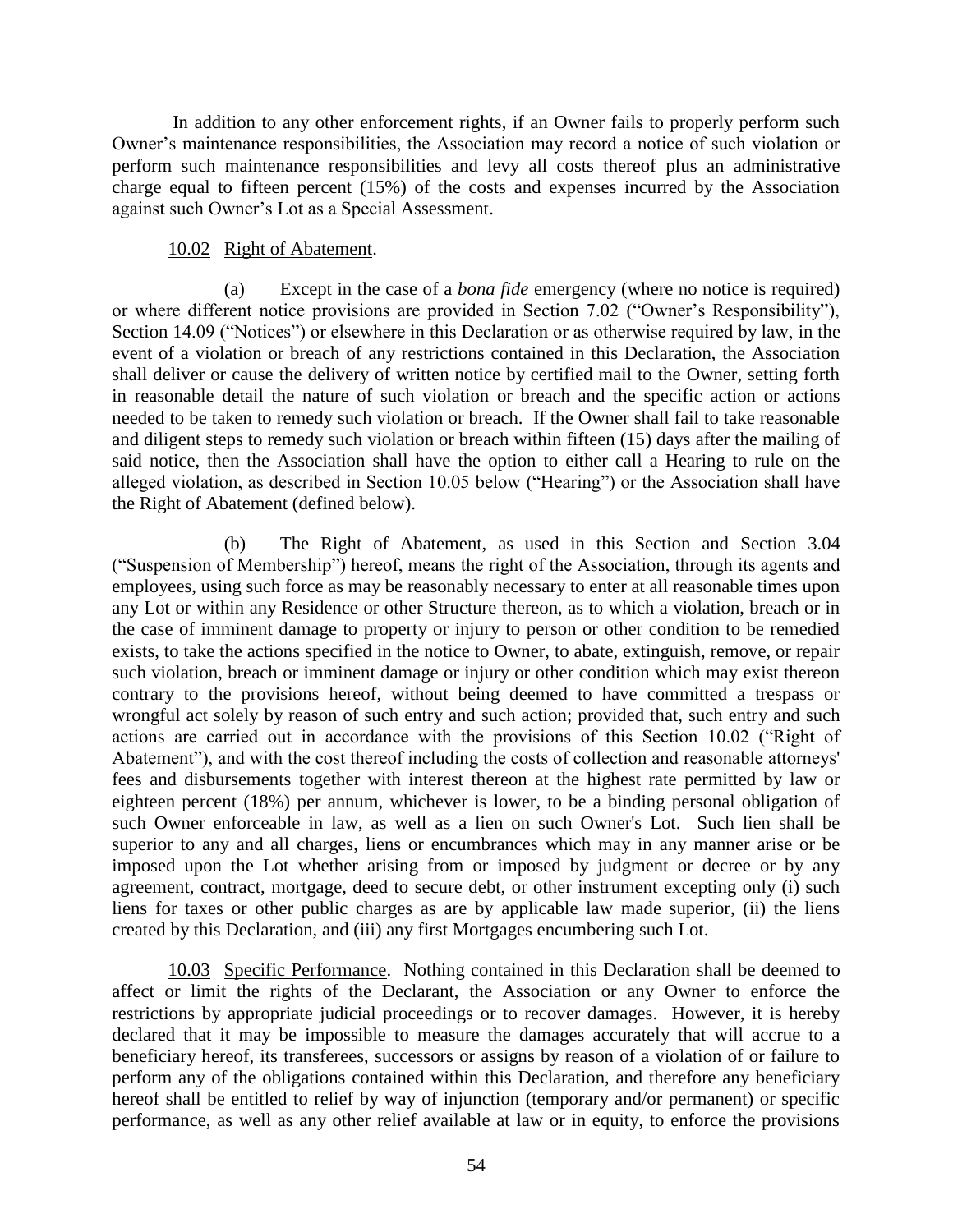In addition to any other enforcement rights, if an Owner fails to properly perform such Owner's maintenance responsibilities, the Association may record a notice of such violation or perform such maintenance responsibilities and levy all costs thereof plus an administrative charge equal to fifteen percent (15%) of the costs and expenses incurred by the Association against such Owner's Lot as a Special Assessment.

10.02 Right of Abatement.

(a) Except in the case of a *bona fide* emergency (where no notice is required) or where different notice provisions are provided in Section 7.02 ("Owner's Responsibility"), Section 14.09 ("Notices") or elsewhere in this Declaration or as otherwise required by law, in the event of a violation or breach of any restrictions contained in this Declaration, the Association shall deliver or cause the delivery of written notice by certified mail to the Owner, setting forth in reasonable detail the nature of such violation or breach and the specific action or actions needed to be taken to remedy such violation or breach. If the Owner shall fail to take reasonable and diligent steps to remedy such violation or breach within fifteen (15) days after the mailing of said notice, then the Association shall have the option to either call a Hearing to rule on the alleged violation, as described in Section 10.05 below ("Hearing") or the Association shall have the Right of Abatement (defined below).

(b) The Right of Abatement, as used in this Section and Section 3.04 ("Suspension of Membership") hereof, means the right of the Association, through its agents and employees, using such force as may be reasonably necessary to enter at all reasonable times upon any Lot or within any Residence or other Structure thereon, as to which a violation, breach or in the case of imminent damage to property or injury to person or other condition to be remedied exists, to take the actions specified in the notice to Owner, to abate, extinguish, remove, or repair such violation, breach or imminent damage or injury or other condition which may exist thereon contrary to the provisions hereof, without being deemed to have committed a trespass or wrongful act solely by reason of such entry and such action; provided that, such entry and such actions are carried out in accordance with the provisions of this Section 10.02 ("Right of Abatement"), and with the cost thereof including the costs of collection and reasonable attorneys' fees and disbursements together with interest thereon at the highest rate permitted by law or eighteen percent (18%) per annum, whichever is lower, to be a binding personal obligation of such Owner enforceable in law, as well as a lien on such Owner's Lot. Such lien shall be superior to any and all charges, liens or encumbrances which may in any manner arise or be imposed upon the Lot whether arising from or imposed by judgment or decree or by any agreement, contract, mortgage, deed to secure debt, or other instrument excepting only (i) such liens for taxes or other public charges as are by applicable law made superior, (ii) the liens created by this Declaration, and (iii) any first Mortgages encumbering such Lot.

10.03 Specific Performance. Nothing contained in this Declaration shall be deemed to affect or limit the rights of the Declarant, the Association or any Owner to enforce the restrictions by appropriate judicial proceedings or to recover damages. However, it is hereby declared that it may be impossible to measure the damages accurately that will accrue to a beneficiary hereof, its transferees, successors or assigns by reason of a violation of or failure to perform any of the obligations contained within this Declaration, and therefore any beneficiary hereof shall be entitled to relief by way of injunction (temporary and/or permanent) or specific performance, as well as any other relief available at law or in equity, to enforce the provisions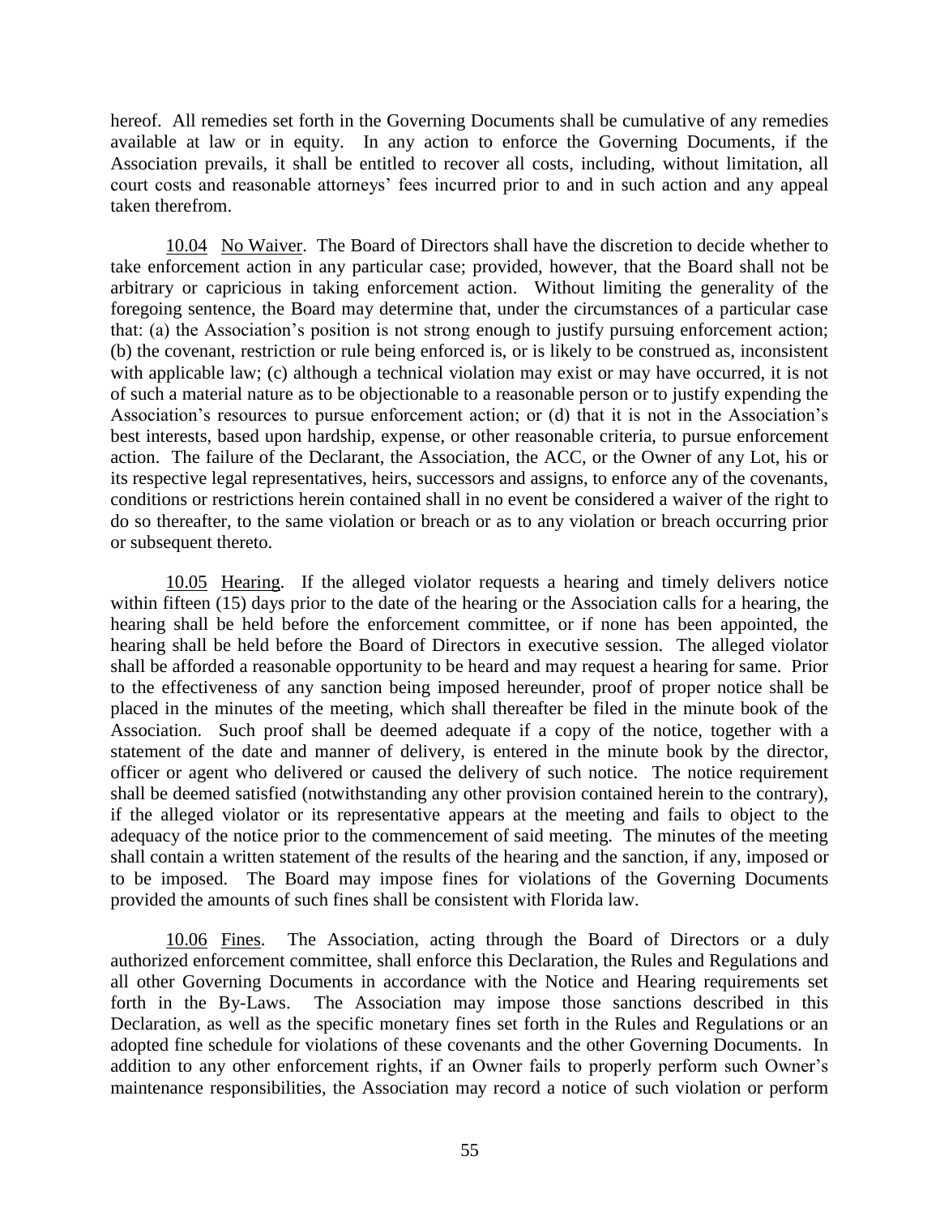hereof. All remedies set forth in the Governing Documents shall be cumulative of any remedies available at law or in equity. In any action to enforce the Governing Documents, if the Association prevails, it shall be entitled to recover all costs, including, without limitation, all court costs and reasonable attorneys' fees incurred prior to and in such action and any appeal taken therefrom.

10.04 No Waiver. The Board of Directors shall have the discretion to decide whether to take enforcement action in any particular case; provided, however, that the Board shall not be arbitrary or capricious in taking enforcement action. Without limiting the generality of the foregoing sentence, the Board may determine that, under the circumstances of a particular case that: (a) the Association's position is not strong enough to justify pursuing enforcement action; (b) the covenant, restriction or rule being enforced is, or is likely to be construed as, inconsistent with applicable law; (c) although a technical violation may exist or may have occurred, it is not of such a material nature as to be objectionable to a reasonable person or to justify expending the Association's resources to pursue enforcement action; or (d) that it is not in the Association's best interests, based upon hardship, expense, or other reasonable criteria, to pursue enforcement action. The failure of the Declarant, the Association, the ACC, or the Owner of any Lot, his or its respective legal representatives, heirs, successors and assigns, to enforce any of the covenants, conditions or restrictions herein contained shall in no event be considered a waiver of the right to do so thereafter, to the same violation or breach or as to any violation or breach occurring prior or subsequent thereto.

10.05 Hearing. If the alleged violator requests a hearing and timely delivers notice within fifteen (15) days prior to the date of the hearing or the Association calls for a hearing, the hearing shall be held before the enforcement committee, or if none has been appointed, the hearing shall be held before the Board of Directors in executive session. The alleged violator shall be afforded a reasonable opportunity to be heard and may request a hearing for same. Prior to the effectiveness of any sanction being imposed hereunder, proof of proper notice shall be placed in the minutes of the meeting, which shall thereafter be filed in the minute book of the Association. Such proof shall be deemed adequate if a copy of the notice, together with a statement of the date and manner of delivery, is entered in the minute book by the director, officer or agent who delivered or caused the delivery of such notice. The notice requirement shall be deemed satisfied (notwithstanding any other provision contained herein to the contrary), if the alleged violator or its representative appears at the meeting and fails to object to the adequacy of the notice prior to the commencement of said meeting. The minutes of the meeting shall contain a written statement of the results of the hearing and the sanction, if any, imposed or to be imposed. The Board may impose fines for violations of the Governing Documents provided the amounts of such fines shall be consistent with Florida law.

10.06 Fines. The Association, acting through the Board of Directors or a duly authorized enforcement committee, shall enforce this Declaration, the Rules and Regulations and all other Governing Documents in accordance with the Notice and Hearing requirements set forth in the By-Laws. The Association may impose those sanctions described in this Declaration, as well as the specific monetary fines set forth in the Rules and Regulations or an adopted fine schedule for violations of these covenants and the other Governing Documents. In addition to any other enforcement rights, if an Owner fails to properly perform such Owner's maintenance responsibilities, the Association may record a notice of such violation or perform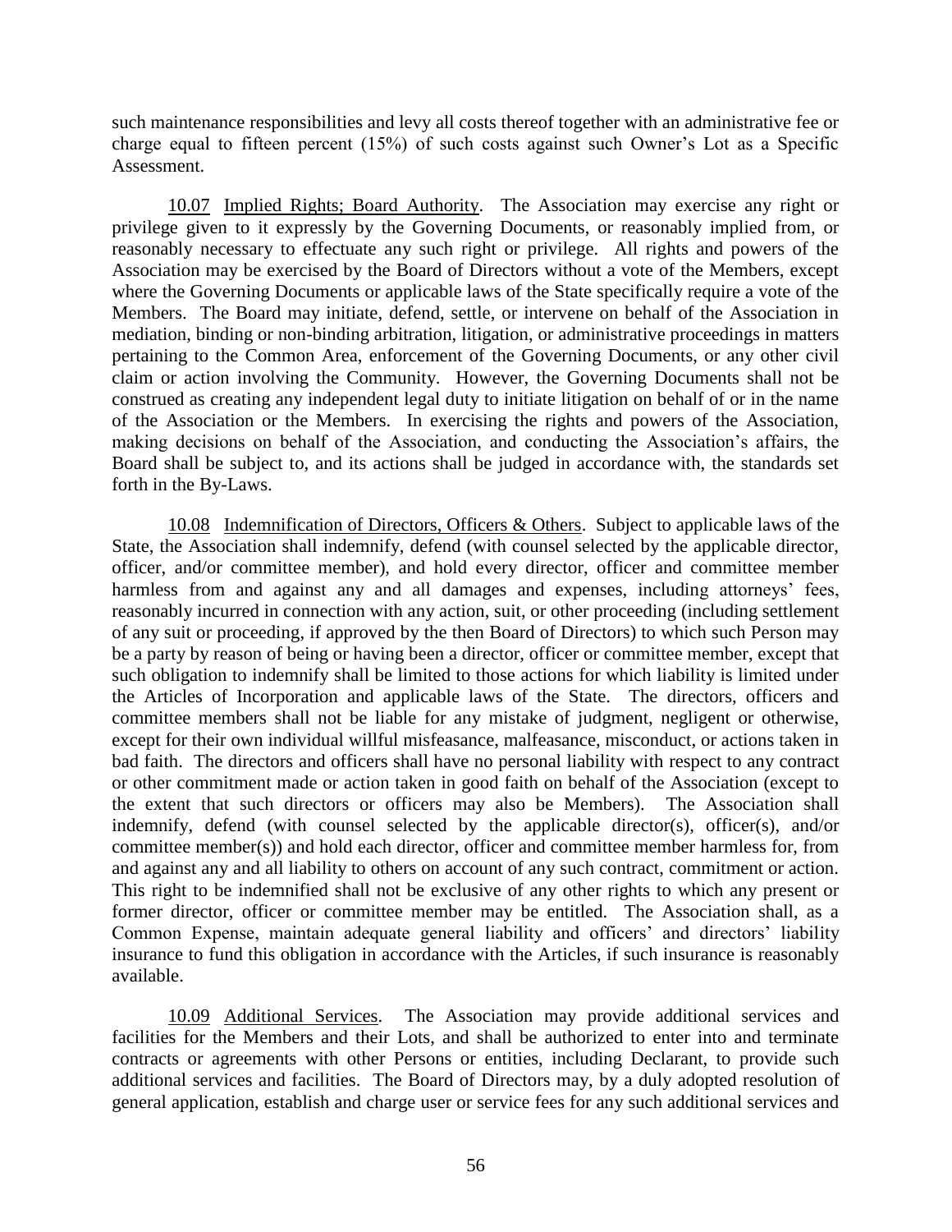such maintenance responsibilities and levy all costs thereof together with an administrative fee or charge equal to fifteen percent (15%) of such costs against such Owner's Lot as a Specific Assessment.

10.07 Implied Rights; Board Authority. The Association may exercise any right or privilege given to it expressly by the Governing Documents, or reasonably implied from, or reasonably necessary to effectuate any such right or privilege. All rights and powers of the Association may be exercised by the Board of Directors without a vote of the Members, except where the Governing Documents or applicable laws of the State specifically require a vote of the Members. The Board may initiate, defend, settle, or intervene on behalf of the Association in mediation, binding or non-binding arbitration, litigation, or administrative proceedings in matters pertaining to the Common Area, enforcement of the Governing Documents, or any other civil claim or action involving the Community. However, the Governing Documents shall not be construed as creating any independent legal duty to initiate litigation on behalf of or in the name of the Association or the Members. In exercising the rights and powers of the Association, making decisions on behalf of the Association, and conducting the Association's affairs, the Board shall be subject to, and its actions shall be judged in accordance with, the standards set forth in the By-Laws.

10.08 Indemnification of Directors, Officers & Others. Subject to applicable laws of the State, the Association shall indemnify, defend (with counsel selected by the applicable director, officer, and/or committee member), and hold every director, officer and committee member harmless from and against any and all damages and expenses, including attorneys' fees, reasonably incurred in connection with any action, suit, or other proceeding (including settlement of any suit or proceeding, if approved by the then Board of Directors) to which such Person may be a party by reason of being or having been a director, officer or committee member, except that such obligation to indemnify shall be limited to those actions for which liability is limited under the Articles of Incorporation and applicable laws of the State. The directors, officers and committee members shall not be liable for any mistake of judgment, negligent or otherwise, except for their own individual willful misfeasance, malfeasance, misconduct, or actions taken in bad faith. The directors and officers shall have no personal liability with respect to any contract or other commitment made or action taken in good faith on behalf of the Association (except to the extent that such directors or officers may also be Members). The Association shall indemnify, defend (with counsel selected by the applicable director(s), officer(s), and/or committee member(s)) and hold each director, officer and committee member harmless for, from and against any and all liability to others on account of any such contract, commitment or action. This right to be indemnified shall not be exclusive of any other rights to which any present or former director, officer or committee member may be entitled. The Association shall, as a Common Expense, maintain adequate general liability and officers' and directors' liability insurance to fund this obligation in accordance with the Articles, if such insurance is reasonably available.

10.09 Additional Services. The Association may provide additional services and facilities for the Members and their Lots, and shall be authorized to enter into and terminate contracts or agreements with other Persons or entities, including Declarant, to provide such additional services and facilities. The Board of Directors may, by a duly adopted resolution of general application, establish and charge user or service fees for any such additional services and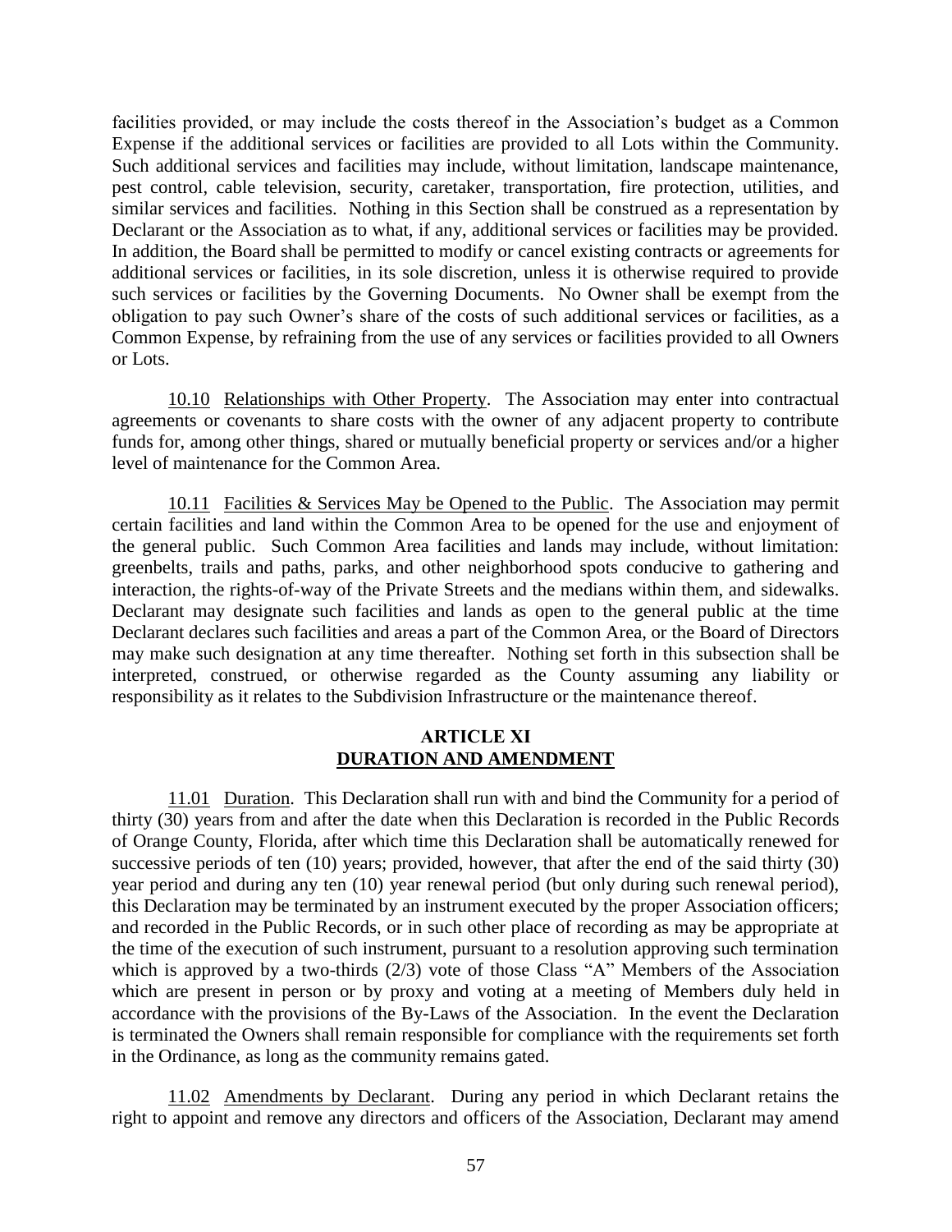facilities provided, or may include the costs thereof in the Association's budget as a Common Expense if the additional services or facilities are provided to all Lots within the Community. Such additional services and facilities may include, without limitation, landscape maintenance, pest control, cable television, security, caretaker, transportation, fire protection, utilities, and similar services and facilities. Nothing in this Section shall be construed as a representation by Declarant or the Association as to what, if any, additional services or facilities may be provided. In addition, the Board shall be permitted to modify or cancel existing contracts or agreements for additional services or facilities, in its sole discretion, unless it is otherwise required to provide such services or facilities by the Governing Documents. No Owner shall be exempt from the obligation to pay such Owner's share of the costs of such additional services or facilities, as a Common Expense, by refraining from the use of any services or facilities provided to all Owners or Lots.

10.10 Relationships with Other Property. The Association may enter into contractual agreements or covenants to share costs with the owner of any adjacent property to contribute funds for, among other things, shared or mutually beneficial property or services and/or a higher level of maintenance for the Common Area.

10.11 Facilities & Services May be Opened to the Public. The Association may permit certain facilities and land within the Common Area to be opened for the use and enjoyment of the general public. Such Common Area facilities and lands may include, without limitation: greenbelts, trails and paths, parks, and other neighborhood spots conducive to gathering and interaction, the rights-of-way of the Private Streets and the medians within them, and sidewalks. Declarant may designate such facilities and lands as open to the general public at the time Declarant declares such facilities and areas a part of the Common Area, or the Board of Directors may make such designation at any time thereafter. Nothing set forth in this subsection shall be interpreted, construed, or otherwise regarded as the County assuming any liability or responsibility as it relates to the Subdivision Infrastructure or the maintenance thereof.

## ARTICLE XI
## DURATION AND AMENDMENT

11.01 Duration. This Declaration shall run with and bind the Community for a period of thirty (30) years from and after the date when this Declaration is recorded in the Public Records of Orange County, Florida, after which time this Declaration shall be automatically renewed for successive periods of ten (10) years; provided, however, that after the end of the said thirty (30) year period and during any ten (10) year renewal period (but only during such renewal period), this Declaration may be terminated by an instrument executed by the proper Association officers; and recorded in the Public Records, or in such other place of recording as may be appropriate at the time of the execution of such instrument, pursuant to a resolution approving such termination which is approved by a two-thirds (2/3) vote of those Class "A" Members of the Association which are present in person or by proxy and voting at a meeting of Members duly held in accordance with the provisions of the By-Laws of the Association. In the event the Declaration is terminated the Owners shall remain responsible for compliance with the requirements set forth in the Ordinance, as long as the community remains gated.

11.02 Amendments by Declarant. During any period in which Declarant retains the right to appoint and remove any directors and officers of the Association, Declarant may amend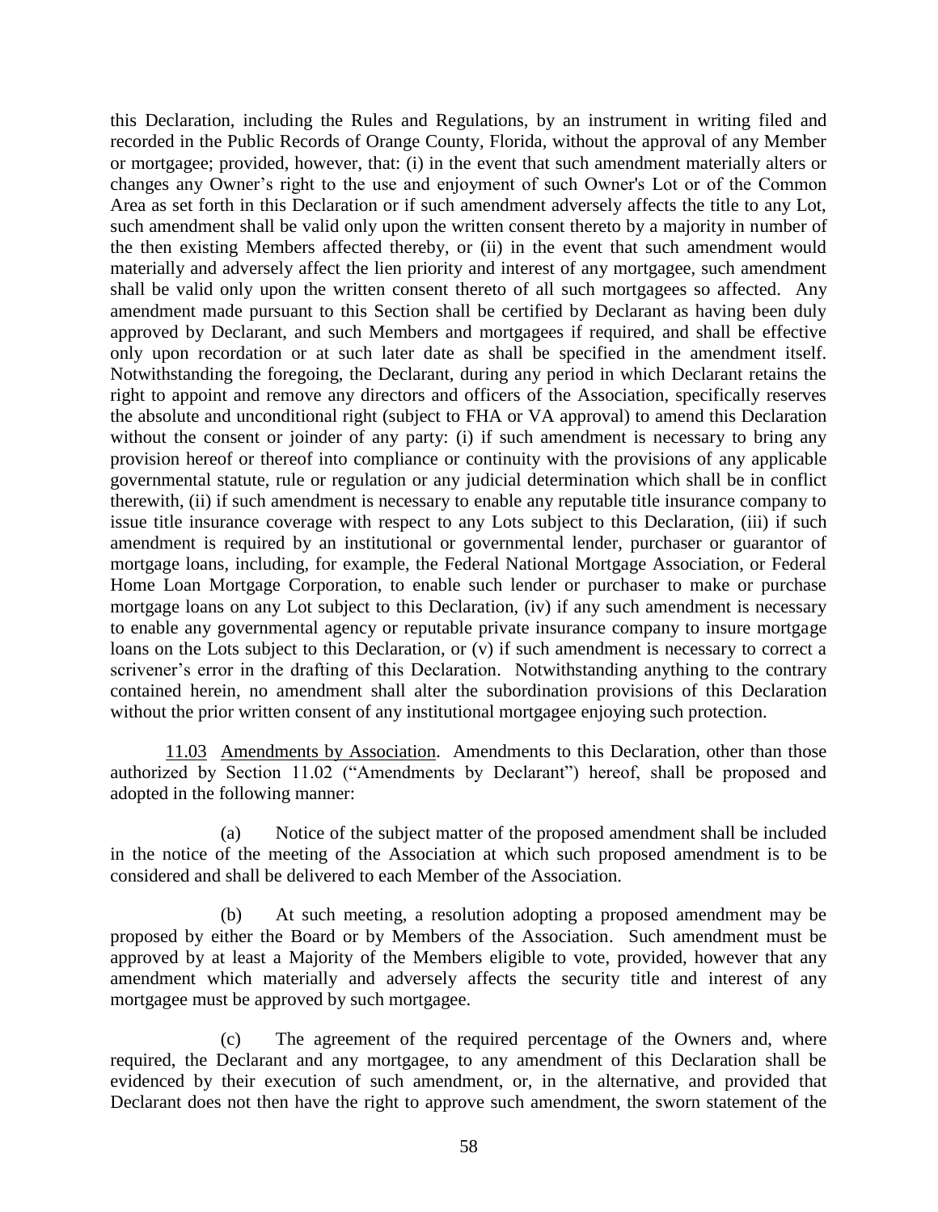this Declaration, including the Rules and Regulations, by an instrument in writing filed and recorded in the Public Records of Orange County, Florida, without the approval of any Member or mortgagee; provided, however, that: (i) in the event that such amendment materially alters or changes any Owner's right to the use and enjoyment of such Owner's Lot or of the Common Area as set forth in this Declaration or if such amendment adversely affects the title to any Lot, such amendment shall be valid only upon the written consent thereto by a majority in number of the then existing Members affected thereby, or (ii) in the event that such amendment would materially and adversely affect the lien priority and interest of any mortgagee, such amendment shall be valid only upon the written consent thereto of all such mortgagees so affected. Any amendment made pursuant to this Section shall be certified by Declarant as having been duly approved by Declarant, and such Members and mortgagees if required, and shall be effective only upon recordation or at such later date as shall be specified in the amendment itself. Notwithstanding the foregoing, the Declarant, during any period in which Declarant retains the right to appoint and remove any directors and officers of the Association, specifically reserves the absolute and unconditional right (subject to FHA or VA approval) to amend this Declaration without the consent or joinder of any party: (i) if such amendment is necessary to bring any provision hereof or thereof into compliance or continuity with the provisions of any applicable governmental statute, rule or regulation or any judicial determination which shall be in conflict therewith, (ii) if such amendment is necessary to enable any reputable title insurance company to issue title insurance coverage with respect to any Lots subject to this Declaration, (iii) if such amendment is required by an institutional or governmental lender, purchaser or guarantor of mortgage loans, including, for example, the Federal National Mortgage Association, or Federal Home Loan Mortgage Corporation, to enable such lender or purchaser to make or purchase mortgage loans on any Lot subject to this Declaration, (iv) if any such amendment is necessary to enable any governmental agency or reputable private insurance company to insure mortgage loans on the Lots subject to this Declaration, or (v) if such amendment is necessary to correct a scrivener's error in the drafting of this Declaration. Notwithstanding anything to the contrary contained herein, no amendment shall alter the subordination provisions of this Declaration without the prior written consent of any institutional mortgagee enjoying such protection.

11.03 Amendments by Association. Amendments to this Declaration, other than those authorized by Section 11.02 ("Amendments by Declarant") hereof, shall be proposed and adopted in the following manner:

(a) Notice of the subject matter of the proposed amendment shall be included in the notice of the meeting of the Association at which such proposed amendment is to be considered and shall be delivered to each Member of the Association.

(b) At such meeting, a resolution adopting a proposed amendment may be proposed by either the Board or by Members of the Association. Such amendment must be approved by at least a Majority of the Members eligible to vote, provided, however that any amendment which materially and adversely affects the security title and interest of any mortgagee must be approved by such mortgagee.

(c) The agreement of the required percentage of the Owners and, where required, the Declarant and any mortgagee, to any amendment of this Declaration shall be evidenced by their execution of such amendment, or, in the alternative, and provided that Declarant does not then have the right to approve such amendment, the sworn statement of the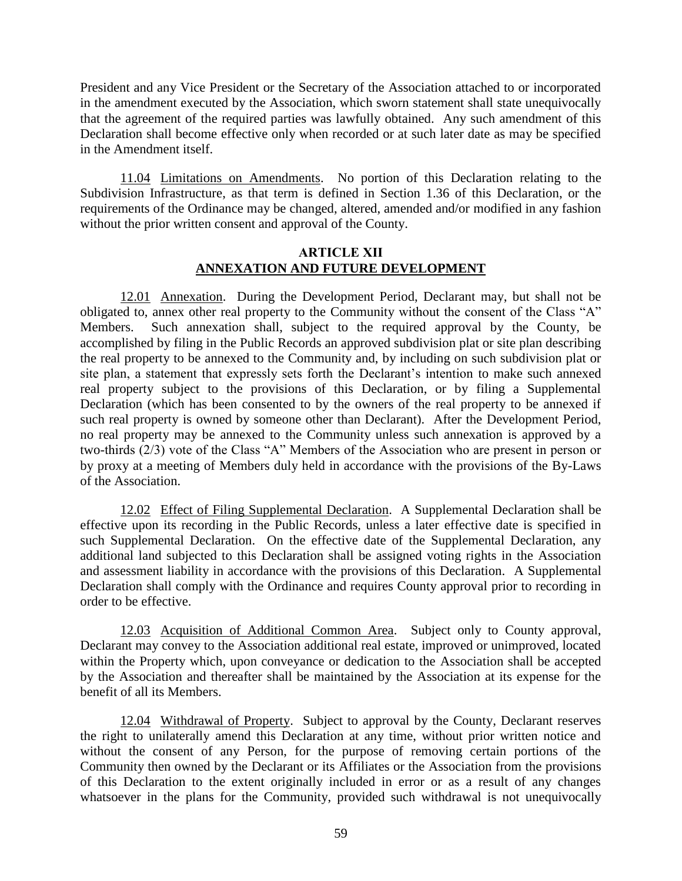President and any Vice President or the Secretary of the Association attached to or incorporated in the amendment executed by the Association, which sworn statement shall state unequivocally that the agreement of the required parties was lawfully obtained. Any such amendment of this Declaration shall become effective only when recorded or at such later date as may be specified in the Amendment itself.

11.04 Limitations on Amendments. No portion of this Declaration relating to the Subdivision Infrastructure, as that term is defined in Section 1.36 of this Declaration, or the requirements of the Ordinance may be changed, altered, amended and/or modified in any fashion without the prior written consent and approval of the County.

## ARTICLE XII
## ANNEXATION AND FUTURE DEVELOPMENT

12.01 Annexation. During the Development Period, Declarant may, but shall not be obligated to, annex other real property to the Community without the consent of the Class "A" Members. Such annexation shall, subject to the required approval by the County, be accomplished by filing in the Public Records an approved subdivision plat or site plan describing the real property to be annexed to the Community and, by including on such subdivision plat or site plan, a statement that expressly sets forth the Declarant's intention to make such annexed real property subject to the provisions of this Declaration, or by filing a Supplemental Declaration (which has been consented to by the owners of the real property to be annexed if such real property is owned by someone other than Declarant). After the Development Period, no real property may be annexed to the Community unless such annexation is approved by a two-thirds (2/3) vote of the Class "A" Members of the Association who are present in person or by proxy at a meeting of Members duly held in accordance with the provisions of the By-Laws of the Association.

12.02 Effect of Filing Supplemental Declaration. A Supplemental Declaration shall be effective upon its recording in the Public Records, unless a later effective date is specified in such Supplemental Declaration. On the effective date of the Supplemental Declaration, any additional land subjected to this Declaration shall be assigned voting rights in the Association and assessment liability in accordance with the provisions of this Declaration. A Supplemental Declaration shall comply with the Ordinance and requires County approval prior to recording in order to be effective.

12.03 Acquisition of Additional Common Area. Subject only to County approval, Declarant may convey to the Association additional real estate, improved or unimproved, located within the Property which, upon conveyance or dedication to the Association shall be accepted by the Association and thereafter shall be maintained by the Association at its expense for the benefit of all its Members.

12.04 Withdrawal of Property. Subject to approval by the County, Declarant reserves the right to unilaterally amend this Declaration at any time, without prior written notice and without the consent of any Person, for the purpose of removing certain portions of the Community then owned by the Declarant or its Affiliates or the Association from the provisions of this Declaration to the extent originally included in error or as a result of any changes whatsoever in the plans for the Community, provided such withdrawal is not unequivocally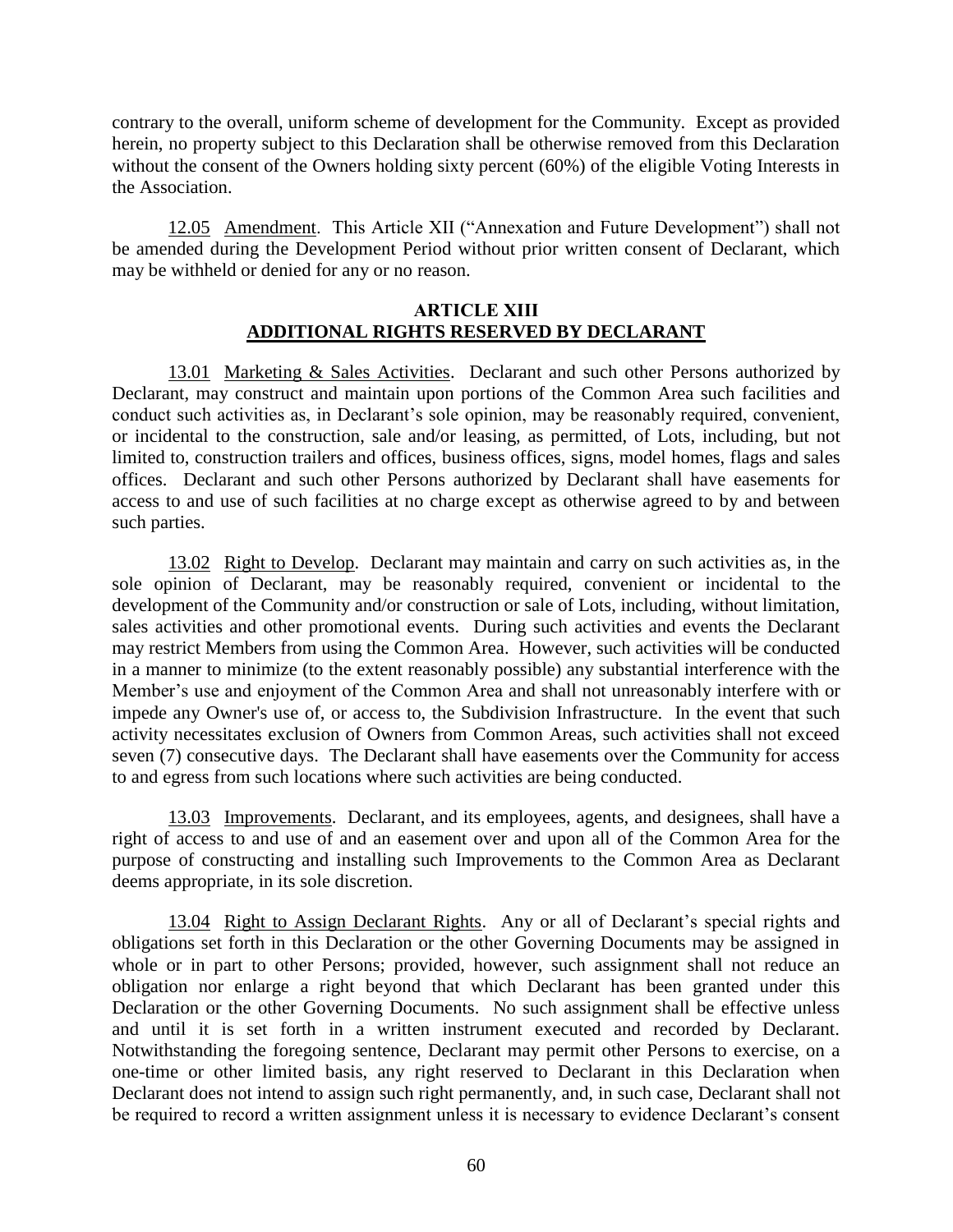contrary to the overall, uniform scheme of development for the Community. Except as provided herein, no property subject to this Declaration shall be otherwise removed from this Declaration without the consent of the Owners holding sixty percent (60%) of the eligible Voting Interests in the Association.

12.05 Amendment. This Article XII ("Annexation and Future Development") shall not be amended during the Development Period without prior written consent of Declarant, which may be withheld or denied for any or no reason.

## ARTICLE XIII
## ADDITIONAL RIGHTS RESERVED BY DECLARANT

13.01 Marketing & Sales Activities. Declarant and such other Persons authorized by Declarant, may construct and maintain upon portions of the Common Area such facilities and conduct such activities as, in Declarant's sole opinion, may be reasonably required, convenient, or incidental to the construction, sale and/or leasing, as permitted, of Lots, including, but not limited to, construction trailers and offices, business offices, signs, model homes, flags and sales offices. Declarant and such other Persons authorized by Declarant shall have easements for access to and use of such facilities at no charge except as otherwise agreed to by and between such parties.

13.02 Right to Develop. Declarant may maintain and carry on such activities as, in the sole opinion of Declarant, may be reasonably required, convenient or incidental to the development of the Community and/or construction or sale of Lots, including, without limitation, sales activities and other promotional events. During such activities and events the Declarant may restrict Members from using the Common Area. However, such activities will be conducted in a manner to minimize (to the extent reasonably possible) any substantial interference with the Member's use and enjoyment of the Common Area and shall not unreasonably interfere with or impede any Owner's use of, or access to, the Subdivision Infrastructure. In the event that such activity necessitates exclusion of Owners from Common Areas, such activities shall not exceed seven (7) consecutive days. The Declarant shall have easements over the Community for access to and egress from such locations where such activities are being conducted.

13.03 Improvements. Declarant, and its employees, agents, and designees, shall have a right of access to and use of and an easement over and upon all of the Common Area for the purpose of constructing and installing such Improvements to the Common Area as Declarant deems appropriate, in its sole discretion.

13.04 Right to Assign Declarant Rights. Any or all of Declarant's special rights and obligations set forth in this Declaration or the other Governing Documents may be assigned in whole or in part to other Persons; provided, however, such assignment shall not reduce an obligation nor enlarge a right beyond that which Declarant has been granted under this Declaration or the other Governing Documents. No such assignment shall be effective unless and until it is set forth in a written instrument executed and recorded by Declarant. Notwithstanding the foregoing sentence, Declarant may permit other Persons to exercise, on a one-time or other limited basis, any right reserved to Declarant in this Declaration when Declarant does not intend to assign such right permanently, and, in such case, Declarant shall not be required to record a written assignment unless it is necessary to evidence Declarant's consent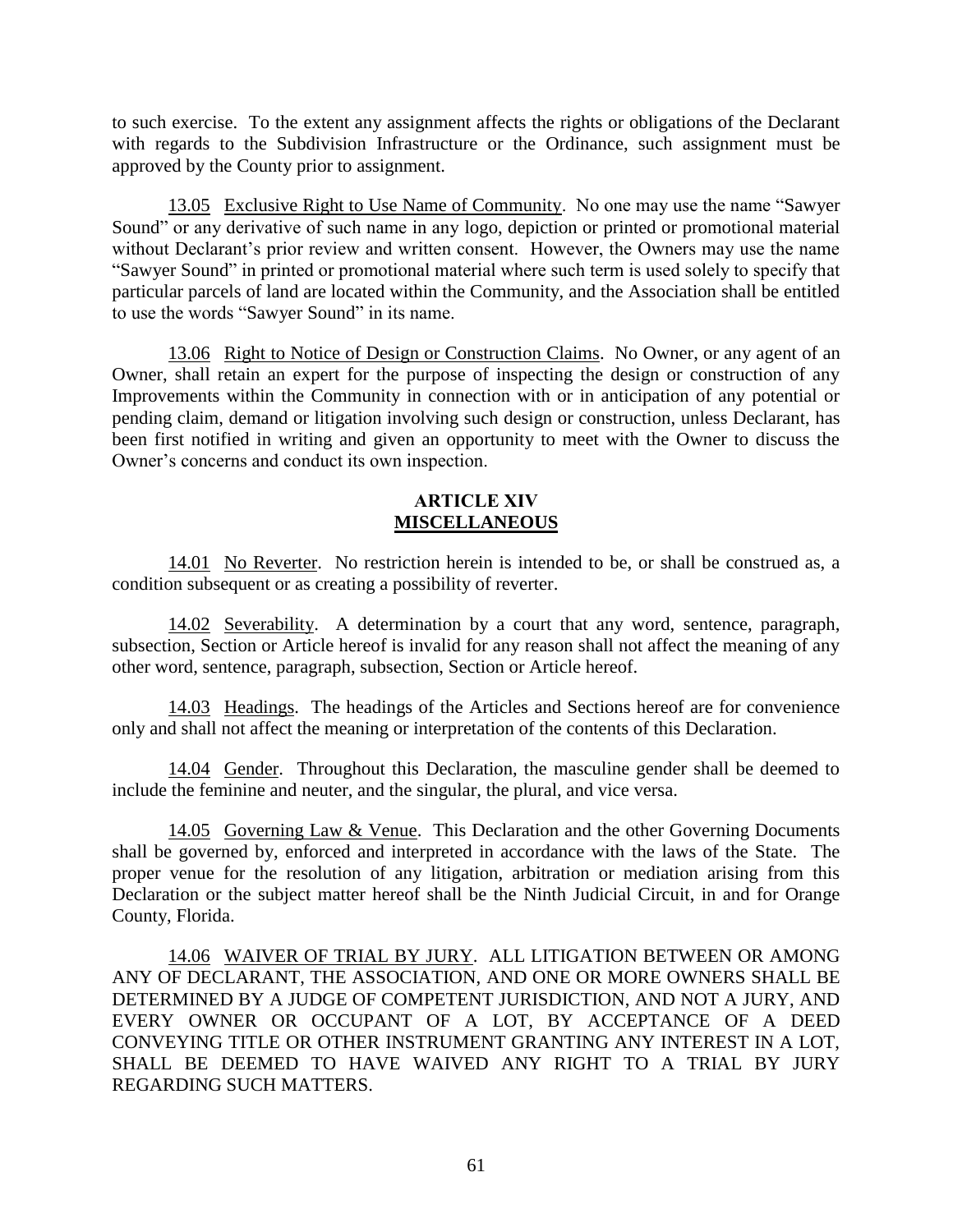to such exercise. To the extent any assignment affects the rights or obligations of the Declarant with regards to the Subdivision Infrastructure or the Ordinance, such assignment must be approved by the County prior to assignment.

13.05 Exclusive Right to Use Name of Community. No one may use the name "Sawyer Sound" or any derivative of such name in any logo, depiction or printed or promotional material without Declarant's prior review and written consent. However, the Owners may use the name "Sawyer Sound" in printed or promotional material where such term is used solely to specify that particular parcels of land are located within the Community, and the Association shall be entitled to use the words "Sawyer Sound" in its name.

13.06 Right to Notice of Design or Construction Claims. No Owner, or any agent of an Owner, shall retain an expert for the purpose of inspecting the design or construction of any Improvements within the Community in connection with or in anticipation of any potential or pending claim, demand or litigation involving such design or construction, unless Declarant, has been first notified in writing and given an opportunity to meet with the Owner to discuss the Owner's concerns and conduct its own inspection.

## ARTICLE XIV
## MISCELLANEOUS

14.01 No Reverter. No restriction herein is intended to be, or shall be construed as, a condition subsequent or as creating a possibility of reverter.

14.02 Severability. A determination by a court that any word, sentence, paragraph, subsection, Section or Article hereof is invalid for any reason shall not affect the meaning of any other word, sentence, paragraph, subsection, Section or Article hereof.

14.03 Headings. The headings of the Articles and Sections hereof are for convenience only and shall not affect the meaning or interpretation of the contents of this Declaration.

14.04 Gender. Throughout this Declaration, the masculine gender shall be deemed to include the feminine and neuter, and the singular, the plural, and vice versa.

14.05 Governing Law & Venue. This Declaration and the other Governing Documents shall be governed by, enforced and interpreted in accordance with the laws of the State. The proper venue for the resolution of any litigation, arbitration or mediation arising from this Declaration or the subject matter hereof shall be the Ninth Judicial Circuit, in and for Orange County, Florida.

14.06 WAIVER OF TRIAL BY JURY. ALL LITIGATION BETWEEN OR AMONG ANY OF DECLARANT, THE ASSOCIATION, AND ONE OR MORE OWNERS SHALL BE DETERMINED BY A JUDGE OF COMPETENT JURISDICTION, AND NOT A JURY, AND EVERY OWNER OR OCCUPANT OF A LOT, BY ACCEPTANCE OF A DEED CONVEYING TITLE OR OTHER INSTRUMENT GRANTING ANY INTEREST IN A LOT, SHALL BE DEEMED TO HAVE WAIVED ANY RIGHT TO A TRIAL BY JURY REGARDING SUCH MATTERS.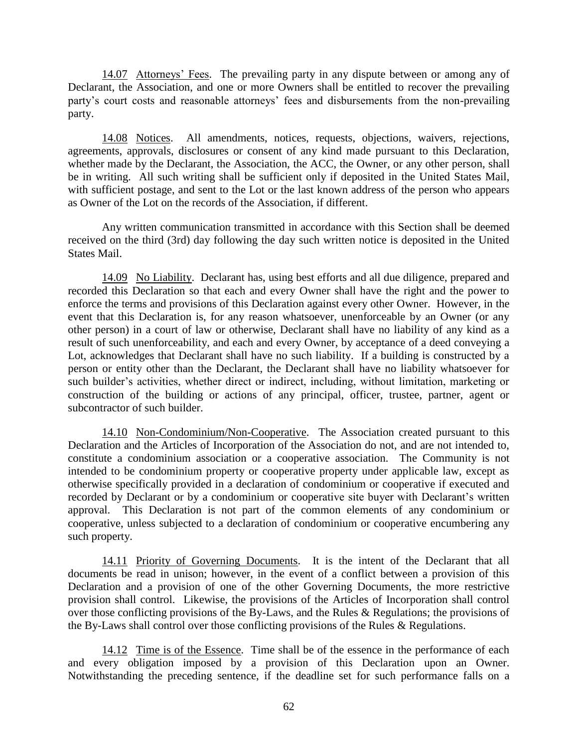14.07 Attorneys' Fees. The prevailing party in any dispute between or among any of Declarant, the Association, and one or more Owners shall be entitled to recover the prevailing party's court costs and reasonable attorneys' fees and disbursements from the non-prevailing party.

14.08 Notices. All amendments, notices, requests, objections, waivers, rejections, agreements, approvals, disclosures or consent of any kind made pursuant to this Declaration, whether made by the Declarant, the Association, the ACC, the Owner, or any other person, shall be in writing. All such writing shall be sufficient only if deposited in the United States Mail, with sufficient postage, and sent to the Lot or the last known address of the person who appears as Owner of the Lot on the records of the Association, if different.

Any written communication transmitted in accordance with this Section shall be deemed received on the third (3rd) day following the day such written notice is deposited in the United States Mail.

14.09 No Liability. Declarant has, using best efforts and all due diligence, prepared and recorded this Declaration so that each and every Owner shall have the right and the power to enforce the terms and provisions of this Declaration against every other Owner. However, in the event that this Declaration is, for any reason whatsoever, unenforceable by an Owner (or any other person) in a court of law or otherwise, Declarant shall have no liability of any kind as a result of such unenforceability, and each and every Owner, by acceptance of a deed conveying a Lot, acknowledges that Declarant shall have no such liability. If a building is constructed by a person or entity other than the Declarant, the Declarant shall have no liability whatsoever for such builder's activities, whether direct or indirect, including, without limitation, marketing or construction of the building or actions of any principal, officer, trustee, partner, agent or subcontractor of such builder.

14.10 Non-Condominium/Non-Cooperative. The Association created pursuant to this Declaration and the Articles of Incorporation of the Association do not, and are not intended to, constitute a condominium association or a cooperative association. The Community is not intended to be condominium property or cooperative property under applicable law, except as otherwise specifically provided in a declaration of condominium or cooperative if executed and recorded by Declarant or by a condominium or cooperative site buyer with Declarant's written approval. This Declaration is not part of the common elements of any condominium or cooperative, unless subjected to a declaration of condominium or cooperative encumbering any such property.

14.11 Priority of Governing Documents. It is the intent of the Declarant that all documents be read in unison; however, in the event of a conflict between a provision of this Declaration and a provision of one of the other Governing Documents, the more restrictive provision shall control. Likewise, the provisions of the Articles of Incorporation shall control over those conflicting provisions of the By-Laws, and the Rules & Regulations; the provisions of the By-Laws shall control over those conflicting provisions of the Rules & Regulations.

14.12 Time is of the Essence. Time shall be of the essence in the performance of each and every obligation imposed by a provision of this Declaration upon an Owner. Notwithstanding the preceding sentence, if the deadline set for such performance falls on a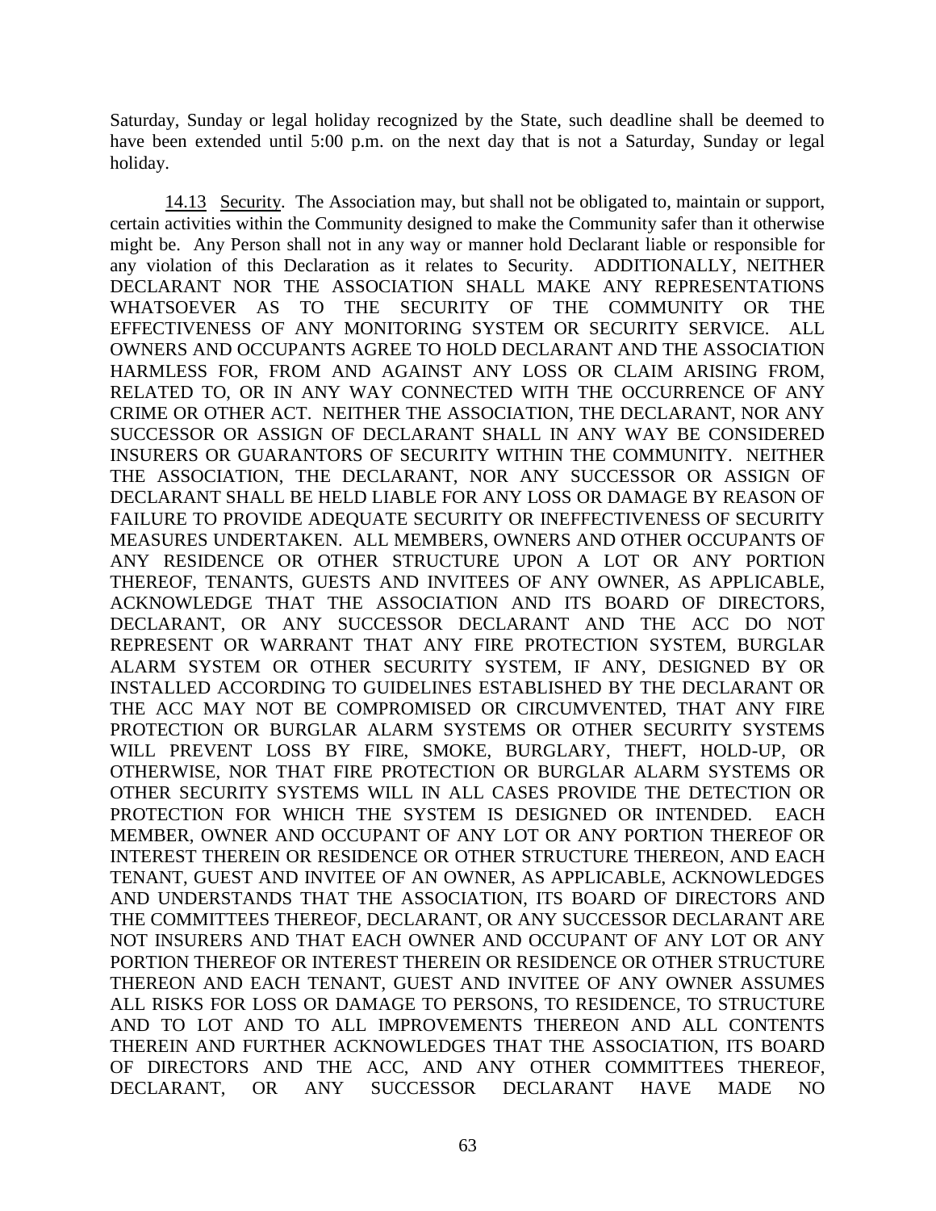Saturday, Sunday or legal holiday recognized by the State, such deadline shall be deemed to have been extended until 5:00 p.m. on the next day that is not a Saturday, Sunday or legal holiday.

14.13 Security. The Association may, but shall not be obligated to, maintain or support, certain activities within the Community designed to make the Community safer than it otherwise might be. Any Person shall not in any way or manner hold Declarant liable or responsible for any violation of this Declaration as it relates to Security. ADDITIONALLY, NEITHER DECLARANT NOR THE ASSOCIATION SHALL MAKE ANY REPRESENTATIONS WHATSOEVER AS TO THE SECURITY OF THE COMMUNITY OR THE EFFECTIVENESS OF ANY MONITORING SYSTEM OR SECURITY SERVICE. ALL OWNERS AND OCCUPANTS AGREE TO HOLD DECLARANT AND THE ASSOCIATION HARMLESS FOR, FROM AND AGAINST ANY LOSS OR CLAIM ARISING FROM, RELATED TO, OR IN ANY WAY CONNECTED WITH THE OCCURRENCE OF ANY CRIME OR OTHER ACT. NEITHER THE ASSOCIATION, THE DECLARANT, NOR ANY SUCCESSOR OR ASSIGN OF DECLARANT SHALL IN ANY WAY BE CONSIDERED INSURERS OR GUARANTORS OF SECURITY WITHIN THE COMMUNITY. NEITHER THE ASSOCIATION, THE DECLARANT, NOR ANY SUCCESSOR OR ASSIGN OF DECLARANT SHALL BE HELD LIABLE FOR ANY LOSS OR DAMAGE BY REASON OF FAILURE TO PROVIDE ADEQUATE SECURITY OR INEFFECTIVENESS OF SECURITY MEASURES UNDERTAKEN. ALL MEMBERS, OWNERS AND OTHER OCCUPANTS OF ANY RESIDENCE OR OTHER STRUCTURE UPON A LOT OR ANY PORTION THEREOF, TENANTS, GUESTS AND INVITEES OF ANY OWNER, AS APPLICABLE, ACKNOWLEDGE THAT THE ASSOCIATION AND ITS BOARD OF DIRECTORS, DECLARANT, OR ANY SUCCESSOR DECLARANT AND THE ACC DO NOT REPRESENT OR WARRANT THAT ANY FIRE PROTECTION SYSTEM, BURGLAR ALARM SYSTEM OR OTHER SECURITY SYSTEM, IF ANY, DESIGNED BY OR INSTALLED ACCORDING TO GUIDELINES ESTABLISHED BY THE DECLARANT OR THE ACC MAY NOT BE COMPROMISED OR CIRCUMVENTED, THAT ANY FIRE PROTECTION OR BURGLAR ALARM SYSTEMS OR OTHER SECURITY SYSTEMS WILL PREVENT LOSS BY FIRE, SMOKE, BURGLARY, THEFT, HOLD-UP, OR OTHERWISE, NOR THAT FIRE PROTECTION OR BURGLAR ALARM SYSTEMS OR OTHER SECURITY SYSTEMS WILL IN ALL CASES PROVIDE THE DETECTION OR PROTECTION FOR WHICH THE SYSTEM IS DESIGNED OR INTENDED. EACH MEMBER, OWNER AND OCCUPANT OF ANY LOT OR ANY PORTION THEREOF OR INTEREST THEREIN OR RESIDENCE OR OTHER STRUCTURE THEREON, AND EACH TENANT, GUEST AND INVITEE OF AN OWNER, AS APPLICABLE, ACKNOWLEDGES AND UNDERSTANDS THAT THE ASSOCIATION, ITS BOARD OF DIRECTORS AND THE COMMITTEES THEREOF, DECLARANT, OR ANY SUCCESSOR DECLARANT ARE NOT INSURERS AND THAT EACH OWNER AND OCCUPANT OF ANY LOT OR ANY PORTION THEREOF OR INTEREST THEREIN OR RESIDENCE OR OTHER STRUCTURE THEREON AND EACH TENANT, GUEST AND INVITEE OF ANY OWNER ASSUMES ALL RISKS FOR LOSS OR DAMAGE TO PERSONS, TO RESIDENCE, TO STRUCTURE AND TO LOT AND TO ALL IMPROVEMENTS THEREON AND ALL CONTENTS THEREIN AND FURTHER ACKNOWLEDGES THAT THE ASSOCIATION, ITS BOARD OF DIRECTORS AND THE ACC, AND ANY OTHER COMMITTEES THEREOF, DECLARANT, OR ANY SUCCESSOR DECLARANT HAVE MADE NO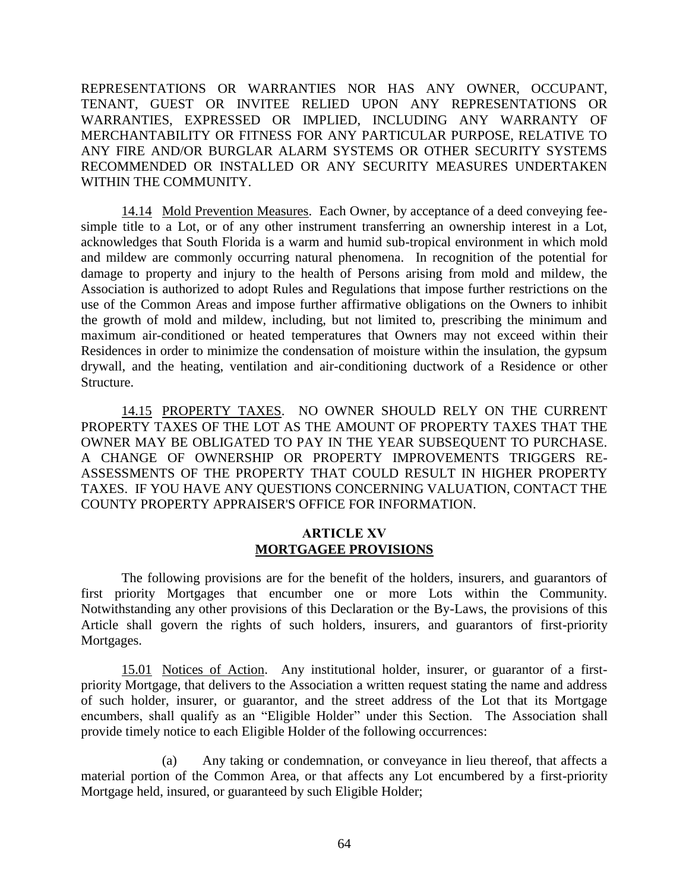REPRESENTATIONS OR WARRANTIES NOR HAS ANY OWNER, OCCUPANT, TENANT, GUEST OR INVITEE RELIED UPON ANY REPRESENTATIONS OR WARRANTIES, EXPRESSED OR IMPLIED, INCLUDING ANY WARRANTY OF MERCHANTABILITY OR FITNESS FOR ANY PARTICULAR PURPOSE, RELATIVE TO ANY FIRE AND/OR BURGLAR ALARM SYSTEMS OR OTHER SECURITY SYSTEMS RECOMMENDED OR INSTALLED OR ANY SECURITY MEASURES UNDERTAKEN WITHIN THE COMMUNITY.

14.14 Mold Prevention Measures. Each Owner, by acceptance of a deed conveying fee-simple title to a Lot, or of any other instrument transferring an ownership interest in a Lot, acknowledges that South Florida is a warm and humid sub-tropical environment in which mold and mildew are commonly occurring natural phenomena. In recognition of the potential for damage to property and injury to the health of Persons arising from mold and mildew, the Association is authorized to adopt Rules and Regulations that impose further restrictions on the use of the Common Areas and impose further affirmative obligations on the Owners to inhibit the growth of mold and mildew, including, but not limited to, prescribing the minimum and maximum air-conditioned or heated temperatures that Owners may not exceed within their Residences in order to minimize the condensation of moisture within the insulation, the gypsum drywall, and the heating, ventilation and air-conditioning ductwork of a Residence or other Structure.

14.15 PROPERTY TAXES. NO OWNER SHOULD RELY ON THE CURRENT PROPERTY TAXES OF THE LOT AS THE AMOUNT OF PROPERTY TAXES THAT THE OWNER MAY BE OBLIGATED TO PAY IN THE YEAR SUBSEQUENT TO PURCHASE. A CHANGE OF OWNERSHIP OR PROPERTY IMPROVEMENTS TRIGGERS RE-ASSESSMENTS OF THE PROPERTY THAT COULD RESULT IN HIGHER PROPERTY TAXES. IF YOU HAVE ANY QUESTIONS CONCERNING VALUATION, CONTACT THE COUNTY PROPERTY APPRAISER'S OFFICE FOR INFORMATION.

## ARTICLE XV
## MORTGAGEE PROVISIONS

The following provisions are for the benefit of the holders, insurers, and guarantors of first priority Mortgages that encumber one or more Lots within the Community. Notwithstanding any other provisions of this Declaration or the By-Laws, the provisions of this Article shall govern the rights of such holders, insurers, and guarantors of first-priority Mortgages.

15.01 Notices of Action. Any institutional holder, insurer, or guarantor of a first-priority Mortgage, that delivers to the Association a written request stating the name and address of such holder, insurer, or guarantor, and the street address of the Lot that its Mortgage encumbers, shall qualify as an "Eligible Holder" under this Section. The Association shall provide timely notice to each Eligible Holder of the following occurrences:

(a) Any taking or condemnation, or conveyance in lieu thereof, that affects a material portion of the Common Area, or that affects any Lot encumbered by a first-priority Mortgage held, insured, or guaranteed by such Eligible Holder;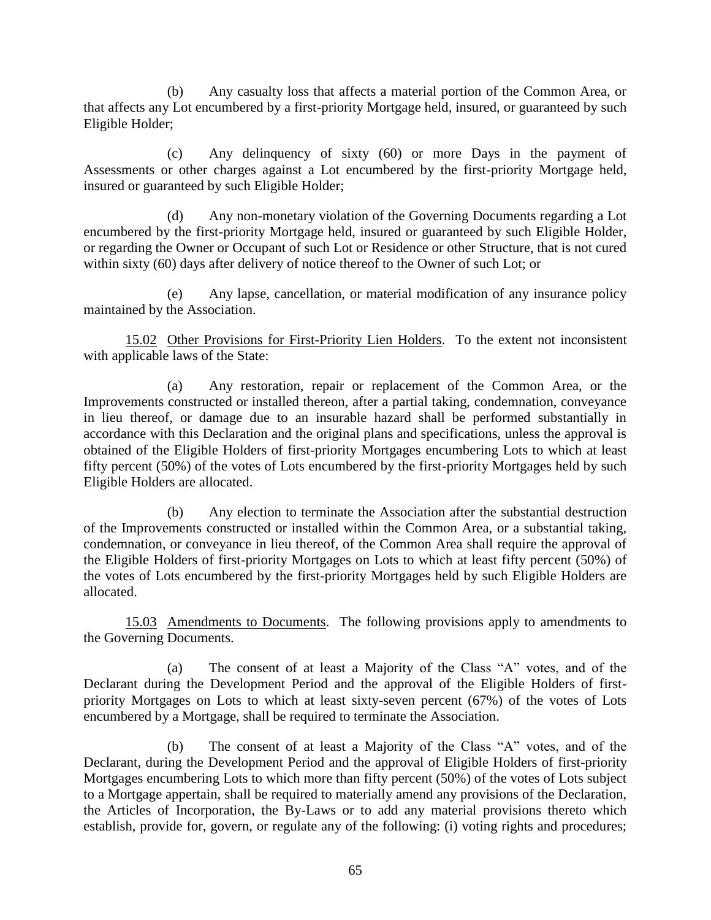(b) Any casualty loss that affects a material portion of the Common Area, or that affects any Lot encumbered by a first-priority Mortgage held, insured, or guaranteed by such Eligible Holder;

(c) Any delinquency of sixty (60) or more Days in the payment of Assessments or other charges against a Lot encumbered by the first-priority Mortgage held, insured or guaranteed by such Eligible Holder;

(d) Any non-monetary violation of the Governing Documents regarding a Lot encumbered by the first-priority Mortgage held, insured or guaranteed by such Eligible Holder, or regarding the Owner or Occupant of such Lot or Residence or other Structure, that is not cured within sixty (60) days after delivery of notice thereof to the Owner of such Lot; or

(e) Any lapse, cancellation, or material modification of any insurance policy maintained by the Association.

15.02 Other Provisions for First-Priority Lien Holders. To the extent not inconsistent with applicable laws of the State:

(a) Any restoration, repair or replacement of the Common Area, or the Improvements constructed or installed thereon, after a partial taking, condemnation, conveyance in lieu thereof, or damage due to an insurable hazard shall be performed substantially in accordance with this Declaration and the original plans and specifications, unless the approval is obtained of the Eligible Holders of first-priority Mortgages encumbering Lots to which at least fifty percent (50%) of the votes of Lots encumbered by the first-priority Mortgages held by such Eligible Holders are allocated.

(b) Any election to terminate the Association after the substantial destruction of the Improvements constructed or installed within the Common Area, or a substantial taking, condemnation, or conveyance in lieu thereof, of the Common Area shall require the approval of the Eligible Holders of first-priority Mortgages on Lots to which at least fifty percent (50%) of the votes of Lots encumbered by the first-priority Mortgages held by such Eligible Holders are allocated.

15.03 Amendments to Documents. The following provisions apply to amendments to the Governing Documents.

(a) The consent of at least a Majority of the Class "A" votes, and of the Declarant during the Development Period and the approval of the Eligible Holders of first-priority Mortgages on Lots to which at least sixty-seven percent (67%) of the votes of Lots encumbered by a Mortgage, shall be required to terminate the Association.

(b) The consent of at least a Majority of the Class "A" votes, and of the Declarant, during the Development Period and the approval of Eligible Holders of first-priority Mortgages encumbering Lots to which more than fifty percent (50%) of the votes of Lots subject to a Mortgage appertain, shall be required to materially amend any provisions of the Declaration, the Articles of Incorporation, the By-Laws or to add any material provisions thereto which establish, provide for, govern, or regulate any of the following: (i) voting rights and procedures;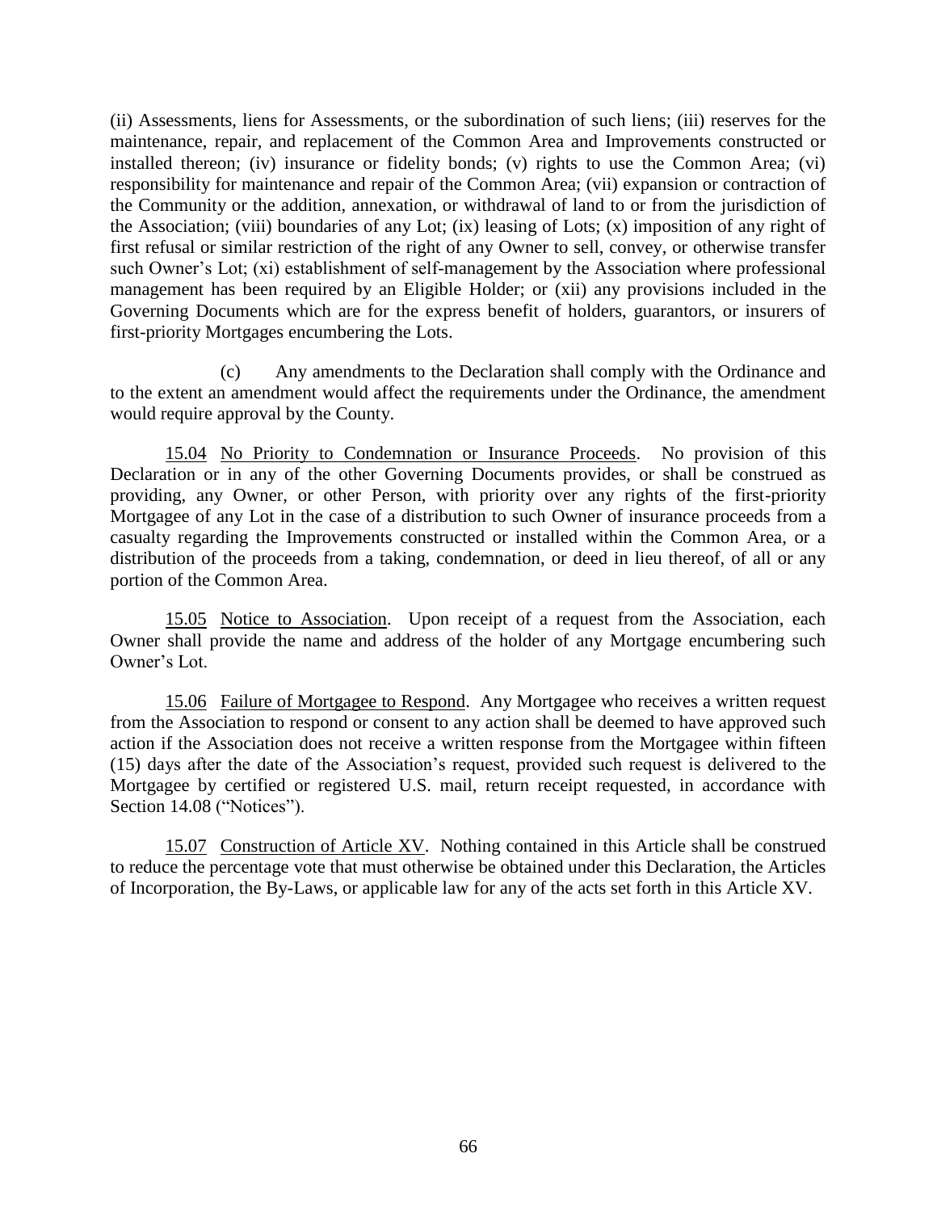(ii) Assessments, liens for Assessments, or the subordination of such liens; (iii) reserves for the maintenance, repair, and replacement of the Common Area and Improvements constructed or installed thereon; (iv) insurance or fidelity bonds; (v) rights to use the Common Area; (vi) responsibility for maintenance and repair of the Common Area; (vii) expansion or contraction of the Community or the addition, annexation, or withdrawal of land to or from the jurisdiction of the Association; (viii) boundaries of any Lot; (ix) leasing of Lots; (x) imposition of any right of first refusal or similar restriction of the right of any Owner to sell, convey, or otherwise transfer such Owner's Lot; (xi) establishment of self-management by the Association where professional management has been required by an Eligible Holder; or (xii) any provisions included in the Governing Documents which are for the express benefit of holders, guarantors, or insurers of first-priority Mortgages encumbering the Lots.

(c) Any amendments to the Declaration shall comply with the Ordinance and to the extent an amendment would affect the requirements under the Ordinance, the amendment would require approval by the County.

15.04 No Priority to Condemnation or Insurance Proceeds. No provision of this Declaration or in any of the other Governing Documents provides, or shall be construed as providing, any Owner, or other Person, with priority over any rights of the first-priority Mortgagee of any Lot in the case of a distribution to such Owner of insurance proceeds from a casualty regarding the Improvements constructed or installed within the Common Area, or a distribution of the proceeds from a taking, condemnation, or deed in lieu thereof, of all or any portion of the Common Area.

15.05 Notice to Association. Upon receipt of a request from the Association, each Owner shall provide the name and address of the holder of any Mortgage encumbering such Owner's Lot.

15.06 Failure of Mortgagee to Respond. Any Mortgagee who receives a written request from the Association to respond or consent to any action shall be deemed to have approved such action if the Association does not receive a written response from the Mortgagee within fifteen (15) days after the date of the Association's request, provided such request is delivered to the Mortgagee by certified or registered U.S. mail, return receipt requested, in accordance with Section 14.08 ("Notices").

15.07 Construction of Article XV. Nothing contained in this Article shall be construed to reduce the percentage vote that must otherwise be obtained under this Declaration, the Articles of Incorporation, the By-Laws, or applicable law for any of the acts set forth in this Article XV.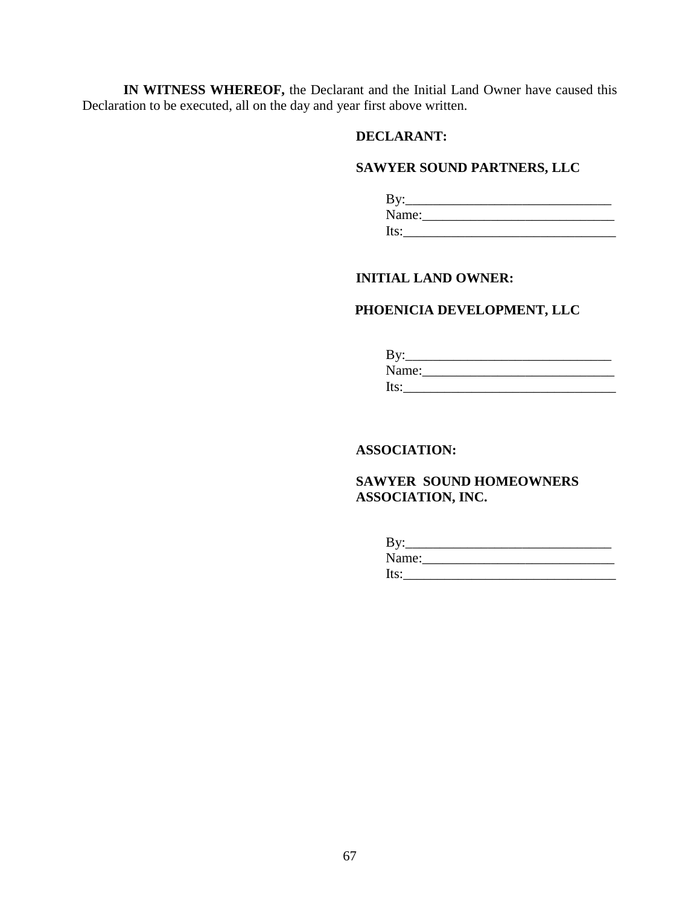**IN WITNESS WHEREOF,** the Declarant and the Initial Land Owner have caused this Declaration to be executed, all on the day and year first above written.

**DECLARANT:**

**SAWYER SOUND PARTNERS, LLC**

By:______________________________
Name:____________________________
Its:_______________________________

**INITIAL LAND OWNER:**

**PHOENICIA DEVELOPMENT, LLC**

By:______________________________
Name:____________________________
Its:_______________________________

**ASSOCIATION:**

**SAWYER SOUND HOMEOWNERS ASSOCIATION, INC.**

By:______________________________
Name:____________________________
Its:_______________________________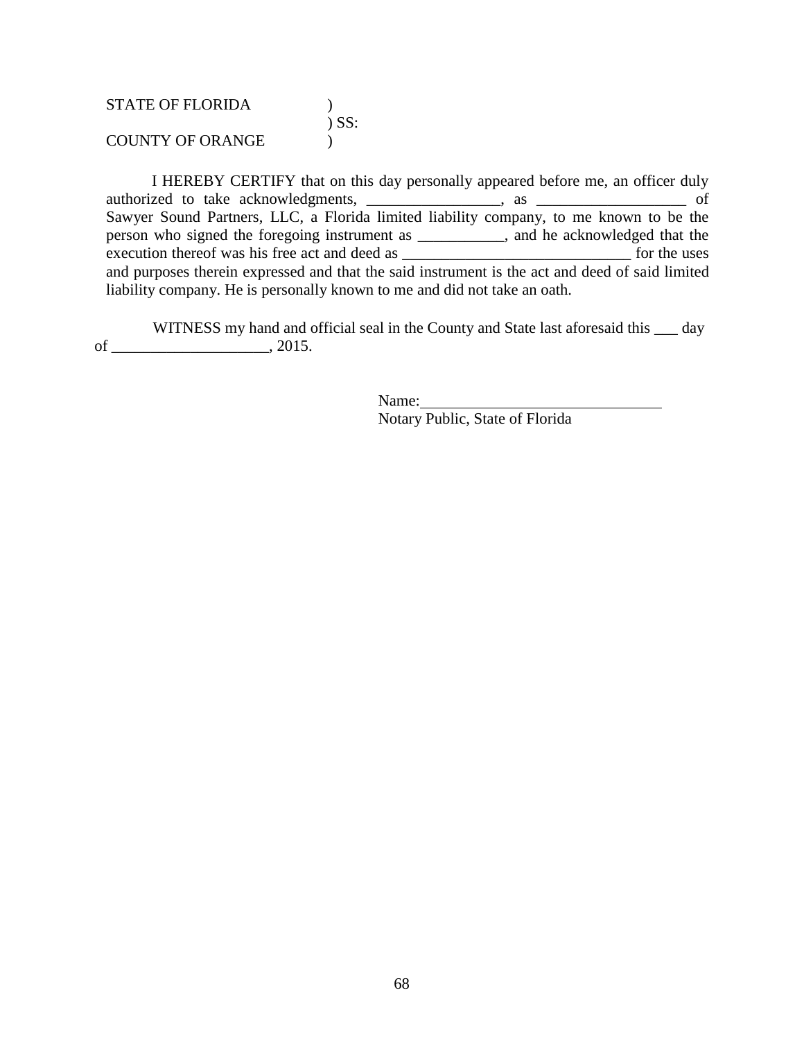STATE OF FLORIDA )  
) SS:  
COUNTY OF ORANGE )

I HEREBY CERTIFY that on this day personally appeared before me, an officer duly authorized to take acknowledgments, _________________, as ___________________ of Sawyer Sound Partners, LLC, a Florida limited liability company, to me known to be the person who signed the foregoing instrument as ___________, and he acknowledged that the execution thereof was his free act and deed as ______________________________ for the uses and purposes therein expressed and that the said instrument is the act and deed of said limited liability company. He is personally known to me and did not take an oath.

WITNESS my hand and official seal in the County and State last aforesaid this ___ day of ____________________, 2015.

Name:______________________________  
Notary Public, State of Florida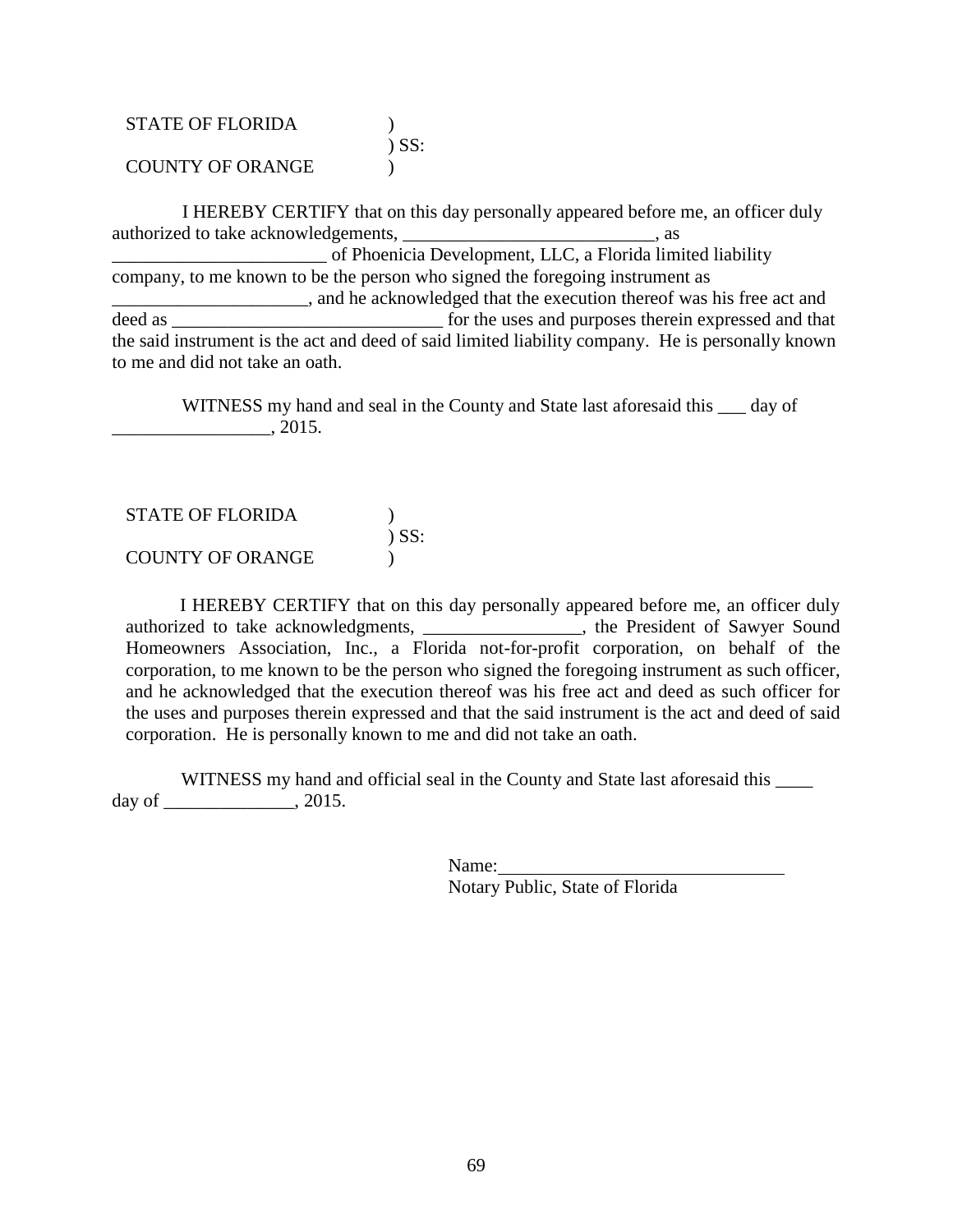STATE OF FLORIDA )
) SS:
COUNTY OF ORANGE )

I HEREBY CERTIFY that on this day personally appeared before me, an officer duly authorized to take acknowledgements, ___________________________, as _______________________ of Phoenicia Development, LLC, a Florida limited liability company, to me known to be the person who signed the foregoing instrument as _____________________, and he acknowledged that the execution thereof was his free act and deed as _____________________________ for the uses and purposes therein expressed and that the said instrument is the act and deed of said limited liability company. He is personally known to me and did not take an oath.

WITNESS my hand and seal in the County and State last aforesaid this ___ day of _________________, 2015.

STATE OF FLORIDA )
) SS:
COUNTY OF ORANGE )

I HEREBY CERTIFY that on this day personally appeared before me, an officer duly authorized to take acknowledgments, _________________, the President of Sawyer Sound Homeowners Association, Inc., a Florida not-for-profit corporation, on behalf of the corporation, to me known to be the person who signed the foregoing instrument as such officer, and he acknowledged that the execution thereof was his free act and deed as such officer for the uses and purposes therein expressed and that the said instrument is the act and deed of said corporation. He is personally known to me and did not take an oath.

WITNESS my hand and official seal in the County and State last aforesaid this ____ day of ______________, 2015.

Name:_______________________________
Notary Public, State of Florida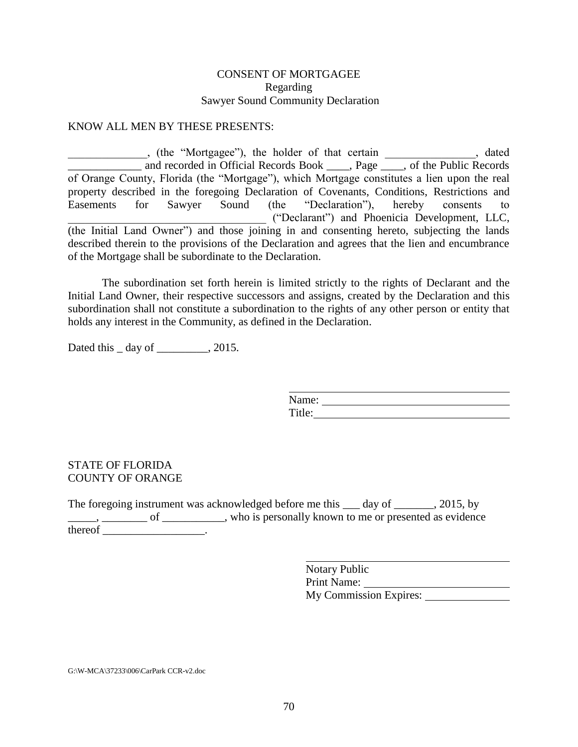CONSENT OF MORTGAGEE
Regarding
Sawyer Sound Community Declaration

KNOW ALL MEN BY THESE PRESENTS:

______________, (the "Mortgagee"), the holder of that certain ________________, dated _____________ and recorded in Official Records Book ____, Page ____, of the Public Records of Orange County, Florida (the "Mortgage"), which Mortgage constitutes a lien upon the real property described in the foregoing Declaration of Covenants, Conditions, Restrictions and Easements for Sawyer Sound (the "Declaration"), hereby consents to ___________________________________ ("Declarant") and Phoenicia Development, LLC, (the Initial Land Owner") and those joining in and consenting hereto, subjecting the lands described therein to the provisions of the Declaration and agrees that the lien and encumbrance of the Mortgage shall be subordinate to the Declaration.

The subordination set forth herein is limited strictly to the rights of Declarant and the Initial Land Owner, their respective successors and assigns, created by the Declaration and this subordination shall not constitute a subordination to the rights of any other person or entity that holds any interest in the Community, as defined in the Declaration.

Dated this _ day of _________, 2015.

__________________________________
Name: ____________________________
Title: _____________________________

STATE OF FLORIDA
COUNTY OF ORANGE

The foregoing instrument was acknowledged before me this ___ day of _______, 2015, by _____, ________ of ___________, who is personally known to me or presented as evidence thereof __________________.

__________________________________
Notary Public
Print Name: _______________________
My Commission Expires: ____________

G:\W-MCA\37233\006\CarPark CCR-v2.doc